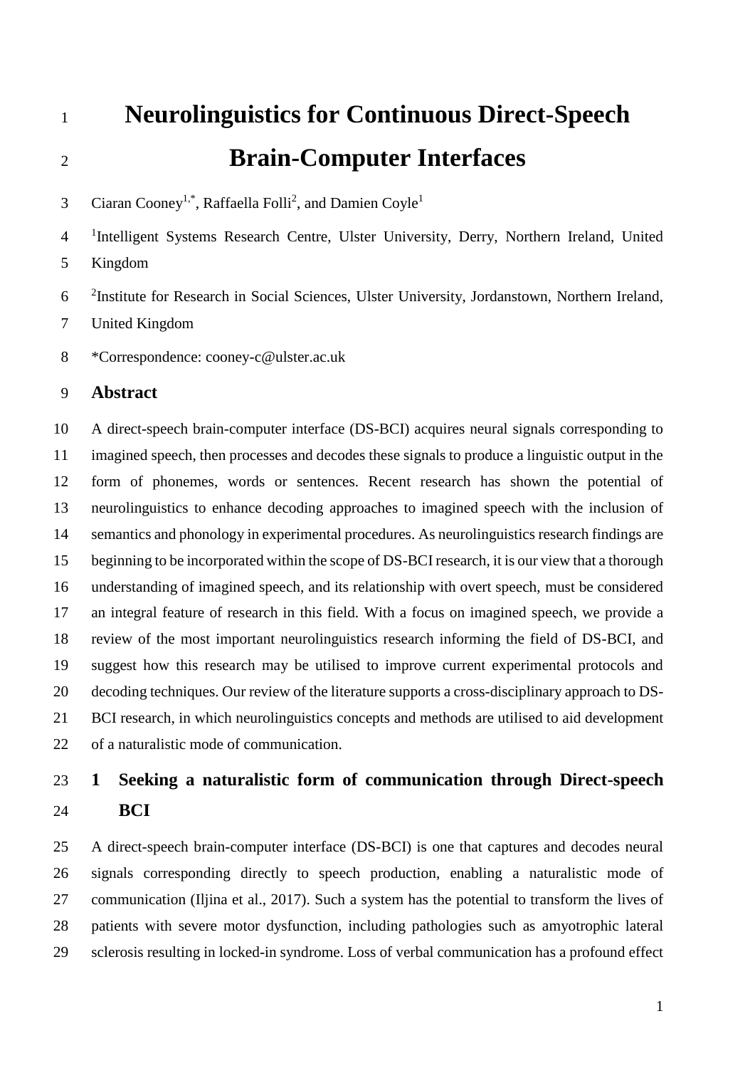# Neurolinguistics for Continuous Direct-Speech Brain-Computer Interfaces

Ciaran Cooney[1,*], Raffaella Folli[2], and Damien Coyle[1]

[1]Intelligent Systems Research Centre, Ulster University, Derry, Northern Ireland, United Kingdom

[2]Institute for Research in Social Sciences, Ulster University, Jordanstown, Northern Ireland, United Kingdom

*Correspondence: cooney-c@ulster.ac.uk

## Abstract

A direct-speech brain-computer interface (DS-BCI) acquires neural signals corresponding to imagined speech, then processes and decodes these signals to produce a linguistic output in the form of phonemes, words or sentences. Recent research has shown the potential of neurolinguistics to enhance decoding approaches to imagined speech with the inclusion of semantics and phonology in experimental procedures. As neurolinguistics research findings are beginning to be incorporated within the scope of DS-BCI research, it is our view that a thorough understanding of imagined speech, and its relationship with overt speech, must be considered an integral feature of research in this field. With a focus on imagined speech, we provide a review of the most important neurolinguistics research informing the field of DS-BCI, and suggest how this research may be utilised to improve current experimental protocols and decoding techniques. Our review of the literature supports a cross-disciplinary approach to DS-BCI research, in which neurolinguistics concepts and methods are utilised to aid development of a naturalistic mode of communication.

## 1 Seeking a naturalistic form of communication through Direct-speech BCI

A direct-speech brain-computer interface (DS-BCI) is one that captures and decodes neural signals corresponding directly to speech production, enabling a naturalistic mode of communication (Iljina et al., 2017). Such a system has the potential to transform the lives of patients with severe motor dysfunction, including pathologies such as amyotrophic lateral sclerosis resulting in locked-in syndrome. Loss of verbal communication has a profound effect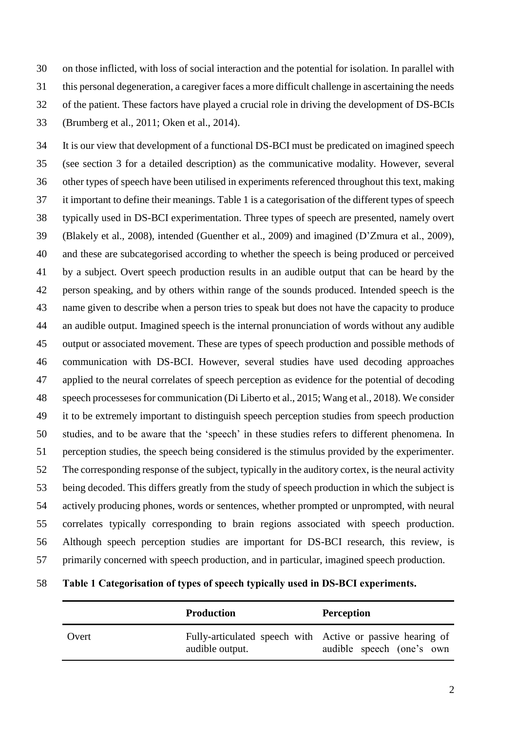on those inflicted, with loss of social interaction and the potential for isolation. In parallel with this personal degeneration, a caregiver faces a more difficult challenge in ascertaining the needs of the patient. These factors have played a crucial role in driving the development of DS-BCIs (Brumberg et al., 2011; Oken et al., 2014).

It is our view that development of a functional DS-BCI must be predicated on imagined speech (see section 3 for a detailed description) as the communicative modality. However, several other types of speech have been utilised in experiments referenced throughout this text, making it important to define their meanings. Table 1 is a categorisation of the different types of speech typically used in DS-BCI experimentation. Three types of speech are presented, namely overt (Blakely et al., 2008), intended (Guenther et al., 2009) and imagined (D'Zmura et al., 2009), and these are subcategorised according to whether the speech is being produced or perceived by a subject. Overt speech production results in an audible output that can be heard by the person speaking, and by others within range of the sounds produced. Intended speech is the name given to describe when a person tries to speak but does not have the capacity to produce an audible output. Imagined speech is the internal pronunciation of words without any audible output or associated movement. These are types of speech production and possible methods of communication with DS-BCI. However, several studies have used decoding approaches applied to the neural correlates of speech perception as evidence for the potential of decoding speech processeses for communication (Di Liberto et al., 2015; Wang et al., 2018). We consider it to be extremely important to distinguish speech perception studies from speech production studies, and to be aware that the 'speech' in these studies refers to different phenomena. In perception studies, the speech being considered is the stimulus provided by the experimenter. The corresponding response of the subject, typically in the auditory cortex, is the neural activity being decoded. This differs greatly from the study of speech production in which the subject is actively producing phones, words or sentences, whether prompted or unprompted, with neural correlates typically corresponding to brain regions associated with speech production. Although speech perception studies are important for DS-BCI research, this review, is primarily concerned with speech production, and in particular, imagined speech production.

**Table 1 Categorisation of types of speech typically used in DS-BCI experiments.**

| | Production | Perception |
|---|---|---|
| Overt | Fully-articulated speech with audible output. | Active or passive hearing of audible speech (one's own |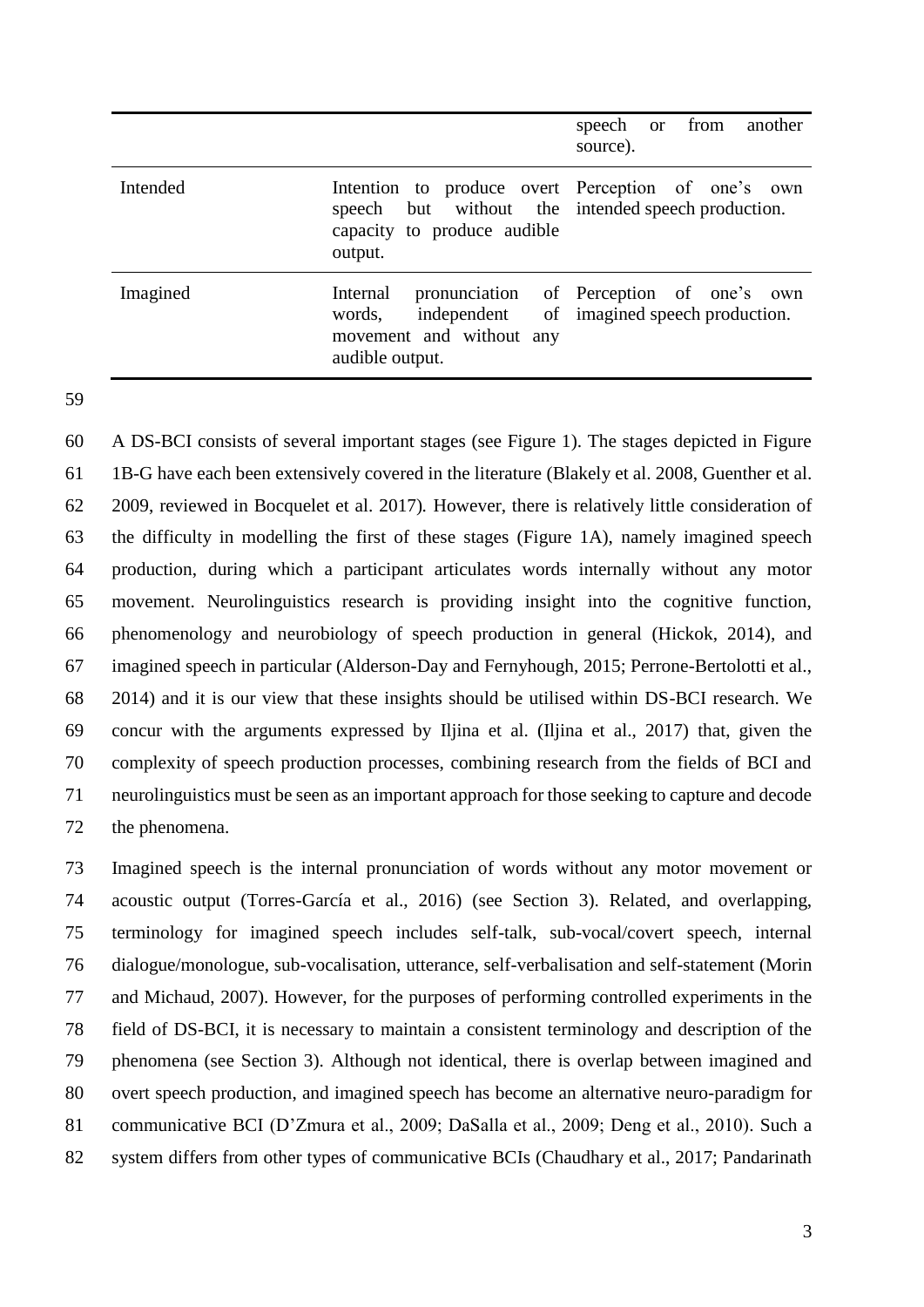| | | speech or from another source). |
| --- | --- | --- |
| Intended | Intention to produce overt speech but without the capacity to produce audible output. | Perception of one's own intended speech production. |
| Imagined | Internal pronunciation of words, independent of movement and without any audible output. | Perception of one's own imagined speech production. |

A DS-BCI consists of several important stages (see Figure 1). The stages depicted in Figure 1B-G have each been extensively covered in the literature (Blakely et al. 2008, Guenther et al. 2009, reviewed in Bocquelet et al. 2017). However, there is relatively little consideration of the difficulty in modelling the first of these stages (Figure 1A), namely imagined speech production, during which a participant articulates words internally without any motor movement. Neurolinguistics research is providing insight into the cognitive function, phenomenology and neurobiology of speech production in general (Hickok, 2014), and imagined speech in particular (Alderson-Day and Fernyhough, 2015; Perrone-Bertolotti et al., 2014) and it is our view that these insights should be utilised within DS-BCI research. We concur with the arguments expressed by Iljina et al. (Iljina et al., 2017) that, given the complexity of speech production processes, combining research from the fields of BCI and neurolinguistics must be seen as an important approach for those seeking to capture and decode the phenomena.

Imagined speech is the internal pronunciation of words without any motor movement or acoustic output (Torres-García et al., 2016) (see Section 3). Related, and overlapping, terminology for imagined speech includes self-talk, sub-vocal/covert speech, internal dialogue/monologue, sub-vocalisation, utterance, self-verbalisation and self-statement (Morin and Michaud, 2007). However, for the purposes of performing controlled experiments in the field of DS-BCI, it is necessary to maintain a consistent terminology and description of the phenomena (see Section 3). Although not identical, there is overlap between imagined and overt speech production, and imagined speech has become an alternative neuro-paradigm for communicative BCI (D'Zmura et al., 2009; DaSalla et al., 2009; Deng et al., 2010). Such a system differs from other types of communicative BCIs (Chaudhary et al., 2017; Pandarinath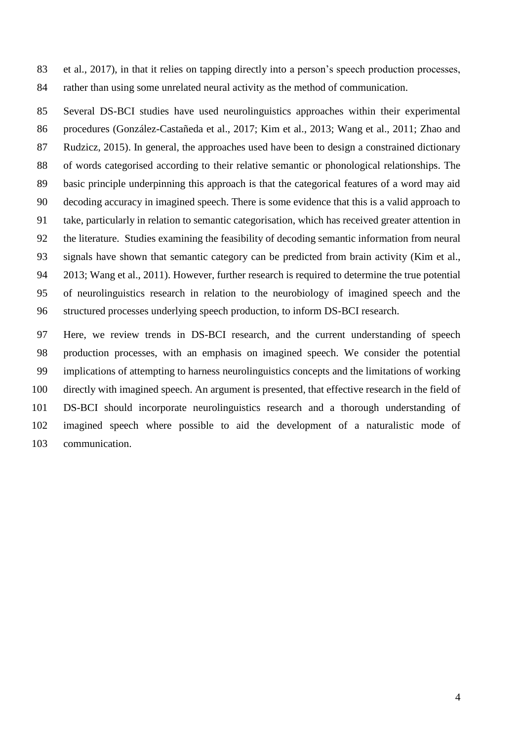et al., 2017), in that it relies on tapping directly into a person's speech production processes, rather than using some unrelated neural activity as the method of communication.

Several DS-BCI studies have used neurolinguistics approaches within their experimental procedures (González-Castañeda et al., 2017; Kim et al., 2013; Wang et al., 2011; Zhao and Rudzicz, 2015). In general, the approaches used have been to design a constrained dictionary of words categorised according to their relative semantic or phonological relationships. The basic principle underpinning this approach is that the categorical features of a word may aid decoding accuracy in imagined speech. There is some evidence that this is a valid approach to take, particularly in relation to semantic categorisation, which has received greater attention in the literature. Studies examining the feasibility of decoding semantic information from neural signals have shown that semantic category can be predicted from brain activity (Kim et al., 2013; Wang et al., 2011). However, further research is required to determine the true potential of neurolinguistics research in relation to the neurobiology of imagined speech and the structured processes underlying speech production, to inform DS-BCI research.

Here, we review trends in DS-BCI research, and the current understanding of speech production processes, with an emphasis on imagined speech. We consider the potential implications of attempting to harness neurolinguistics concepts and the limitations of working directly with imagined speech. An argument is presented, that effective research in the field of DS-BCI should incorporate neurolinguistics research and a thorough understanding of imagined speech where possible to aid the development of a naturalistic mode of communication.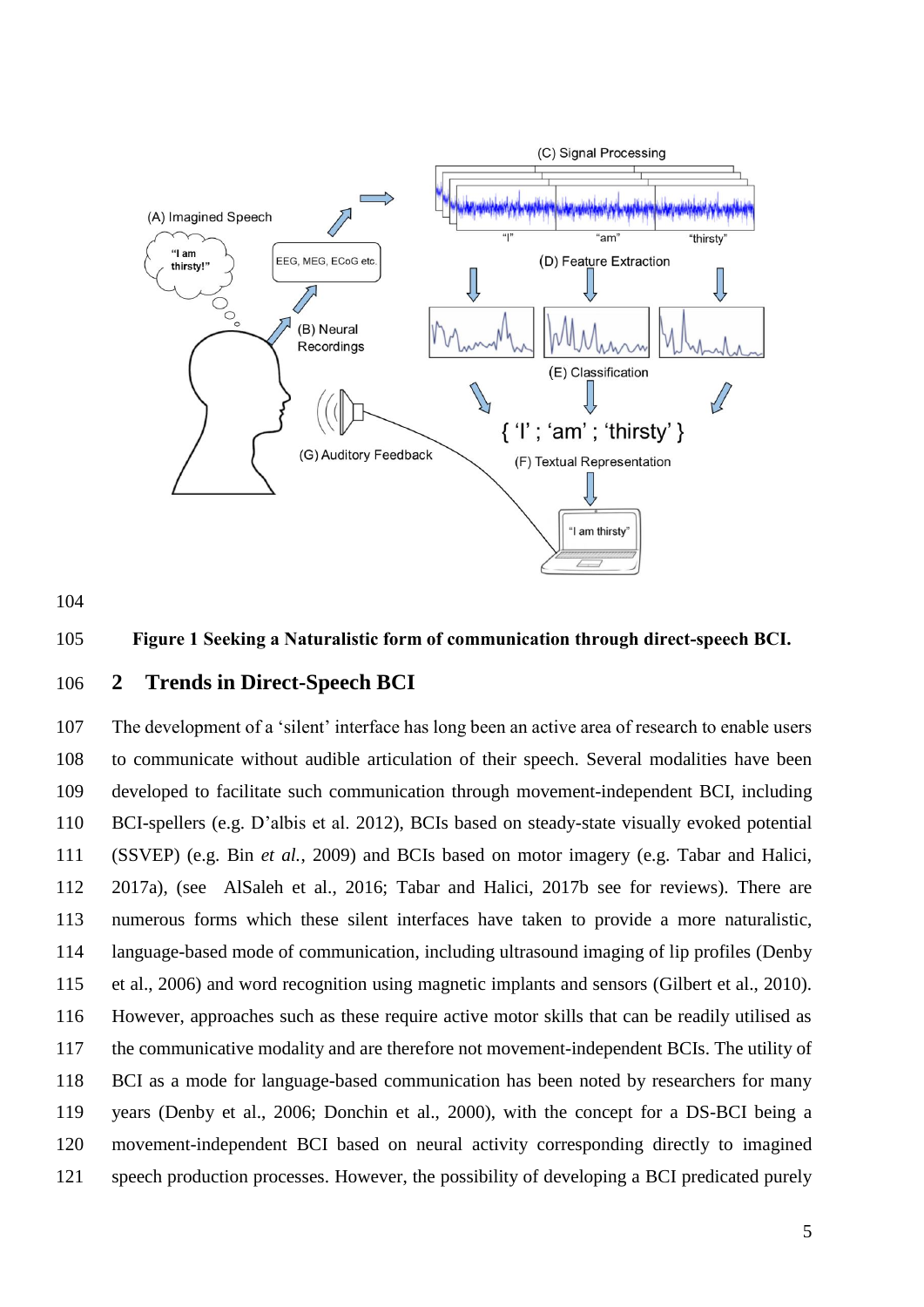Figure 1 Seeking a Naturalistic form of communication through direct-speech BCI.

## 2 Trends in Direct-Speech BCI

The development of a 'silent' interface has long been an active area of research to enable users to communicate without audible articulation of their speech. Several modalities have been developed to facilitate such communication through movement-independent BCI, including BCI-spellers (e.g. D'albis et al. 2012), BCIs based on steady-state visually evoked potential (SSVEP) (e.g. Bin *et al.*, 2009) and BCIs based on motor imagery (e.g. Tabar and Halici, 2017a), (see AlSaleh et al., 2016; Tabar and Halici, 2017b see for reviews). There are numerous forms which these silent interfaces have taken to provide a more naturalistic, language-based mode of communication, including ultrasound imaging of lip profiles (Denby et al., 2006) and word recognition using magnetic implants and sensors (Gilbert et al., 2010). However, approaches such as these require active motor skills that can be readily utilised as the communicative modality and are therefore not movement-independent BCIs. The utility of BCI as a mode for language-based communication has been noted by researchers for many years (Denby et al., 2006; Donchin et al., 2000), with the concept for a DS-BCI being a movement-independent BCI based on neural activity corresponding directly to imagined speech production processes. However, the possibility of developing a BCI predicated purely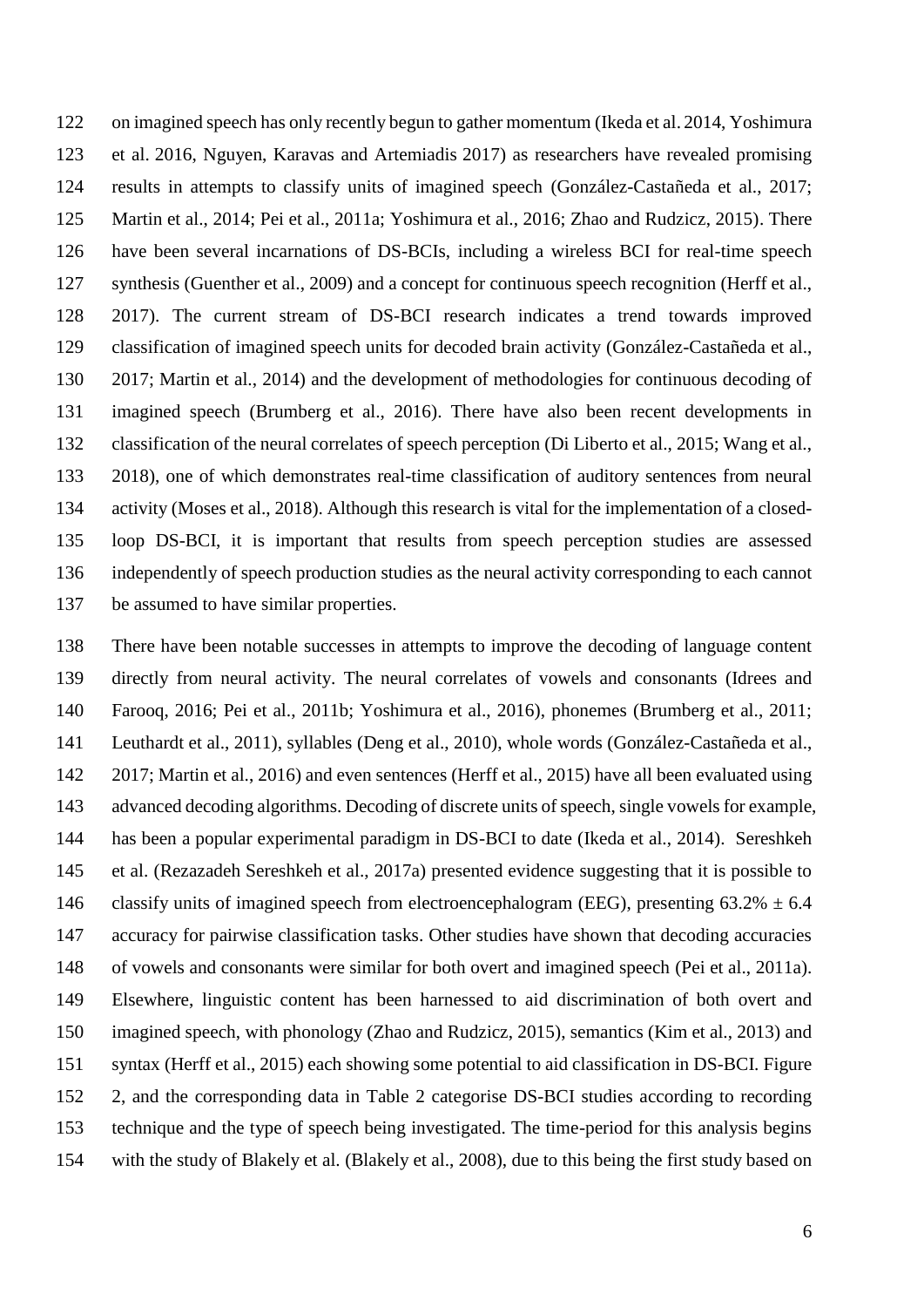on imagined speech has only recently begun to gather momentum (Ikeda et al. 2014, Yoshimura et al. 2016, Nguyen, Karavas and Artemiadis 2017) as researchers have revealed promising results in attempts to classify units of imagined speech (González-Castañeda et al., 2017; Martin et al., 2014; Pei et al., 2011a; Yoshimura et al., 2016; Zhao and Rudzicz, 2015). There have been several incarnations of DS-BCIs, including a wireless BCI for real-time speech synthesis (Guenther et al., 2009) and a concept for continuous speech recognition (Herff et al., 2017). The current stream of DS-BCI research indicates a trend towards improved classification of imagined speech units for decoded brain activity (González-Castañeda et al., 2017; Martin et al., 2014) and the development of methodologies for continuous decoding of imagined speech (Brumberg et al., 2016). There have also been recent developments in classification of the neural correlates of speech perception (Di Liberto et al., 2015; Wang et al., 2018), one of which demonstrates real-time classification of auditory sentences from neural activity (Moses et al., 2018). Although this research is vital for the implementation of a closed-loop DS-BCI, it is important that results from speech perception studies are assessed independently of speech production studies as the neural activity corresponding to each cannot be assumed to have similar properties.

There have been notable successes in attempts to improve the decoding of language content directly from neural activity. The neural correlates of vowels and consonants (Idrees and Farooq, 2016; Pei et al., 2011b; Yoshimura et al., 2016), phonemes (Brumberg et al., 2011; Leuthardt et al., 2011), syllables (Deng et al., 2010), whole words (González-Castañeda et al., 2017; Martin et al., 2016) and even sentences (Herff et al., 2015) have all been evaluated using advanced decoding algorithms. Decoding of discrete units of speech, single vowels for example, has been a popular experimental paradigm in DS-BCI to date (Ikeda et al., 2014). Sereshkeh et al. (Rezazadeh Sereshkeh et al., 2017a) presented evidence suggesting that it is possible to classify units of imagined speech from electroencephalogram (EEG), presenting 63.2% ± 6.4 accuracy for pairwise classification tasks. Other studies have shown that decoding accuracies of vowels and consonants were similar for both overt and imagined speech (Pei et al., 2011a). Elsewhere, linguistic content has been harnessed to aid discrimination of both overt and imagined speech, with phonology (Zhao and Rudzicz, 2015), semantics (Kim et al., 2013) and syntax (Herff et al., 2015) each showing some potential to aid classification in DS-BCI. Figure 2, and the corresponding data in Table 2 categorise DS-BCI studies according to recording technique and the type of speech being investigated. The time-period for this analysis begins with the study of Blakely et al. (Blakely et al., 2008), due to this being the first study based on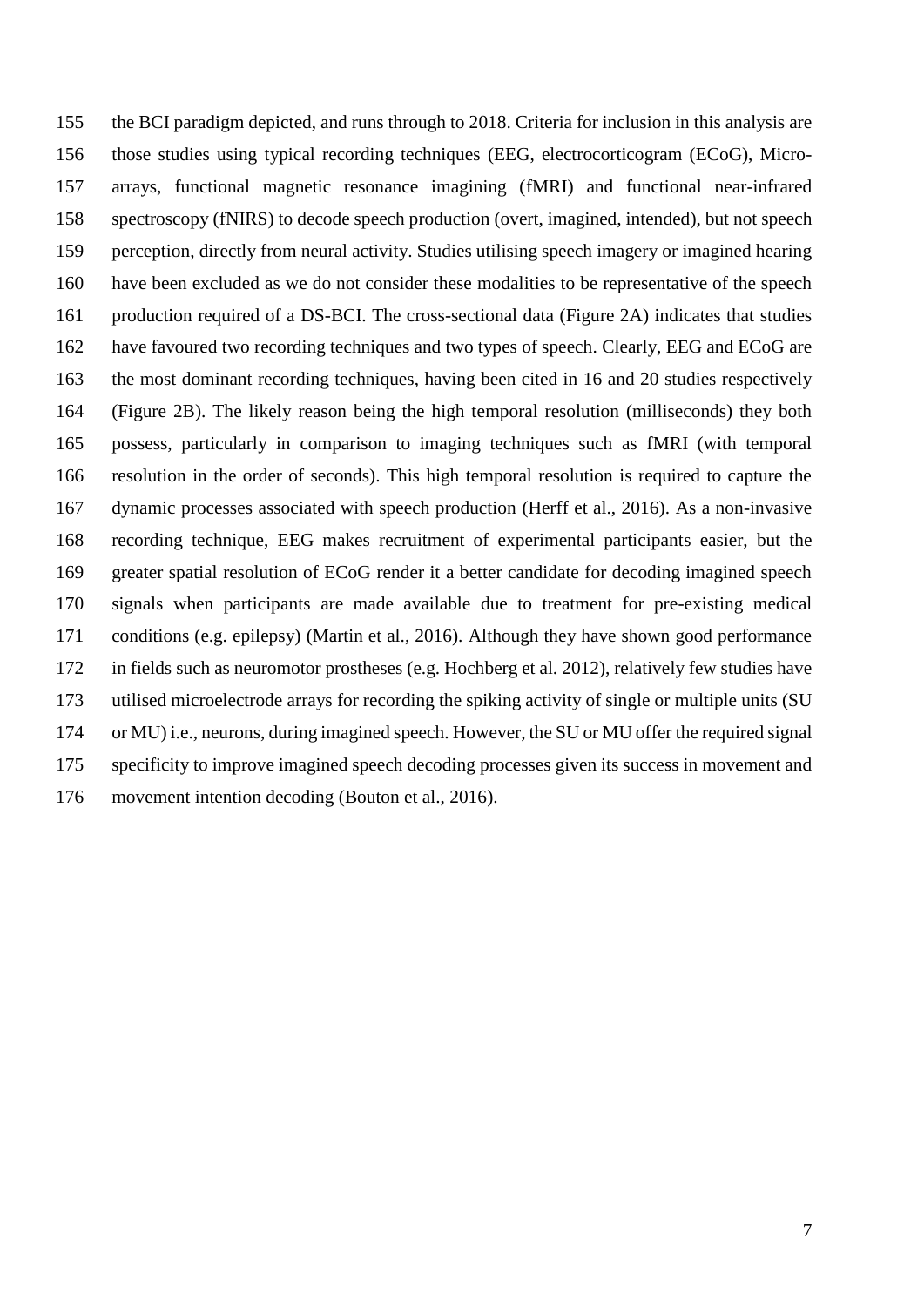the BCI paradigm depicted, and runs through to 2018. Criteria for inclusion in this analysis are those studies using typical recording techniques (EEG, electrocorticogram (ECoG), Micro-arrays, functional magnetic resonance imagining (fMRI) and functional near-infrared spectroscopy (fNIRS) to decode speech production (overt, imagined, intended), but not speech perception, directly from neural activity. Studies utilising speech imagery or imagined hearing have been excluded as we do not consider these modalities to be representative of the speech production required of a DS-BCI. The cross-sectional data (Figure 2A) indicates that studies have favoured two recording techniques and two types of speech. Clearly, EEG and ECoG are the most dominant recording techniques, having been cited in 16 and 20 studies respectively (Figure 2B). The likely reason being the high temporal resolution (milliseconds) they both possess, particularly in comparison to imaging techniques such as fMRI (with temporal resolution in the order of seconds). This high temporal resolution is required to capture the dynamic processes associated with speech production (Herff et al., 2016). As a non-invasive recording technique, EEG makes recruitment of experimental participants easier, but the greater spatial resolution of ECoG render it a better candidate for decoding imagined speech signals when participants are made available due to treatment for pre-existing medical conditions (e.g. epilepsy) (Martin et al., 2016). Although they have shown good performance in fields such as neuromotor prostheses (e.g. Hochberg et al. 2012), relatively few studies have utilised microelectrode arrays for recording the spiking activity of single or multiple units (SU or MU) i.e., neurons, during imagined speech. However, the SU or MU offer the required signal specificity to improve imagined speech decoding processes given its success in movement and movement intention decoding (Bouton et al., 2016).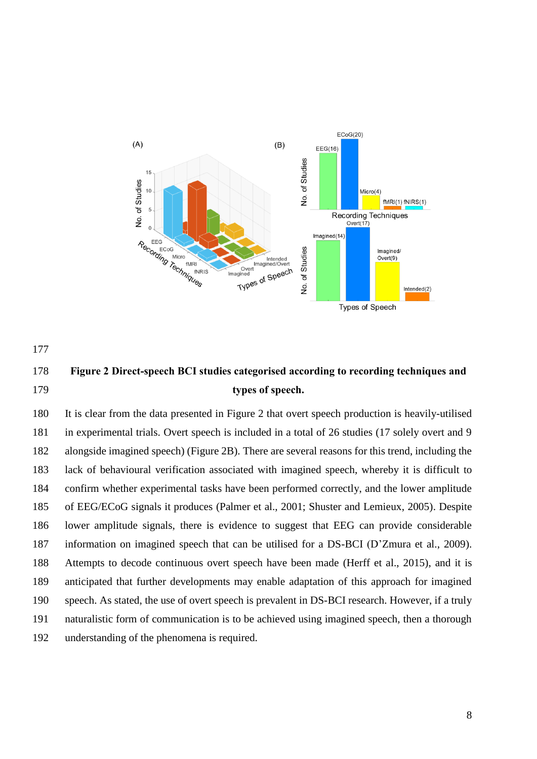**Figure 2 Direct-speech BCI studies categorised according to recording techniques and types of speech.**

It is clear from the data presented in Figure 2 that overt speech production is heavily-utilised in experimental trials. Overt speech is included in a total of 26 studies (17 solely overt and 9 alongside imagined speech) (Figure 2B). There are several reasons for this trend, including the lack of behavioural verification associated with imagined speech, whereby it is difficult to confirm whether experimental tasks have been performed correctly, and the lower amplitude of EEG/ECoG signals it produces (Palmer et al., 2001; Shuster and Lemieux, 2005). Despite lower amplitude signals, there is evidence to suggest that EEG can provide considerable information on imagined speech that can be utilised for a DS-BCI (D'Zmura et al., 2009). Attempts to decode continuous overt speech have been made (Herff et al., 2015), and it is anticipated that further developments may enable adaptation of this approach for imagined speech. As stated, the use of overt speech is prevalent in DS-BCI research. However, if a truly naturalistic form of communication is to be achieved using imagined speech, then a thorough understanding of the phenomena is required.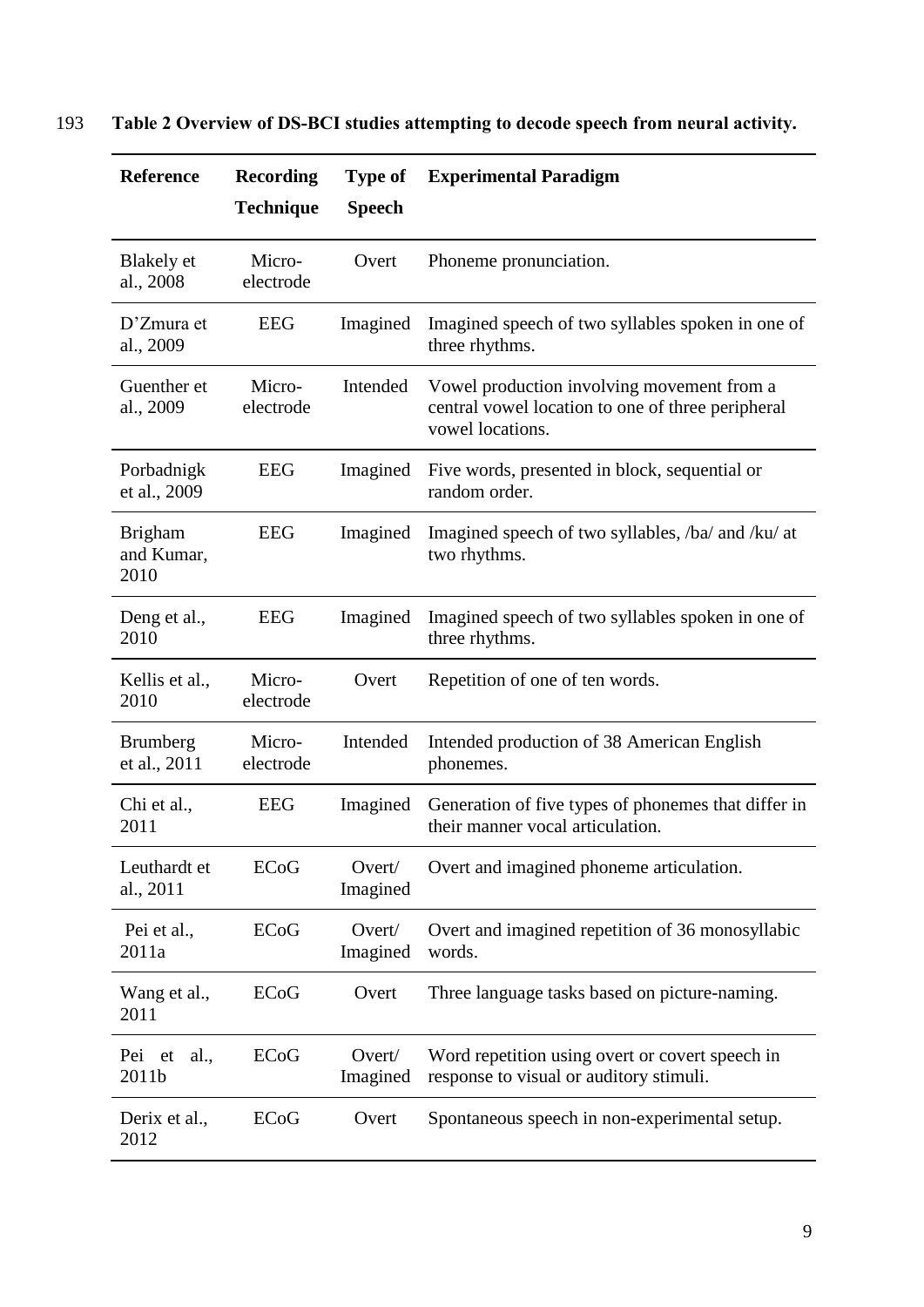193 **Table 2 Overview of DS-BCI studies attempting to decode speech from neural activity.**

| Reference | Recording Technique | Type of Speech | Experimental Paradigm |
|---|---|---|---|
| Blakely et al., 2008 | Micro-electrode | Overt | Phoneme pronunciation. |
| D'Zmura et al., 2009 | EEG | Imagined | Imagined speech of two syllables spoken in one of three rhythms. |
| Guenther et al., 2009 | Micro-electrode | Intended | Vowel production involving movement from a central vowel location to one of three peripheral vowel locations. |
| Porbadnigk et al., 2009 | EEG | Imagined | Five words, presented in block, sequential or random order. |
| Brigham and Kumar, 2010 | EEG | Imagined | Imagined speech of two syllables, /ba/ and /ku/ at two rhythms. |
| Deng et al., 2010 | EEG | Imagined | Imagined speech of two syllables spoken in one of three rhythms. |
| Kellis et al., 2010 | Micro-electrode | Overt | Repetition of one of ten words. |
| Brumberg et al., 2011 | Micro-electrode | Intended | Intended production of 38 American English phonemes. |
| Chi et al., 2011 | EEG | Imagined | Generation of five types of phonemes that differ in their manner vocal articulation. |
| Leuthardt et al., 2011 | ECoG | Overt/ Imagined | Overt and imagined phoneme articulation. |
| Pei et al., 2011a | ECoG | Overt/ Imagined | Overt and imagined repetition of 36 monosyllabic words. |
| Wang et al., 2011 | ECoG | Overt | Three language tasks based on picture-naming. |
| Pei et al., 2011b | ECoG | Overt/ Imagined | Word repetition using overt or covert speech in response to visual or auditory stimuli. |
| Derix et al., 2012 | ECoG | Overt | Spontaneous speech in non-experimental setup. |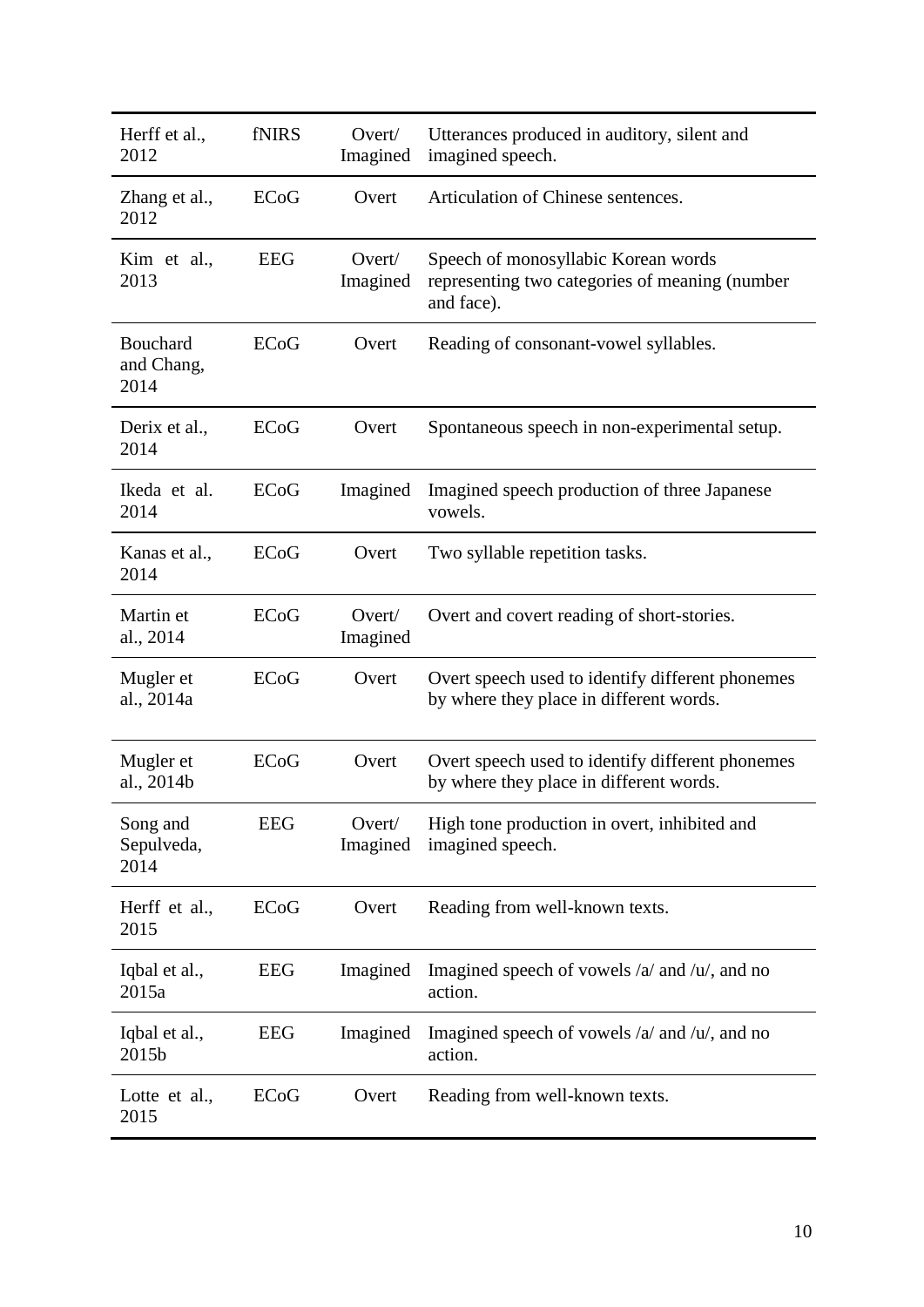| | | | |
|---|---|---|---|
| Herff et al., 2012 | fNIRS | Overt/ Imagined | Utterances produced in auditory, silent and imagined speech. |
| Zhang et al., 2012 | ECoG | Overt | Articulation of Chinese sentences. |
| Kim et al., 2013 | EEG | Overt/ Imagined | Speech of monosyllabic Korean words representing two categories of meaning (number and face). |
| Bouchard and Chang, 2014 | ECoG | Overt | Reading of consonant-vowel syllables. |
| Derix et al., 2014 | ECoG | Overt | Spontaneous speech in non-experimental setup. |
| Ikeda et al. 2014 | ECoG | Imagined | Imagined speech production of three Japanese vowels. |
| Kanas et al., 2014 | ECoG | Overt | Two syllable repetition tasks. |
| Martin et al., 2014 | ECoG | Overt/ Imagined | Overt and covert reading of short-stories. |
| Mugler et al., 2014a | ECoG | Overt | Overt speech used to identify different phonemes by where they place in different words. |
| Mugler et al., 2014b | ECoG | Overt | Overt speech used to identify different phonemes by where they place in different words. |
| Song and Sepulveda, 2014 | EEG | Overt/ Imagined | High tone production in overt, inhibited and imagined speech. |
| Herff et al., 2015 | ECoG | Overt | Reading from well-known texts. |
| Iqbal et al., 2015a | EEG | Imagined | Imagined speech of vowels /a/ and /u/, and no action. |
| Iqbal et al., 2015b | EEG | Imagined | Imagined speech of vowels /a/ and /u/, and no action. |
| Lotte et al., 2015 | ECoG | Overt | Reading from well-known texts. |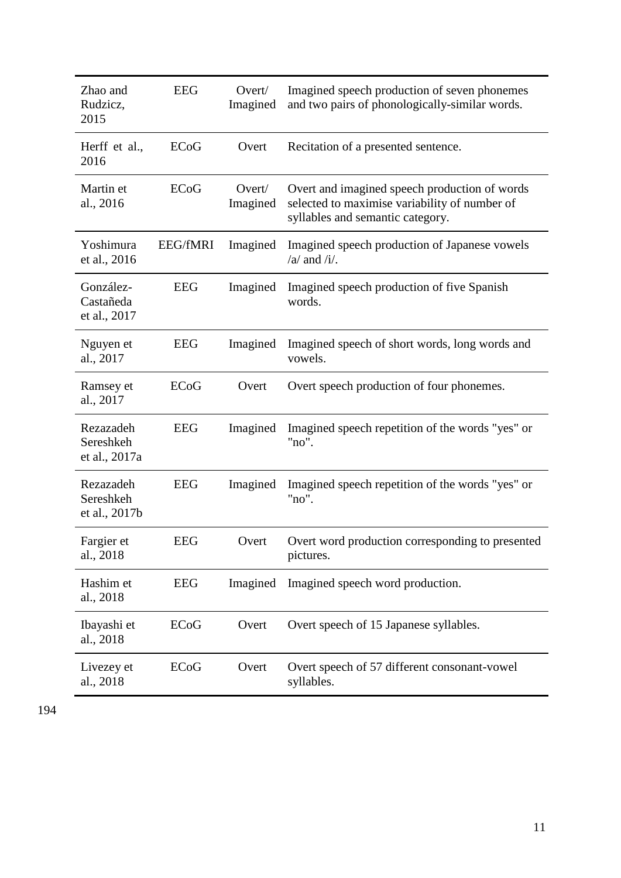| | | | |
|---|---|---|---|
| Zhao and Rudzicz, 2015 | EEG | Overt/ Imagined | Imagined speech production of seven phonemes and two pairs of phonologically-similar words. |
| Herff et al., 2016 | ECoG | Overt | Recitation of a presented sentence. |
| Martin et al., 2016 | ECoG | Overt/ Imagined | Overt and imagined speech production of words selected to maximise variability of number of syllables and semantic category. |
| Yoshimura et al., 2016 | EEG/fMRI | Imagined | Imagined speech production of Japanese vowels /a/ and /i/. |
| González-Castañeda et al., 2017 | EEG | Imagined | Imagined speech production of five Spanish words. |
| Nguyen et al., 2017 | EEG | Imagined | Imagined speech of short words, long words and vowels. |
| Ramsey et al., 2017 | ECoG | Overt | Overt speech production of four phonemes. |
| Rezazadeh Sereshkeh et al., 2017a | EEG | Imagined | Imagined speech repetition of the words "yes" or "no". |
| Rezazadeh Sereshkeh et al., 2017b | EEG | Imagined | Imagined speech repetition of the words "yes" or "no". |
| Fargier et al., 2018 | EEG | Overt | Overt word production corresponding to presented pictures. |
| Hashim et al., 2018 | EEG | Imagined | Imagined speech word production. |
| Ibayashi et al., 2018 | ECoG | Overt | Overt speech of 15 Japanese syllables. |
| Livezey et al., 2018 | ECoG | Overt | Overt speech of 57 different consonant-vowel syllables. |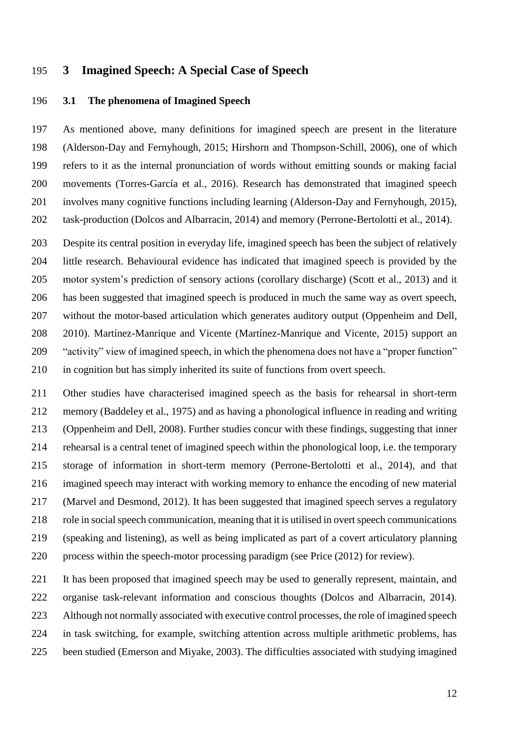# 3 Imagined Speech: A Special Case of Speech

## 3.1 The phenomena of Imagined Speech

As mentioned above, many definitions for imagined speech are present in the literature (Alderson-Day and Fernyhough, 2015; Hirshorn and Thompson-Schill, 2006), one of which refers to it as the internal pronunciation of words without emitting sounds or making facial movements (Torres-García et al., 2016). Research has demonstrated that imagined speech involves many cognitive functions including learning (Alderson-Day and Fernyhough, 2015), task-production (Dolcos and Albarracin, 2014) and memory (Perrone-Bertolotti et al., 2014).

Despite its central position in everyday life, imagined speech has been the subject of relatively little research. Behavioural evidence has indicated that imagined speech is provided by the motor system's prediction of sensory actions (corollary discharge) (Scott et al., 2013) and it has been suggested that imagined speech is produced in much the same way as overt speech, without the motor-based articulation which generates auditory output (Oppenheim and Dell, 2010). Martínez-Manrique and Vicente (Martínez-Manrique and Vicente, 2015) support an "activity" view of imagined speech, in which the phenomena does not have a "proper function" in cognition but has simply inherited its suite of functions from overt speech.

Other studies have characterised imagined speech as the basis for rehearsal in short-term memory (Baddeley et al., 1975) and as having a phonological influence in reading and writing (Oppenheim and Dell, 2008). Further studies concur with these findings, suggesting that inner rehearsal is a central tenet of imagined speech within the phonological loop, i.e. the temporary storage of information in short-term memory (Perrone-Bertolotti et al., 2014), and that imagined speech may interact with working memory to enhance the encoding of new material (Marvel and Desmond, 2012). It has been suggested that imagined speech serves a regulatory role in social speech communication, meaning that it is utilised in overt speech communications (speaking and listening), as well as being implicated as part of a covert articulatory planning process within the speech-motor processing paradigm (see Price (2012) for review).

It has been proposed that imagined speech may be used to generally represent, maintain, and organise task-relevant information and conscious thoughts (Dolcos and Albarracin, 2014). Although not normally associated with executive control processes, the role of imagined speech in task switching, for example, switching attention across multiple arithmetic problems, has been studied (Emerson and Miyake, 2003). The difficulties associated with studying imagined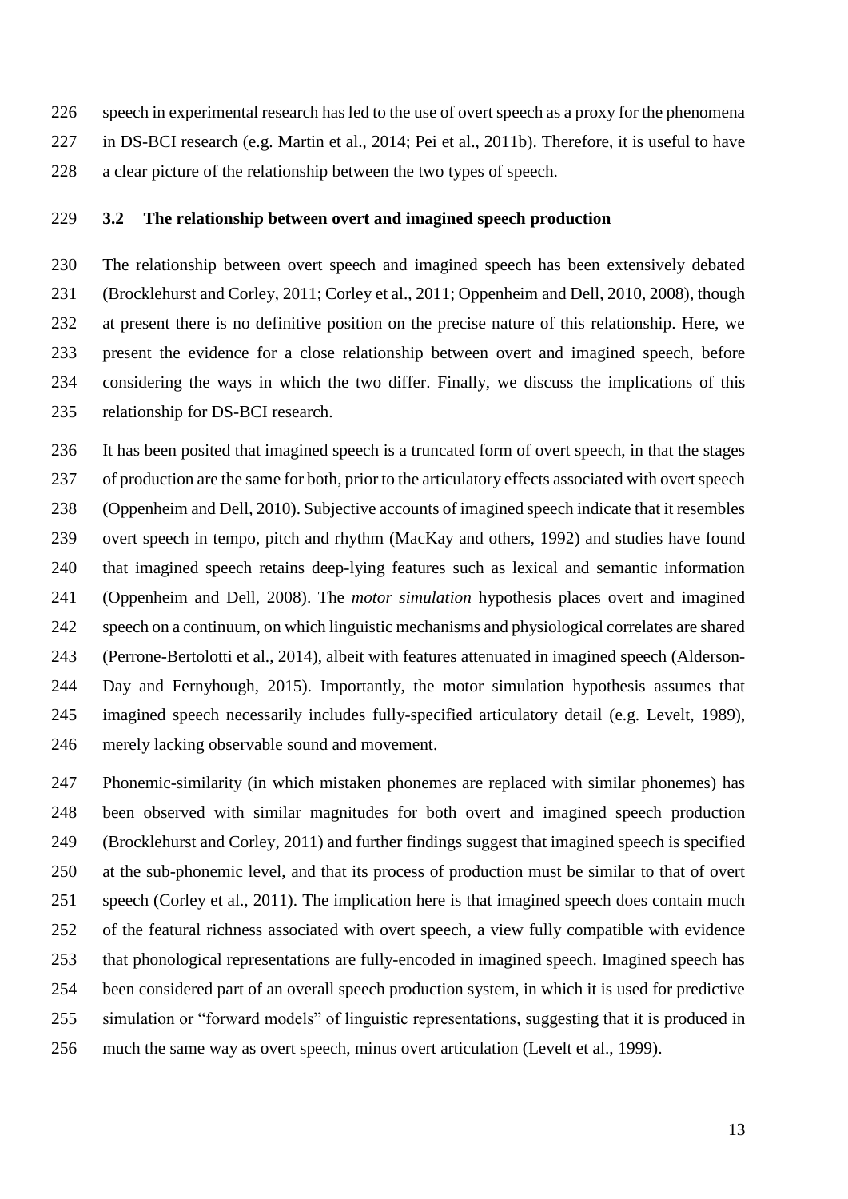speech in experimental research has led to the use of overt speech as a proxy for the phenomena in DS-BCI research (e.g. Martin et al., 2014; Pei et al., 2011b). Therefore, it is useful to have a clear picture of the relationship between the two types of speech.

### 3.2 The relationship between overt and imagined speech production

The relationship between overt speech and imagined speech has been extensively debated (Brocklehurst and Corley, 2011; Corley et al., 2011; Oppenheim and Dell, 2010, 2008), though at present there is no definitive position on the precise nature of this relationship. Here, we present the evidence for a close relationship between overt and imagined speech, before considering the ways in which the two differ. Finally, we discuss the implications of this relationship for DS-BCI research.

It has been posited that imagined speech is a truncated form of overt speech, in that the stages of production are the same for both, prior to the articulatory effects associated with overt speech (Oppenheim and Dell, 2010). Subjective accounts of imagined speech indicate that it resembles overt speech in tempo, pitch and rhythm (MacKay and others, 1992) and studies have found that imagined speech retains deep-lying features such as lexical and semantic information (Oppenheim and Dell, 2008). The *motor simulation* hypothesis places overt and imagined speech on a continuum, on which linguistic mechanisms and physiological correlates are shared (Perrone-Bertolotti et al., 2014), albeit with features attenuated in imagined speech (Alderson-Day and Fernyhough, 2015). Importantly, the motor simulation hypothesis assumes that imagined speech necessarily includes fully-specified articulatory detail (e.g. Levelt, 1989), merely lacking observable sound and movement.

Phonemic-similarity (in which mistaken phonemes are replaced with similar phonemes) has been observed with similar magnitudes for both overt and imagined speech production (Brocklehurst and Corley, 2011) and further findings suggest that imagined speech is specified at the sub-phonemic level, and that its process of production must be similar to that of overt speech (Corley et al., 2011). The implication here is that imagined speech does contain much of the featural richness associated with overt speech, a view fully compatible with evidence that phonological representations are fully-encoded in imagined speech. Imagined speech has been considered part of an overall speech production system, in which it is used for predictive simulation or "forward models" of linguistic representations, suggesting that it is produced in much the same way as overt speech, minus overt articulation (Levelt et al., 1999).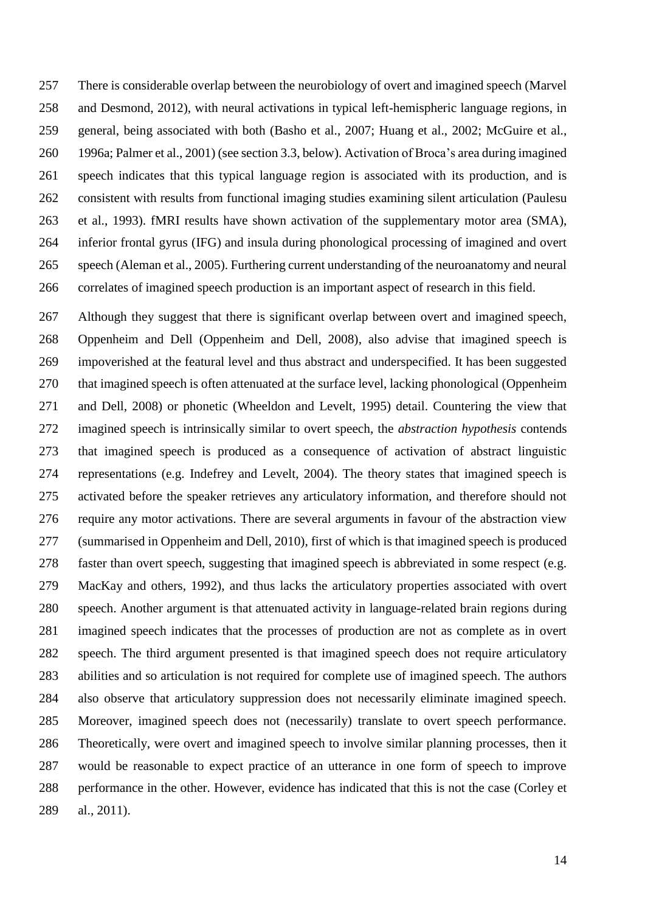There is considerable overlap between the neurobiology of overt and imagined speech (Marvel and Desmond, 2012), with neural activations in typical left-hemispheric language regions, in general, being associated with both (Basho et al., 2007; Huang et al., 2002; McGuire et al., 1996a; Palmer et al., 2001) (see section 3.3, below). Activation of Broca's area during imagined speech indicates that this typical language region is associated with its production, and is consistent with results from functional imaging studies examining silent articulation (Paulesu et al., 1993). fMRI results have shown activation of the supplementary motor area (SMA), inferior frontal gyrus (IFG) and insula during phonological processing of imagined and overt speech (Aleman et al., 2005). Furthering current understanding of the neuroanatomy and neural correlates of imagined speech production is an important aspect of research in this field.

Although they suggest that there is significant overlap between overt and imagined speech, Oppenheim and Dell (Oppenheim and Dell, 2008), also advise that imagined speech is impoverished at the featural level and thus abstract and underspecified. It has been suggested that imagined speech is often attenuated at the surface level, lacking phonological (Oppenheim and Dell, 2008) or phonetic (Wheeldon and Levelt, 1995) detail. Countering the view that imagined speech is intrinsically similar to overt speech, the *abstraction hypothesis* contends that imagined speech is produced as a consequence of activation of abstract linguistic representations (e.g. Indefrey and Levelt, 2004). The theory states that imagined speech is activated before the speaker retrieves any articulatory information, and therefore should not require any motor activations. There are several arguments in favour of the abstraction view (summarised in Oppenheim and Dell, 2010), first of which is that imagined speech is produced faster than overt speech, suggesting that imagined speech is abbreviated in some respect (e.g. MacKay and others, 1992), and thus lacks the articulatory properties associated with overt speech. Another argument is that attenuated activity in language-related brain regions during imagined speech indicates that the processes of production are not as complete as in overt speech. The third argument presented is that imagined speech does not require articulatory abilities and so articulation is not required for complete use of imagined speech. The authors also observe that articulatory suppression does not necessarily eliminate imagined speech. Moreover, imagined speech does not (necessarily) translate to overt speech performance. Theoretically, were overt and imagined speech to involve similar planning processes, then it would be reasonable to expect practice of an utterance in one form of speech to improve performance in the other. However, evidence has indicated that this is not the case (Corley et al., 2011).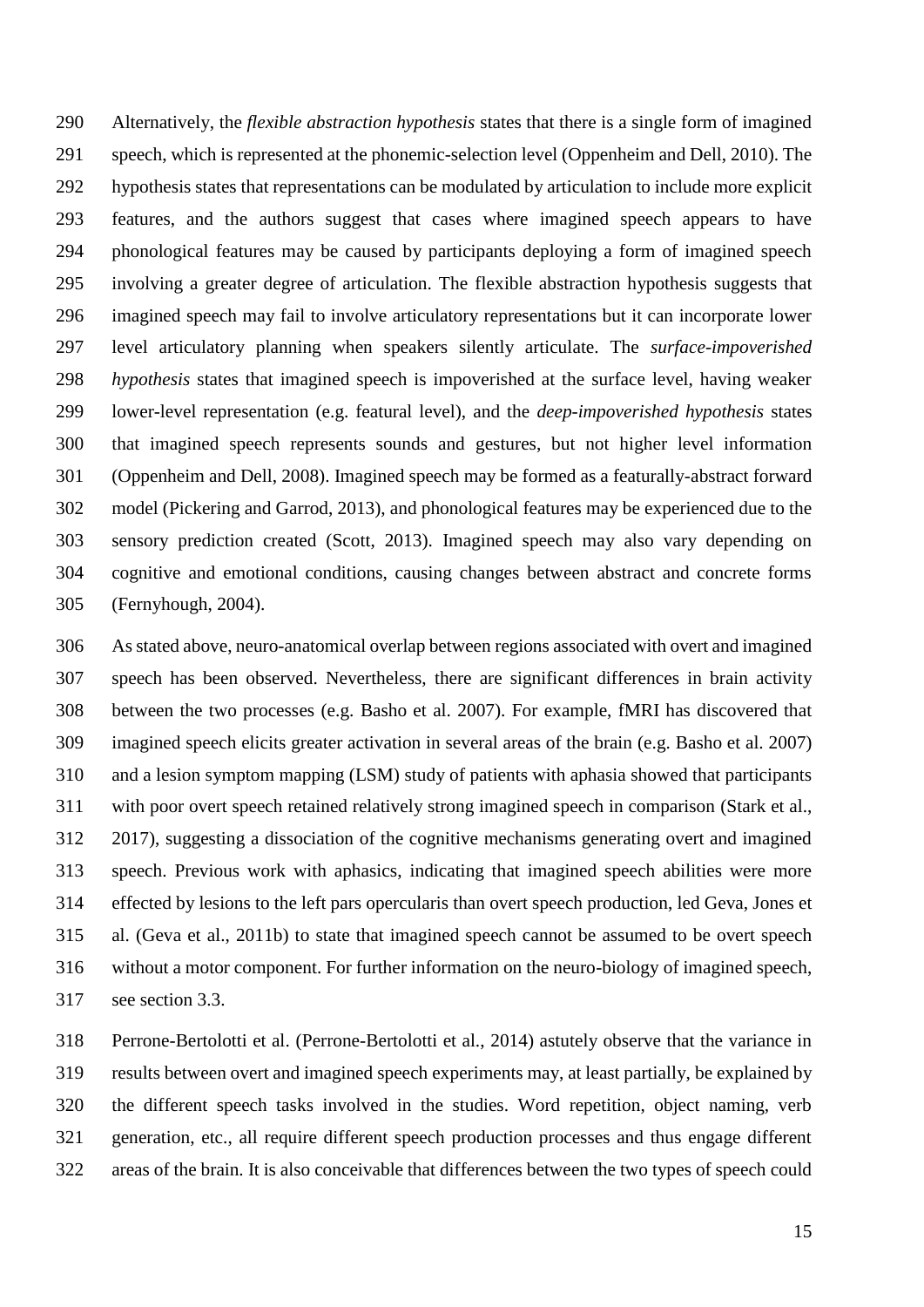Alternatively, the *flexible abstraction hypothesis* states that there is a single form of imagined speech, which is represented at the phonemic-selection level (Oppenheim and Dell, 2010). The hypothesis states that representations can be modulated by articulation to include more explicit features, and the authors suggest that cases where imagined speech appears to have phonological features may be caused by participants deploying a form of imagined speech involving a greater degree of articulation. The flexible abstraction hypothesis suggests that imagined speech may fail to involve articulatory representations but it can incorporate lower level articulatory planning when speakers silently articulate. The *surface-impoverished hypothesis* states that imagined speech is impoverished at the surface level, having weaker lower-level representation (e.g. featural level), and the *deep-impoverished hypothesis* states that imagined speech represents sounds and gestures, but not higher level information (Oppenheim and Dell, 2008). Imagined speech may be formed as a featurally-abstract forward model (Pickering and Garrod, 2013), and phonological features may be experienced due to the sensory prediction created (Scott, 2013). Imagined speech may also vary depending on cognitive and emotional conditions, causing changes between abstract and concrete forms (Fernyhough, 2004).

As stated above, neuro-anatomical overlap between regions associated with overt and imagined speech has been observed. Nevertheless, there are significant differences in brain activity between the two processes (e.g. Basho et al. 2007). For example, fMRI has discovered that imagined speech elicits greater activation in several areas of the brain (e.g. Basho et al. 2007) and a lesion symptom mapping (LSM) study of patients with aphasia showed that participants with poor overt speech retained relatively strong imagined speech in comparison (Stark et al., 2017), suggesting a dissociation of the cognitive mechanisms generating overt and imagined speech. Previous work with aphasics, indicating that imagined speech abilities were more effected by lesions to the left pars opercularis than overt speech production, led Geva, Jones et al. (Geva et al., 2011b) to state that imagined speech cannot be assumed to be overt speech without a motor component. For further information on the neuro-biology of imagined speech, see section 3.3.

Perrone-Bertolotti et al. (Perrone-Bertolotti et al., 2014) astutely observe that the variance in results between overt and imagined speech experiments may, at least partially, be explained by the different speech tasks involved in the studies. Word repetition, object naming, verb generation, etc., all require different speech production processes and thus engage different areas of the brain. It is also conceivable that differences between the two types of speech could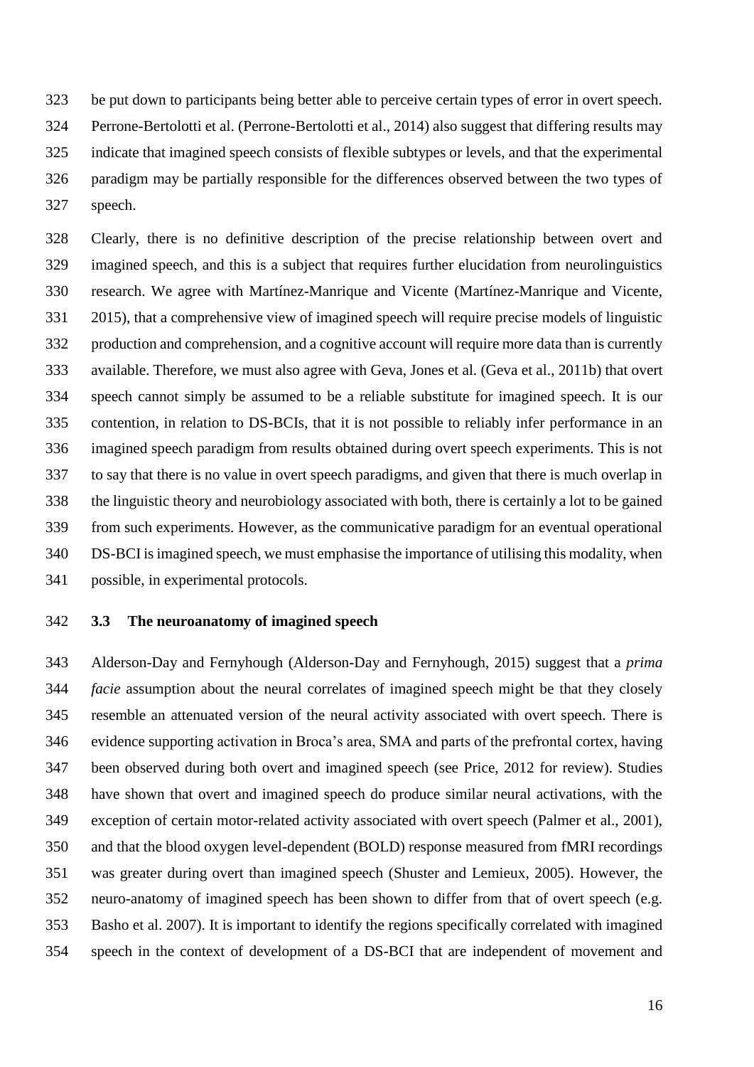be put down to participants being better able to perceive certain types of error in overt speech. Perrone-Bertolotti et al. (Perrone-Bertolotti et al., 2014) also suggest that differing results may indicate that imagined speech consists of flexible subtypes or levels, and that the experimental paradigm may be partially responsible for the differences observed between the two types of speech.

Clearly, there is no definitive description of the precise relationship between overt and imagined speech, and this is a subject that requires further elucidation from neurolinguistics research. We agree with Martínez-Manrique and Vicente (Martínez-Manrique and Vicente, 2015), that a comprehensive view of imagined speech will require precise models of linguistic production and comprehension, and a cognitive account will require more data than is currently available. Therefore, we must also agree with Geva, Jones et al. (Geva et al., 2011b) that overt speech cannot simply be assumed to be a reliable substitute for imagined speech. It is our contention, in relation to DS-BCIs, that it is not possible to reliably infer performance in an imagined speech paradigm from results obtained during overt speech experiments. This is not to say that there is no value in overt speech paradigms, and given that there is much overlap in the linguistic theory and neurobiology associated with both, there is certainly a lot to be gained from such experiments. However, as the communicative paradigm for an eventual operational DS-BCI is imagined speech, we must emphasise the importance of utilising this modality, when possible, in experimental protocols.

### 3.3 The neuroanatomy of imagined speech

Alderson-Day and Fernyhough (Alderson-Day and Fernyhough, 2015) suggest that a *prima facie* assumption about the neural correlates of imagined speech might be that they closely resemble an attenuated version of the neural activity associated with overt speech. There is evidence supporting activation in Broca's area, SMA and parts of the prefrontal cortex, having been observed during both overt and imagined speech (see Price, 2012 for review). Studies have shown that overt and imagined speech do produce similar neural activations, with the exception of certain motor-related activity associated with overt speech (Palmer et al., 2001), and that the blood oxygen level-dependent (BOLD) response measured from fMRI recordings was greater during overt than imagined speech (Shuster and Lemieux, 2005). However, the neuro-anatomy of imagined speech has been shown to differ from that of overt speech (e.g. Basho et al. 2007). It is important to identify the regions specifically correlated with imagined speech in the context of development of a DS-BCI that are independent of movement and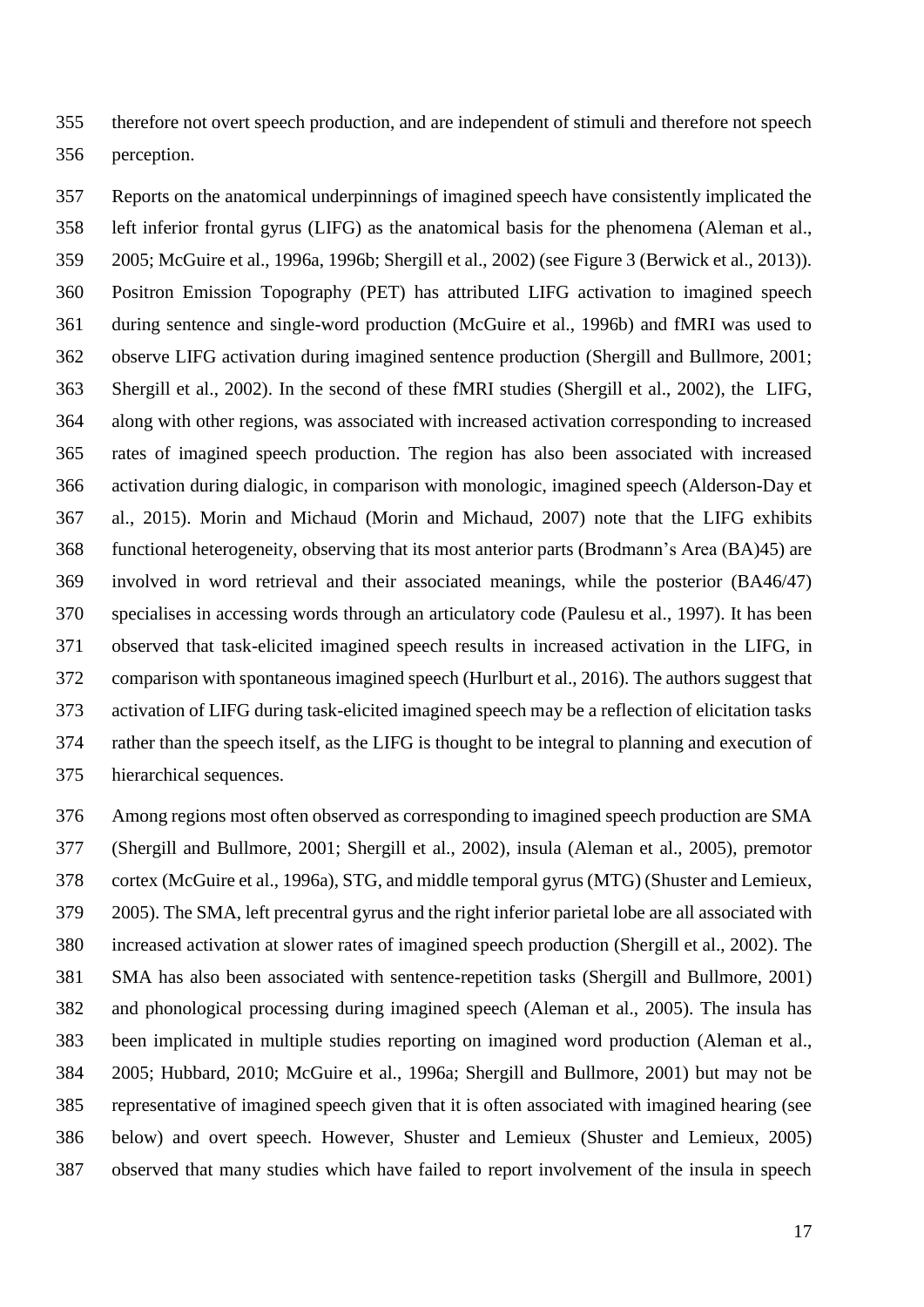therefore not overt speech production, and are independent of stimuli and therefore not speech perception.

Reports on the anatomical underpinnings of imagined speech have consistently implicated the left inferior frontal gyrus (LIFG) as the anatomical basis for the phenomena (Aleman et al., 2005; McGuire et al., 1996a, 1996b; Shergill et al., 2002) (see Figure 3 (Berwick et al., 2013)). Positron Emission Topography (PET) has attributed LIFG activation to imagined speech during sentence and single-word production (McGuire et al., 1996b) and fMRI was used to observe LIFG activation during imagined sentence production (Shergill and Bullmore, 2001; Shergill et al., 2002). In the second of these fMRI studies (Shergill et al., 2002), the LIFG, along with other regions, was associated with increased activation corresponding to increased rates of imagined speech production. The region has also been associated with increased activation during dialogic, in comparison with monologic, imagined speech (Alderson-Day et al., 2015). Morin and Michaud (Morin and Michaud, 2007) note that the LIFG exhibits functional heterogeneity, observing that its most anterior parts (Brodmann's Area (BA)45) are involved in word retrieval and their associated meanings, while the posterior (BA46/47) specialises in accessing words through an articulatory code (Paulesu et al., 1997). It has been observed that task-elicited imagined speech results in increased activation in the LIFG, in comparison with spontaneous imagined speech (Hurlburt et al., 2016). The authors suggest that activation of LIFG during task-elicited imagined speech may be a reflection of elicitation tasks rather than the speech itself, as the LIFG is thought to be integral to planning and execution of hierarchical sequences.

Among regions most often observed as corresponding to imagined speech production are SMA (Shergill and Bullmore, 2001; Shergill et al., 2002), insula (Aleman et al., 2005), premotor cortex (McGuire et al., 1996a), STG, and middle temporal gyrus (MTG) (Shuster and Lemieux, 2005). The SMA, left precentral gyrus and the right inferior parietal lobe are all associated with increased activation at slower rates of imagined speech production (Shergill et al., 2002). The SMA has also been associated with sentence-repetition tasks (Shergill and Bullmore, 2001) and phonological processing during imagined speech (Aleman et al., 2005). The insula has been implicated in multiple studies reporting on imagined word production (Aleman et al., 2005; Hubbard, 2010; McGuire et al., 1996a; Shergill and Bullmore, 2001) but may not be representative of imagined speech given that it is often associated with imagined hearing (see below) and overt speech. However, Shuster and Lemieux (Shuster and Lemieux, 2005) observed that many studies which have failed to report involvement of the insula in speech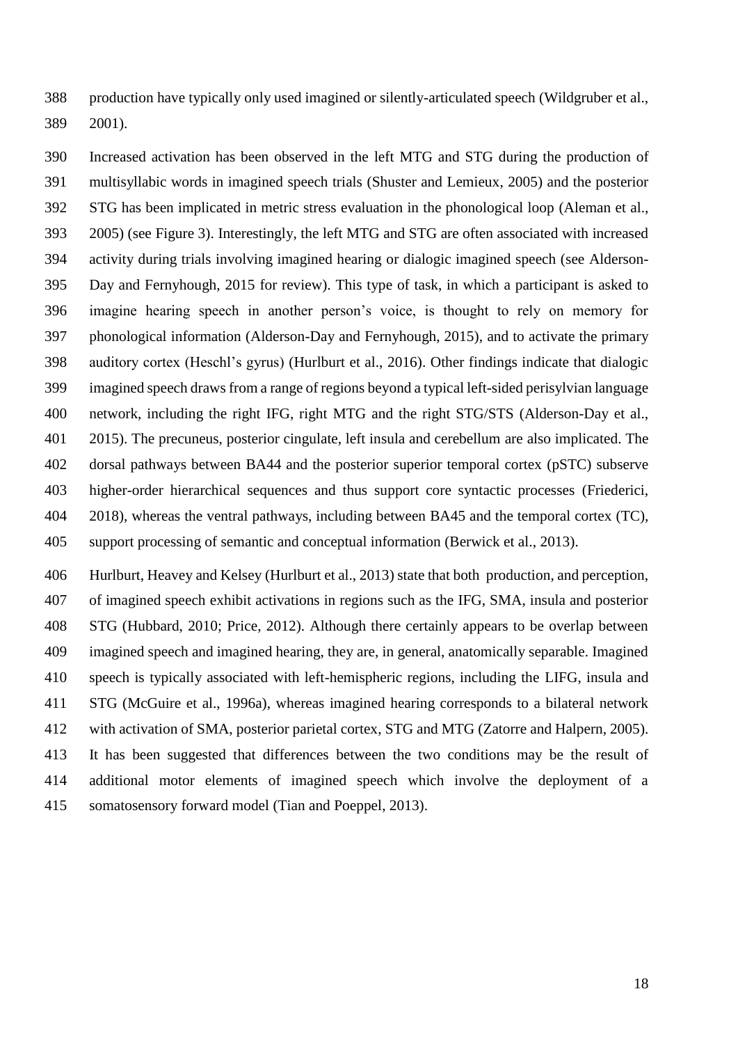production have typically only used imagined or silently-articulated speech (Wildgruber et al., 2001).

Increased activation has been observed in the left MTG and STG during the production of multisyllabic words in imagined speech trials (Shuster and Lemieux, 2005) and the posterior STG has been implicated in metric stress evaluation in the phonological loop (Aleman et al., 2005) (see Figure 3). Interestingly, the left MTG and STG are often associated with increased activity during trials involving imagined hearing or dialogic imagined speech (see Alderson-Day and Fernyhough, 2015 for review). This type of task, in which a participant is asked to imagine hearing speech in another person's voice, is thought to rely on memory for phonological information (Alderson-Day and Fernyhough, 2015), and to activate the primary auditory cortex (Heschl's gyrus) (Hurlburt et al., 2016). Other findings indicate that dialogic imagined speech draws from a range of regions beyond a typical left-sided perisylvian language network, including the right IFG, right MTG and the right STG/STS (Alderson-Day et al., 2015). The precuneus, posterior cingulate, left insula and cerebellum are also implicated. The dorsal pathways between BA44 and the posterior superior temporal cortex (pSTC) subserve higher-order hierarchical sequences and thus support core syntactic processes (Friederici, 2018), whereas the ventral pathways, including between BA45 and the temporal cortex (TC), support processing of semantic and conceptual information (Berwick et al., 2013).

Hurlburt, Heavey and Kelsey (Hurlburt et al., 2013) state that both production, and perception, of imagined speech exhibit activations in regions such as the IFG, SMA, insula and posterior STG (Hubbard, 2010; Price, 2012). Although there certainly appears to be overlap between imagined speech and imagined hearing, they are, in general, anatomically separable. Imagined speech is typically associated with left-hemispheric regions, including the LIFG, insula and STG (McGuire et al., 1996a), whereas imagined hearing corresponds to a bilateral network with activation of SMA, posterior parietal cortex, STG and MTG (Zatorre and Halpern, 2005). It has been suggested that differences between the two conditions may be the result of additional motor elements of imagined speech which involve the deployment of a somatosensory forward model (Tian and Poeppel, 2013).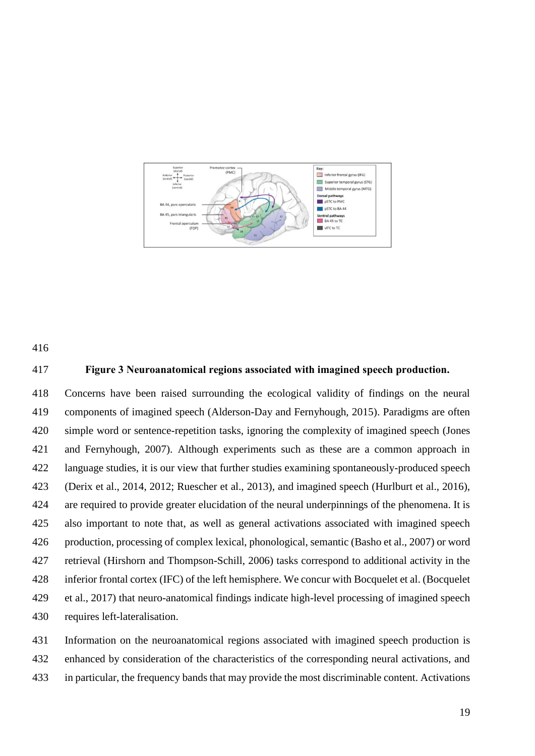**Figure 3 Neuroanatomical regions associated with imagined speech production.**

Concerns have been raised surrounding the ecological validity of findings on the neural components of imagined speech (Alderson-Day and Fernyhough, 2015). Paradigms are often simple word or sentence-repetition tasks, ignoring the complexity of imagined speech (Jones and Fernyhough, 2007). Although experiments such as these are a common approach in language studies, it is our view that further studies examining spontaneously-produced speech (Derix et al., 2014, 2012; Ruescher et al., 2013), and imagined speech (Hurlburt et al., 2016), are required to provide greater elucidation of the neural underpinnings of the phenomena. It is also important to note that, as well as general activations associated with imagined speech production, processing of complex lexical, phonological, semantic (Basho et al., 2007) or word retrieval (Hirshorn and Thompson-Schill, 2006) tasks correspond to additional activity in the inferior frontal cortex (IFC) of the left hemisphere. We concur with Bocquelet et al. (Bocquelet et al., 2017) that neuro-anatomical findings indicate high-level processing of imagined speech requires left-lateralisation.

Information on the neuroanatomical regions associated with imagined speech production is enhanced by consideration of the characteristics of the corresponding neural activations, and in particular, the frequency bands that may provide the most discriminable content. Activations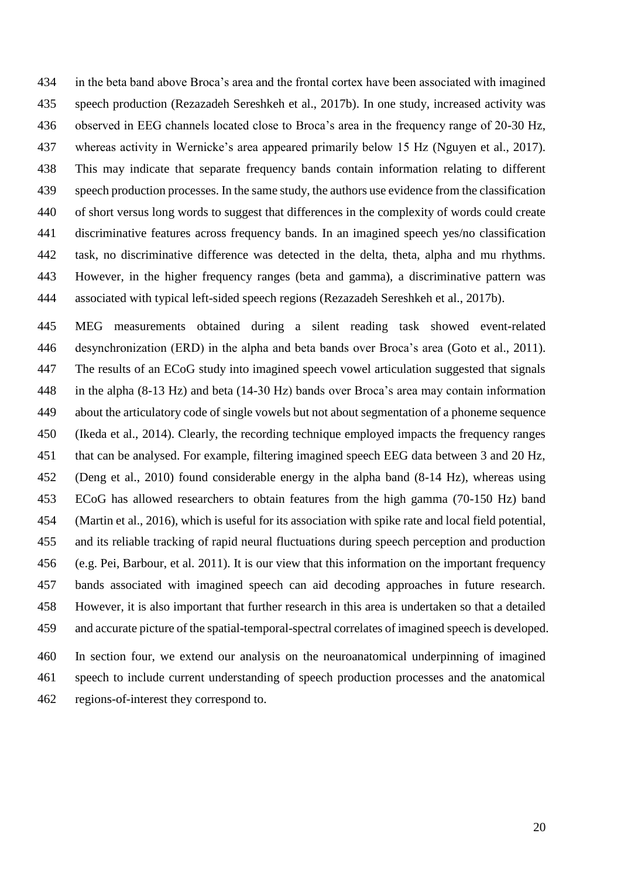in the beta band above Broca's area and the frontal cortex have been associated with imagined speech production (Rezazadeh Sereshkeh et al., 2017b). In one study, increased activity was observed in EEG channels located close to Broca's area in the frequency range of 20-30 Hz, whereas activity in Wernicke's area appeared primarily below 15 Hz (Nguyen et al., 2017). This may indicate that separate frequency bands contain information relating to different speech production processes. In the same study, the authors use evidence from the classification of short versus long words to suggest that differences in the complexity of words could create discriminative features across frequency bands. In an imagined speech yes/no classification task, no discriminative difference was detected in the delta, theta, alpha and mu rhythms. However, in the higher frequency ranges (beta and gamma), a discriminative pattern was associated with typical left-sided speech regions (Rezazadeh Sereshkeh et al., 2017b).

MEG measurements obtained during a silent reading task showed event-related desynchronization (ERD) in the alpha and beta bands over Broca's area (Goto et al., 2011). The results of an ECoG study into imagined speech vowel articulation suggested that signals in the alpha (8-13 Hz) and beta (14-30 Hz) bands over Broca's area may contain information about the articulatory code of single vowels but not about segmentation of a phoneme sequence (Ikeda et al., 2014). Clearly, the recording technique employed impacts the frequency ranges that can be analysed. For example, filtering imagined speech EEG data between 3 and 20 Hz, (Deng et al., 2010) found considerable energy in the alpha band (8-14 Hz), whereas using ECoG has allowed researchers to obtain features from the high gamma (70-150 Hz) band (Martin et al., 2016), which is useful for its association with spike rate and local field potential, and its reliable tracking of rapid neural fluctuations during speech perception and production (e.g. Pei, Barbour, et al. 2011). It is our view that this information on the important frequency bands associated with imagined speech can aid decoding approaches in future research. However, it is also important that further research in this area is undertaken so that a detailed and accurate picture of the spatial-temporal-spectral correlates of imagined speech is developed.

In section four, we extend our analysis on the neuroanatomical underpinning of imagined speech to include current understanding of speech production processes and the anatomical regions-of-interest they correspond to.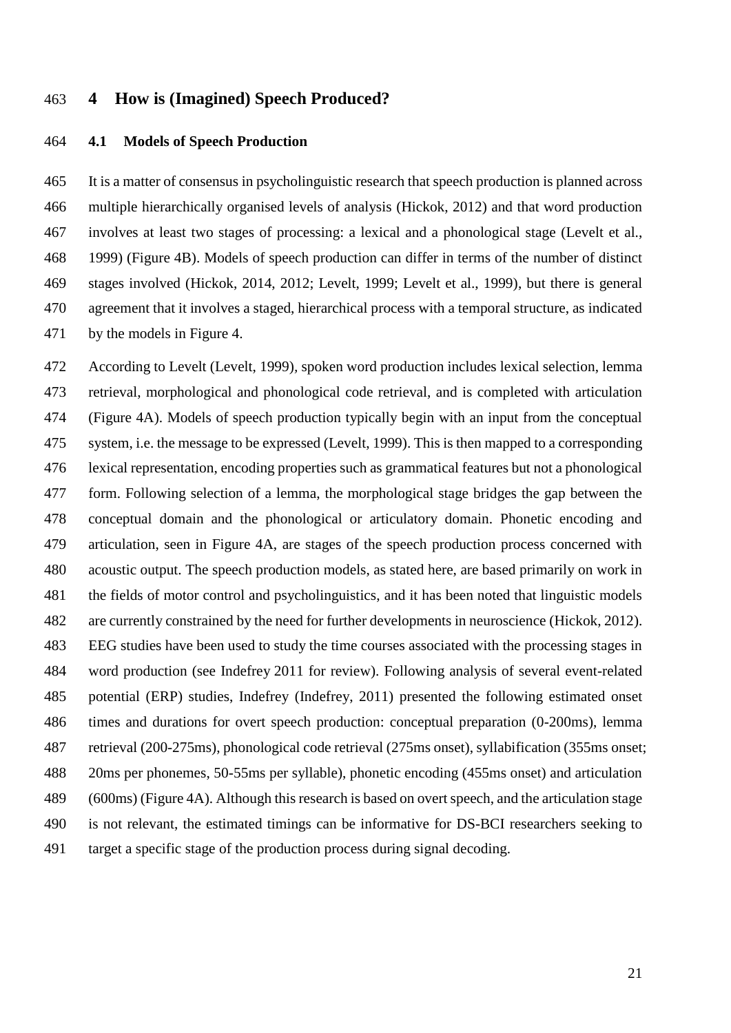# 4 How is (Imagined) Speech Produced?

## 4.1 Models of Speech Production

It is a matter of consensus in psycholinguistic research that speech production is planned across multiple hierarchically organised levels of analysis (Hickok, 2012) and that word production involves at least two stages of processing: a lexical and a phonological stage (Levelt et al., 1999) (Figure 4B). Models of speech production can differ in terms of the number of distinct stages involved (Hickok, 2014, 2012; Levelt, 1999; Levelt et al., 1999), but there is general agreement that it involves a staged, hierarchical process with a temporal structure, as indicated by the models in Figure 4.

According to Levelt (Levelt, 1999), spoken word production includes lexical selection, lemma retrieval, morphological and phonological code retrieval, and is completed with articulation (Figure 4A). Models of speech production typically begin with an input from the conceptual system, i.e. the message to be expressed (Levelt, 1999). This is then mapped to a corresponding lexical representation, encoding properties such as grammatical features but not a phonological form. Following selection of a lemma, the morphological stage bridges the gap between the conceptual domain and the phonological or articulatory domain. Phonetic encoding and articulation, seen in Figure 4A, are stages of the speech production process concerned with acoustic output. The speech production models, as stated here, are based primarily on work in the fields of motor control and psycholinguistics, and it has been noted that linguistic models are currently constrained by the need for further developments in neuroscience (Hickok, 2012). EEG studies have been used to study the time courses associated with the processing stages in word production (see Indefrey 2011 for review). Following analysis of several event-related potential (ERP) studies, Indefrey (Indefrey, 2011) presented the following estimated onset times and durations for overt speech production: conceptual preparation (0-200ms), lemma retrieval (200-275ms), phonological code retrieval (275ms onset), syllabification (355ms onset; 20ms per phonemes, 50-55ms per syllable), phonetic encoding (455ms onset) and articulation (600ms) (Figure 4A). Although this research is based on overt speech, and the articulation stage is not relevant, the estimated timings can be informative for DS-BCI researchers seeking to target a specific stage of the production process during signal decoding.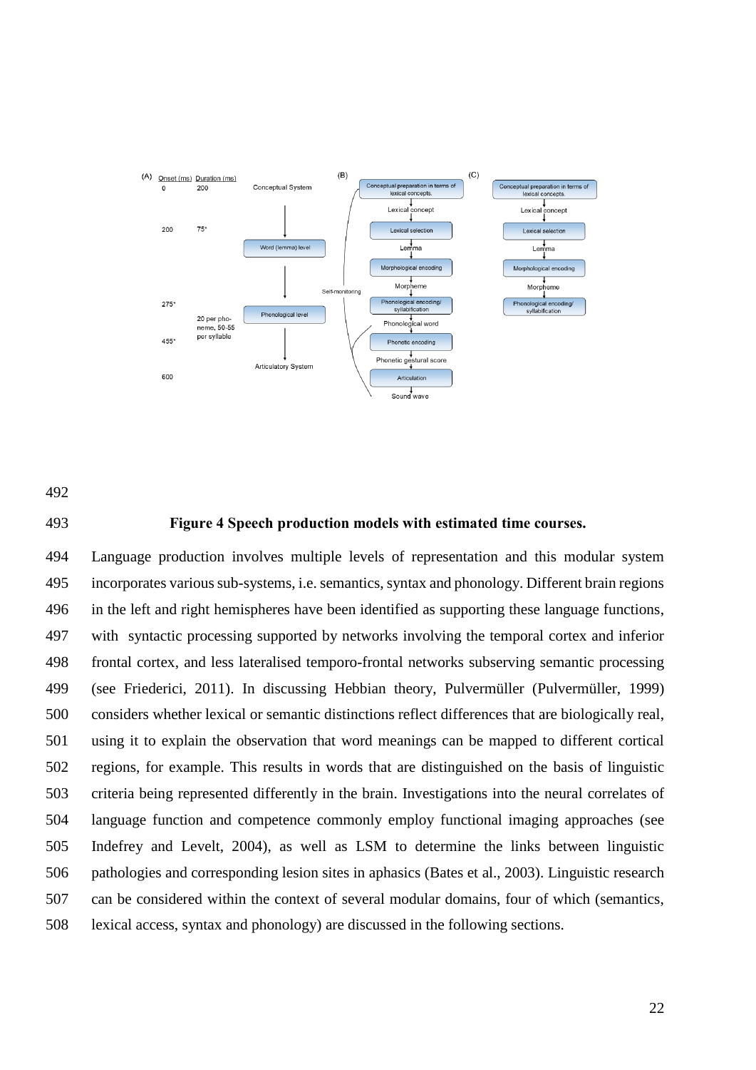**Figure 4 Speech production models with estimated time courses.**

Language production involves multiple levels of representation and this modular system incorporates various sub-systems, i.e. semantics, syntax and phonology. Different brain regions in the left and right hemispheres have been identified as supporting these language functions, with syntactic processing supported by networks involving the temporal cortex and inferior frontal cortex, and less lateralised temporo-frontal networks subserving semantic processing (see Friederici, 2011). In discussing Hebbian theory, Pulvermüller (Pulvermüller, 1999) considers whether lexical or semantic distinctions reflect differences that are biologically real, using it to explain the observation that word meanings can be mapped to different cortical regions, for example. This results in words that are distinguished on the basis of linguistic criteria being represented differently in the brain. Investigations into the neural correlates of language function and competence commonly employ functional imaging approaches (see Indefrey and Levelt, 2004), as well as LSM to determine the links between linguistic pathologies and corresponding lesion sites in aphasics (Bates et al., 2003). Linguistic research can be considered within the context of several modular domains, four of which (semantics, lexical access, syntax and phonology) are discussed in the following sections.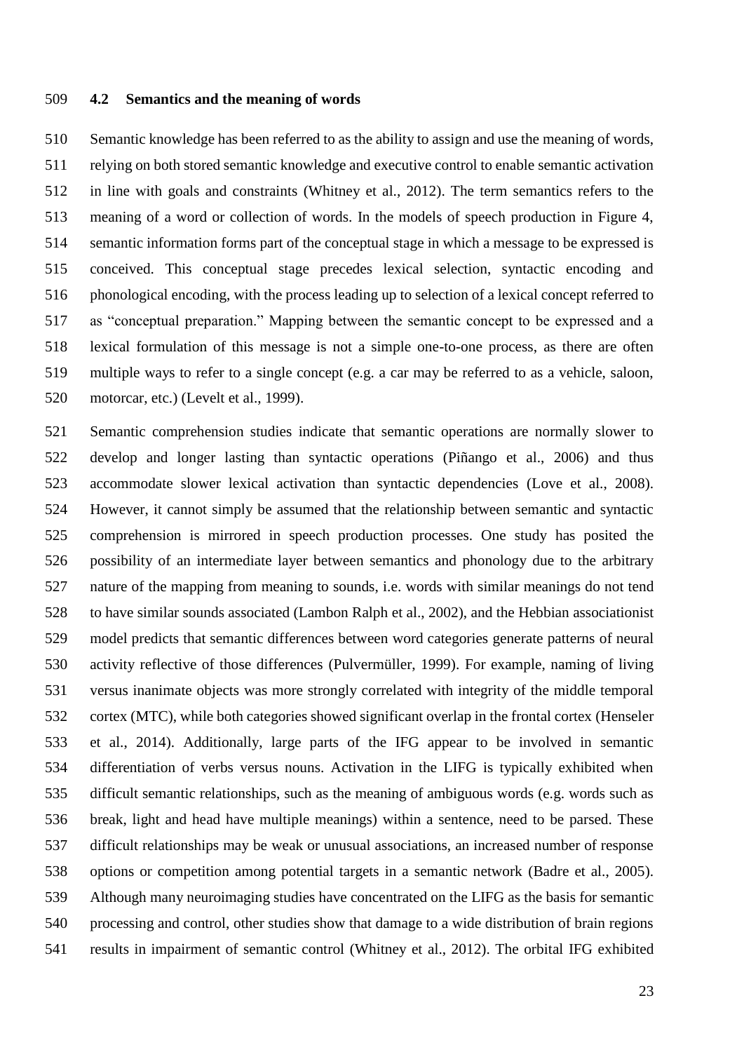### 4.2 Semantics and the meaning of words

Semantic knowledge has been referred to as the ability to assign and use the meaning of words, relying on both stored semantic knowledge and executive control to enable semantic activation in line with goals and constraints (Whitney et al., 2012). The term semantics refers to the meaning of a word or collection of words. In the models of speech production in Figure 4, semantic information forms part of the conceptual stage in which a message to be expressed is conceived. This conceptual stage precedes lexical selection, syntactic encoding and phonological encoding, with the process leading up to selection of a lexical concept referred to as "conceptual preparation." Mapping between the semantic concept to be expressed and a lexical formulation of this message is not a simple one-to-one process, as there are often multiple ways to refer to a single concept (e.g. a car may be referred to as a vehicle, saloon, motorcar, etc.) (Levelt et al., 1999).

Semantic comprehension studies indicate that semantic operations are normally slower to develop and longer lasting than syntactic operations (Piñango et al., 2006) and thus accommodate slower lexical activation than syntactic dependencies (Love et al., 2008). However, it cannot simply be assumed that the relationship between semantic and syntactic comprehension is mirrored in speech production processes. One study has posited the possibility of an intermediate layer between semantics and phonology due to the arbitrary nature of the mapping from meaning to sounds, i.e. words with similar meanings do not tend to have similar sounds associated (Lambon Ralph et al., 2002), and the Hebbian associationist model predicts that semantic differences between word categories generate patterns of neural activity reflective of those differences (Pulvermüller, 1999). For example, naming of living versus inanimate objects was more strongly correlated with integrity of the middle temporal cortex (MTC), while both categories showed significant overlap in the frontal cortex (Henseler et al., 2014). Additionally, large parts of the IFG appear to be involved in semantic differentiation of verbs versus nouns. Activation in the LIFG is typically exhibited when difficult semantic relationships, such as the meaning of ambiguous words (e.g. words such as break, light and head have multiple meanings) within a sentence, need to be parsed. These difficult relationships may be weak or unusual associations, an increased number of response options or competition among potential targets in a semantic network (Badre et al., 2005). Although many neuroimaging studies have concentrated on the LIFG as the basis for semantic processing and control, other studies show that damage to a wide distribution of brain regions results in impairment of semantic control (Whitney et al., 2012). The orbital IFG exhibited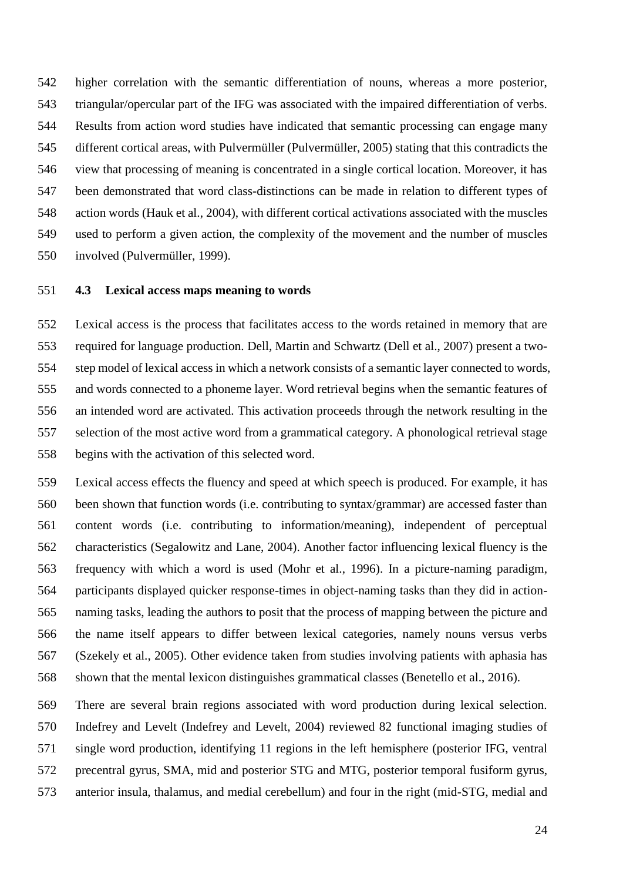higher correlation with the semantic differentiation of nouns, whereas a more posterior, triangular/opercular part of the IFG was associated with the impaired differentiation of verbs. Results from action word studies have indicated that semantic processing can engage many different cortical areas, with Pulvermüller (Pulvermüller, 2005) stating that this contradicts the view that processing of meaning is concentrated in a single cortical location. Moreover, it has been demonstrated that word class-distinctions can be made in relation to different types of action words (Hauk et al., 2004), with different cortical activations associated with the muscles used to perform a given action, the complexity of the movement and the number of muscles involved (Pulvermüller, 1999).

### 4.3 Lexical access maps meaning to words

Lexical access is the process that facilitates access to the words retained in memory that are required for language production. Dell, Martin and Schwartz (Dell et al., 2007) present a two-step model of lexical access in which a network consists of a semantic layer connected to words, and words connected to a phoneme layer. Word retrieval begins when the semantic features of an intended word are activated. This activation proceeds through the network resulting in the selection of the most active word from a grammatical category. A phonological retrieval stage begins with the activation of this selected word.

Lexical access effects the fluency and speed at which speech is produced. For example, it has been shown that function words (i.e. contributing to syntax/grammar) are accessed faster than content words (i.e. contributing to information/meaning), independent of perceptual characteristics (Segalowitz and Lane, 2004). Another factor influencing lexical fluency is the frequency with which a word is used (Mohr et al., 1996). In a picture-naming paradigm, participants displayed quicker response-times in object-naming tasks than they did in action-naming tasks, leading the authors to posit that the process of mapping between the picture and the name itself appears to differ between lexical categories, namely nouns versus verbs (Szekely et al., 2005). Other evidence taken from studies involving patients with aphasia has shown that the mental lexicon distinguishes grammatical classes (Benetello et al., 2016).

There are several brain regions associated with word production during lexical selection. Indefrey and Levelt (Indefrey and Levelt, 2004) reviewed 82 functional imaging studies of single word production, identifying 11 regions in the left hemisphere (posterior IFG, ventral precentral gyrus, SMA, mid and posterior STG and MTG, posterior temporal fusiform gyrus, anterior insula, thalamus, and medial cerebellum) and four in the right (mid-STG, medial and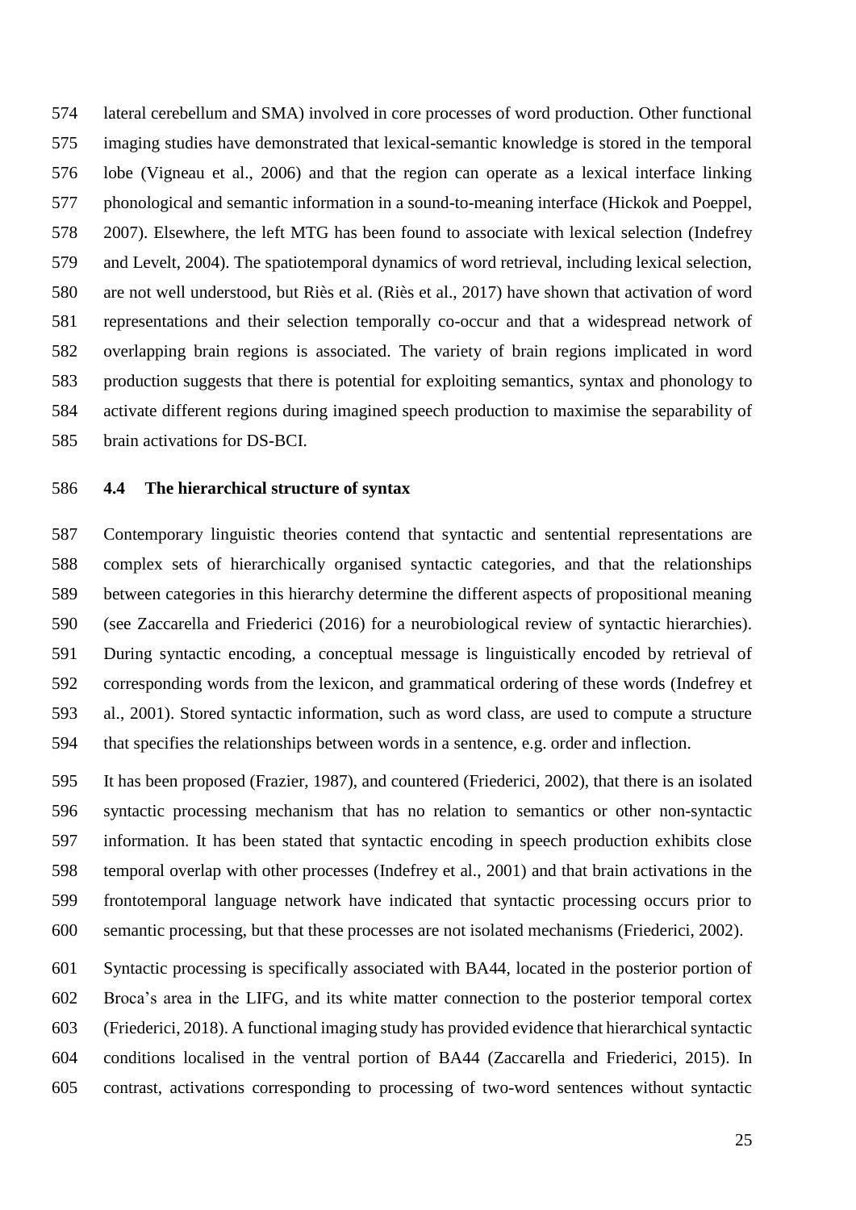lateral cerebellum and SMA) involved in core processes of word production. Other functional imaging studies have demonstrated that lexical-semantic knowledge is stored in the temporal lobe (Vigneau et al., 2006) and that the region can operate as a lexical interface linking phonological and semantic information in a sound-to-meaning interface (Hickok and Poeppel, 2007). Elsewhere, the left MTG has been found to associate with lexical selection (Indefrey and Levelt, 2004). The spatiotemporal dynamics of word retrieval, including lexical selection, are not well understood, but Riès et al. (Riès et al., 2017) have shown that activation of word representations and their selection temporally co-occur and that a widespread network of overlapping brain regions is associated. The variety of brain regions implicated in word production suggests that there is potential for exploiting semantics, syntax and phonology to activate different regions during imagined speech production to maximise the separability of brain activations for DS-BCI.

### 4.4 The hierarchical structure of syntax

Contemporary linguistic theories contend that syntactic and sentential representations are complex sets of hierarchically organised syntactic categories, and that the relationships between categories in this hierarchy determine the different aspects of propositional meaning (see Zaccarella and Friederici (2016) for a neurobiological review of syntactic hierarchies). During syntactic encoding, a conceptual message is linguistically encoded by retrieval of corresponding words from the lexicon, and grammatical ordering of these words (Indefrey et al., 2001). Stored syntactic information, such as word class, are used to compute a structure that specifies the relationships between words in a sentence, e.g. order and inflection.

It has been proposed (Frazier, 1987), and countered (Friederici, 2002), that there is an isolated syntactic processing mechanism that has no relation to semantics or other non-syntactic information. It has been stated that syntactic encoding in speech production exhibits close temporal overlap with other processes (Indefrey et al., 2001) and that brain activations in the frontotemporal language network have indicated that syntactic processing occurs prior to semantic processing, but that these processes are not isolated mechanisms (Friederici, 2002).

Syntactic processing is specifically associated with BA44, located in the posterior portion of Broca's area in the LIFG, and its white matter connection to the posterior temporal cortex (Friederici, 2018). A functional imaging study has provided evidence that hierarchical syntactic conditions localised in the ventral portion of BA44 (Zaccarella and Friederici, 2015). In contrast, activations corresponding to processing of two-word sentences without syntactic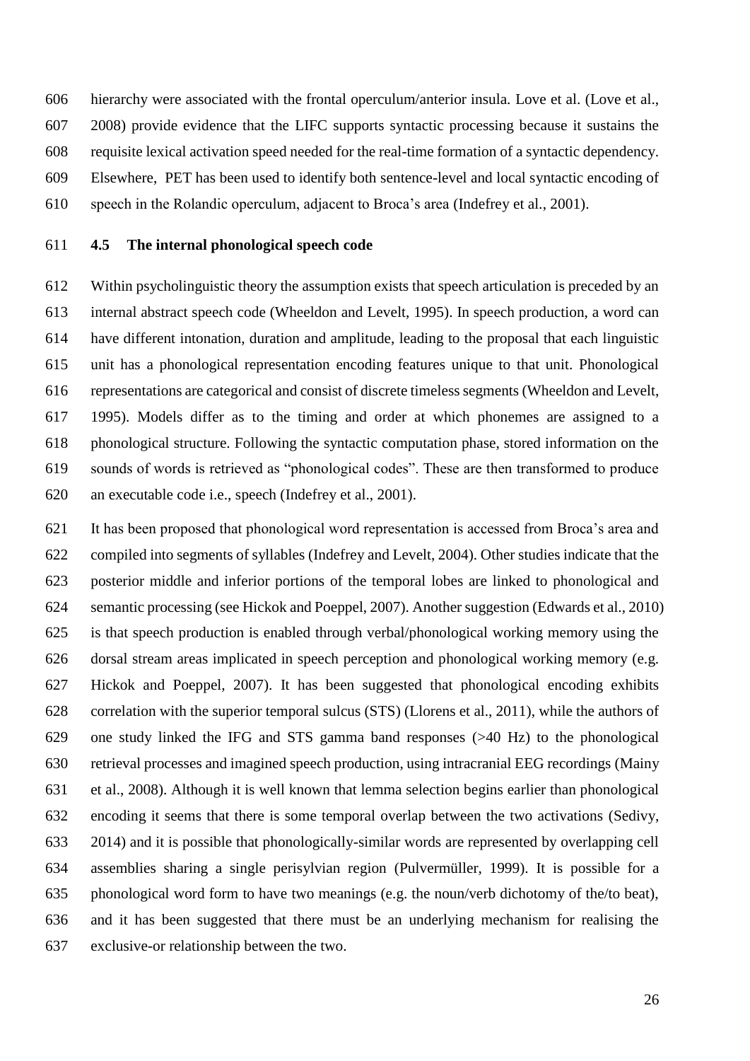hierarchy were associated with the frontal operculum/anterior insula. Love et al. (Love et al., 2008) provide evidence that the LIFC supports syntactic processing because it sustains the requisite lexical activation speed needed for the real-time formation of a syntactic dependency. Elsewhere, PET has been used to identify both sentence-level and local syntactic encoding of speech in the Rolandic operculum, adjacent to Broca's area (Indefrey et al., 2001).

### 4.5 The internal phonological speech code

Within psycholinguistic theory the assumption exists that speech articulation is preceded by an internal abstract speech code (Wheeldon and Levelt, 1995). In speech production, a word can have different intonation, duration and amplitude, leading to the proposal that each linguistic unit has a phonological representation encoding features unique to that unit. Phonological representations are categorical and consist of discrete timeless segments (Wheeldon and Levelt, 1995). Models differ as to the timing and order at which phonemes are assigned to a phonological structure. Following the syntactic computation phase, stored information on the sounds of words is retrieved as "phonological codes". These are then transformed to produce an executable code i.e., speech (Indefrey et al., 2001).

It has been proposed that phonological word representation is accessed from Broca's area and compiled into segments of syllables (Indefrey and Levelt, 2004). Other studies indicate that the posterior middle and inferior portions of the temporal lobes are linked to phonological and semantic processing (see Hickok and Poeppel, 2007). Another suggestion (Edwards et al., 2010) is that speech production is enabled through verbal/phonological working memory using the dorsal stream areas implicated in speech perception and phonological working memory (e.g. Hickok and Poeppel, 2007). It has been suggested that phonological encoding exhibits correlation with the superior temporal sulcus (STS) (Llorens et al., 2011), while the authors of one study linked the IFG and STS gamma band responses (>40 Hz) to the phonological retrieval processes and imagined speech production, using intracranial EEG recordings (Mainy et al., 2008). Although it is well known that lemma selection begins earlier than phonological encoding it seems that there is some temporal overlap between the two activations (Sedivy, 2014) and it is possible that phonologically-similar words are represented by overlapping cell assemblies sharing a single perisylvian region (Pulvermüller, 1999). It is possible for a phonological word form to have two meanings (e.g. the noun/verb dichotomy of the/to beat), and it has been suggested that there must be an underlying mechanism for realising the exclusive-or relationship between the two.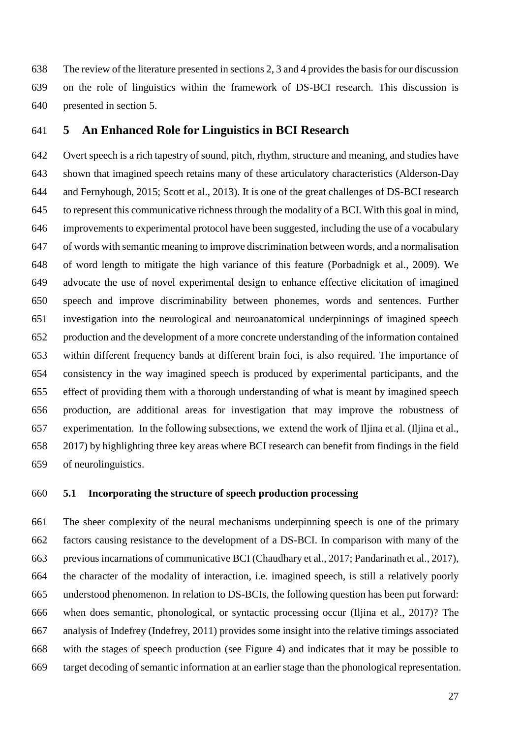The review of the literature presented in sections 2, 3 and 4 provides the basis for our discussion on the role of linguistics within the framework of DS-BCI research. This discussion is presented in section 5.

## 5 An Enhanced Role for Linguistics in BCI Research

Overt speech is a rich tapestry of sound, pitch, rhythm, structure and meaning, and studies have shown that imagined speech retains many of these articulatory characteristics (Alderson-Day and Fernyhough, 2015; Scott et al., 2013). It is one of the great challenges of DS-BCI research to represent this communicative richness through the modality of a BCI. With this goal in mind, improvements to experimental protocol have been suggested, including the use of a vocabulary of words with semantic meaning to improve discrimination between words, and a normalisation of word length to mitigate the high variance of this feature (Porbadnigk et al., 2009). We advocate the use of novel experimental design to enhance effective elicitation of imagined speech and improve discriminability between phonemes, words and sentences. Further investigation into the neurological and neuroanatomical underpinnings of imagined speech production and the development of a more concrete understanding of the information contained within different frequency bands at different brain foci, is also required. The importance of consistency in the way imagined speech is produced by experimental participants, and the effect of providing them with a thorough understanding of what is meant by imagined speech production, are additional areas for investigation that may improve the robustness of experimentation. In the following subsections, we extend the work of Iljina et al. (Iljina et al., 2017) by highlighting three key areas where BCI research can benefit from findings in the field of neurolinguistics.

### 5.1 Incorporating the structure of speech production processing

The sheer complexity of the neural mechanisms underpinning speech is one of the primary factors causing resistance to the development of a DS-BCI. In comparison with many of the previous incarnations of communicative BCI (Chaudhary et al., 2017; Pandarinath et al., 2017), the character of the modality of interaction, i.e. imagined speech, is still a relatively poorly understood phenomenon. In relation to DS-BCIs, the following question has been put forward: when does semantic, phonological, or syntactic processing occur (Iljina et al., 2017)? The analysis of Indefrey (Indefrey, 2011) provides some insight into the relative timings associated with the stages of speech production (see Figure 4) and indicates that it may be possible to target decoding of semantic information at an earlier stage than the phonological representation.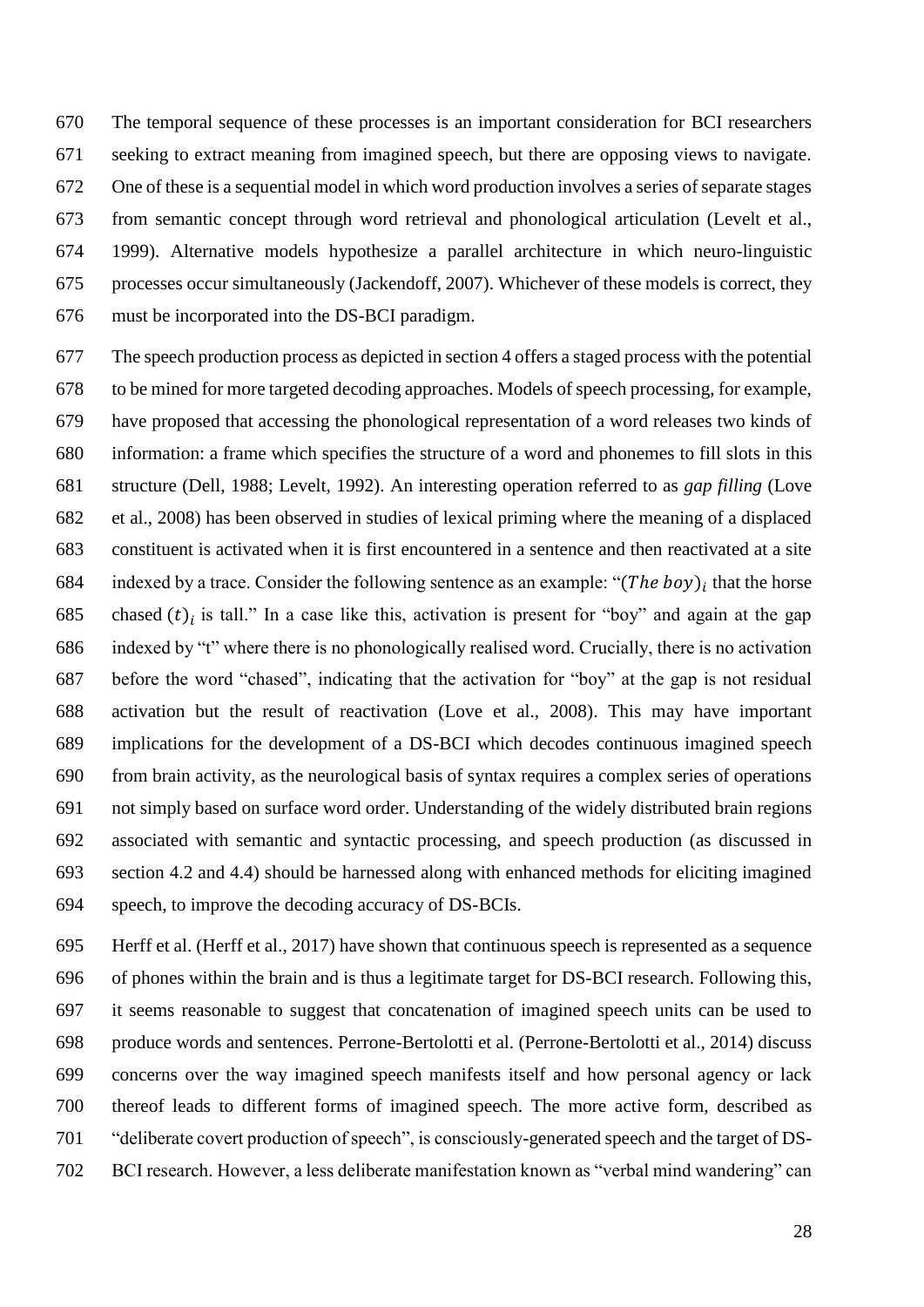The temporal sequence of these processes is an important consideration for BCI researchers seeking to extract meaning from imagined speech, but there are opposing views to navigate. One of these is a sequential model in which word production involves a series of separate stages from semantic concept through word retrieval and phonological articulation (Levelt et al., 1999). Alternative models hypothesize a parallel architecture in which neuro-linguistic processes occur simultaneously (Jackendoff, 2007). Whichever of these models is correct, they must be incorporated into the DS-BCI paradigm.

The speech production process as depicted in section 4 offers a staged process with the potential to be mined for more targeted decoding approaches. Models of speech processing, for example, have proposed that accessing the phonological representation of a word releases two kinds of information: a frame which specifies the structure of a word and phonemes to fill slots in this structure (Dell, 1988; Levelt, 1992). An interesting operation referred to as *gap filling* (Love et al., 2008) has been observed in studies of lexical priming where the meaning of a displaced constituent is activated when it is first encountered in a sentence and then reactivated at a site indexed by a trace. Consider the following sentence as an example: "$(The\ boy)_i$ that the horse chased $(t)_i$ is tall." In a case like this, activation is present for "boy" and again at the gap indexed by "t" where there is no phonologically realised word. Crucially, there is no activation before the word "chased", indicating that the activation for "boy" at the gap is not residual activation but the result of reactivation (Love et al., 2008). This may have important implications for the development of a DS-BCI which decodes continuous imagined speech from brain activity, as the neurological basis of syntax requires a complex series of operations not simply based on surface word order. Understanding of the widely distributed brain regions associated with semantic and syntactic processing, and speech production (as discussed in section 4.2 and 4.4) should be harnessed along with enhanced methods for eliciting imagined speech, to improve the decoding accuracy of DS-BCIs.

Herff et al. (Herff et al., 2017) have shown that continuous speech is represented as a sequence of phones within the brain and is thus a legitimate target for DS-BCI research. Following this, it seems reasonable to suggest that concatenation of imagined speech units can be used to produce words and sentences. Perrone-Bertolotti et al. (Perrone-Bertolotti et al., 2014) discuss concerns over the way imagined speech manifests itself and how personal agency or lack thereof leads to different forms of imagined speech. The more active form, described as "deliberate covert production of speech", is consciously-generated speech and the target of DS-BCI research. However, a less deliberate manifestation known as "verbal mind wandering" can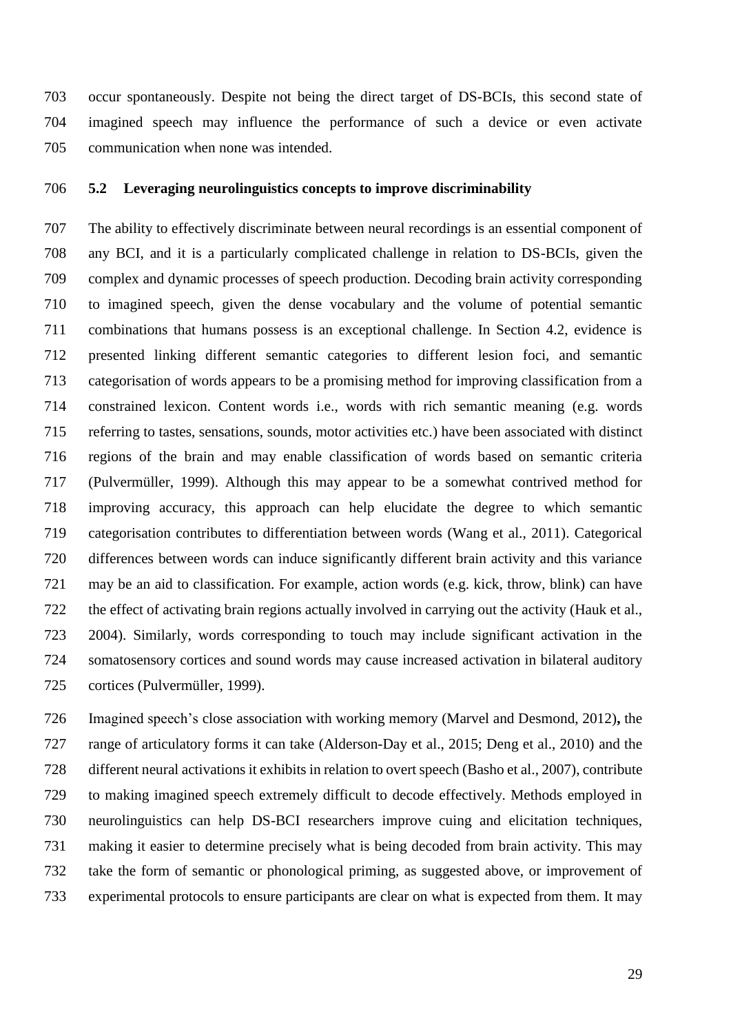occur spontaneously. Despite not being the direct target of DS-BCIs, this second state of imagined speech may influence the performance of such a device or even activate communication when none was intended.

### 5.2 Leveraging neurolinguistics concepts to improve discriminability

The ability to effectively discriminate between neural recordings is an essential component of any BCI, and it is a particularly complicated challenge in relation to DS-BCIs, given the complex and dynamic processes of speech production. Decoding brain activity corresponding to imagined speech, given the dense vocabulary and the volume of potential semantic combinations that humans possess is an exceptional challenge. In Section 4.2, evidence is presented linking different semantic categories to different lesion foci, and semantic categorisation of words appears to be a promising method for improving classification from a constrained lexicon. Content words i.e., words with rich semantic meaning (e.g. words referring to tastes, sensations, sounds, motor activities etc.) have been associated with distinct regions of the brain and may enable classification of words based on semantic criteria (Pulvermüller, 1999). Although this may appear to be a somewhat contrived method for improving accuracy, this approach can help elucidate the degree to which semantic categorisation contributes to differentiation between words (Wang et al., 2011). Categorical differences between words can induce significantly different brain activity and this variance may be an aid to classification. For example, action words (e.g. kick, throw, blink) can have the effect of activating brain regions actually involved in carrying out the activity (Hauk et al., 2004). Similarly, words corresponding to touch may include significant activation in the somatosensory cortices and sound words may cause increased activation in bilateral auditory cortices (Pulvermüller, 1999).

Imagined speech's close association with working memory (Marvel and Desmond, 2012)**,** the range of articulatory forms it can take (Alderson-Day et al., 2015; Deng et al., 2010) and the different neural activations it exhibits in relation to overt speech (Basho et al., 2007), contribute to making imagined speech extremely difficult to decode effectively. Methods employed in neurolinguistics can help DS-BCI researchers improve cuing and elicitation techniques, making it easier to determine precisely what is being decoded from brain activity. This may take the form of semantic or phonological priming, as suggested above, or improvement of experimental protocols to ensure participants are clear on what is expected from them. It may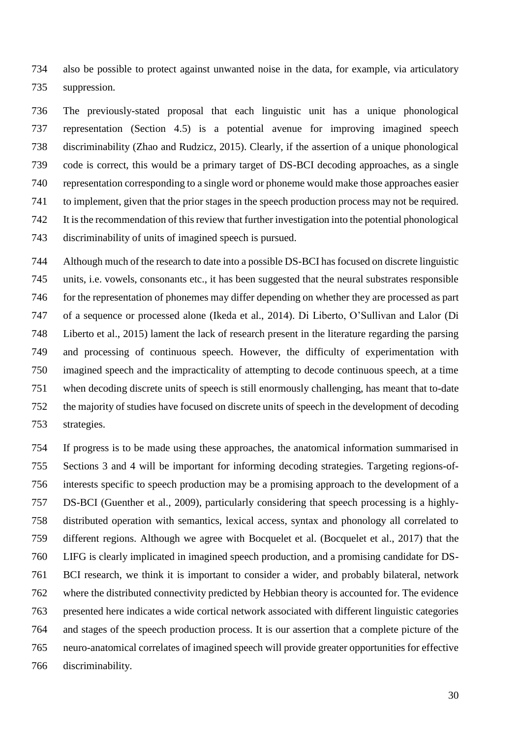also be possible to protect against unwanted noise in the data, for example, via articulatory suppression.

The previously-stated proposal that each linguistic unit has a unique phonological representation (Section 4.5) is a potential avenue for improving imagined speech discriminability (Zhao and Rudzicz, 2015). Clearly, if the assertion of a unique phonological code is correct, this would be a primary target of DS-BCI decoding approaches, as a single representation corresponding to a single word or phoneme would make those approaches easier to implement, given that the prior stages in the speech production process may not be required. It is the recommendation of this review that further investigation into the potential phonological discriminability of units of imagined speech is pursued.

Although much of the research to date into a possible DS-BCI has focused on discrete linguistic units, i.e. vowels, consonants etc., it has been suggested that the neural substrates responsible for the representation of phonemes may differ depending on whether they are processed as part of a sequence or processed alone (Ikeda et al., 2014). Di Liberto, O'Sullivan and Lalor (Di Liberto et al., 2015) lament the lack of research present in the literature regarding the parsing and processing of continuous speech. However, the difficulty of experimentation with imagined speech and the impracticality of attempting to decode continuous speech, at a time when decoding discrete units of speech is still enormously challenging, has meant that to-date the majority of studies have focused on discrete units of speech in the development of decoding strategies.

If progress is to be made using these approaches, the anatomical information summarised in Sections 3 and 4 will be important for informing decoding strategies. Targeting regions-of-interests specific to speech production may be a promising approach to the development of a DS-BCI (Guenther et al., 2009), particularly considering that speech processing is a highly-distributed operation with semantics, lexical access, syntax and phonology all correlated to different regions. Although we agree with Bocquelet et al. (Bocquelet et al., 2017) that the LIFG is clearly implicated in imagined speech production, and a promising candidate for DS-BCI research, we think it is important to consider a wider, and probably bilateral, network where the distributed connectivity predicted by Hebbian theory is accounted for. The evidence presented here indicates a wide cortical network associated with different linguistic categories and stages of the speech production process. It is our assertion that a complete picture of the neuro-anatomical correlates of imagined speech will provide greater opportunities for effective discriminability.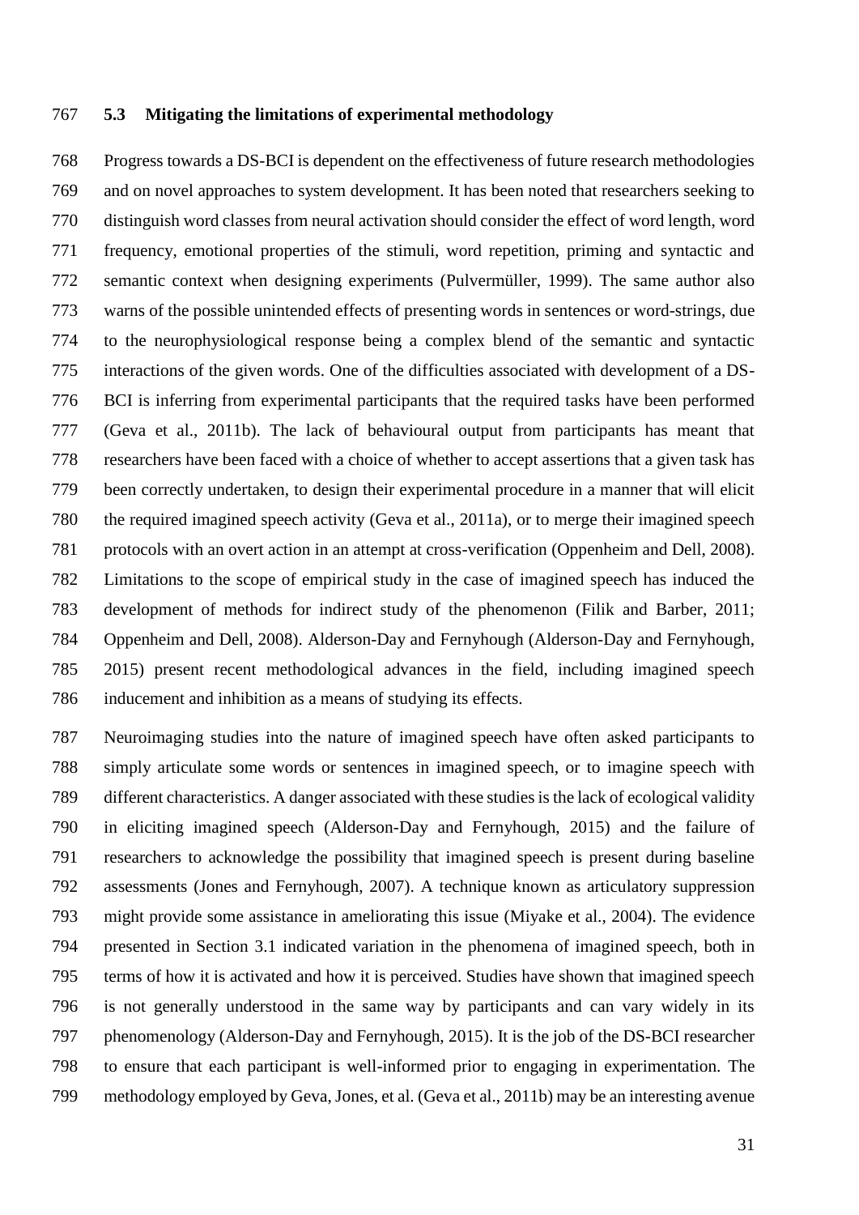### 5.3 Mitigating the limitations of experimental methodology

Progress towards a DS-BCI is dependent on the effectiveness of future research methodologies and on novel approaches to system development. It has been noted that researchers seeking to distinguish word classes from neural activation should consider the effect of word length, word frequency, emotional properties of the stimuli, word repetition, priming and syntactic and semantic context when designing experiments (Pulvermüller, 1999). The same author also warns of the possible unintended effects of presenting words in sentences or word-strings, due to the neurophysiological response being a complex blend of the semantic and syntactic interactions of the given words. One of the difficulties associated with development of a DS-BCI is inferring from experimental participants that the required tasks have been performed (Geva et al., 2011b). The lack of behavioural output from participants has meant that researchers have been faced with a choice of whether to accept assertions that a given task has been correctly undertaken, to design their experimental procedure in a manner that will elicit the required imagined speech activity (Geva et al., 2011a), or to merge their imagined speech protocols with an overt action in an attempt at cross-verification (Oppenheim and Dell, 2008). Limitations to the scope of empirical study in the case of imagined speech has induced the development of methods for indirect study of the phenomenon (Filik and Barber, 2011; Oppenheim and Dell, 2008). Alderson-Day and Fernyhough (Alderson-Day and Fernyhough, 2015) present recent methodological advances in the field, including imagined speech inducement and inhibition as a means of studying its effects.

Neuroimaging studies into the nature of imagined speech have often asked participants to simply articulate some words or sentences in imagined speech, or to imagine speech with different characteristics. A danger associated with these studies is the lack of ecological validity in eliciting imagined speech (Alderson-Day and Fernyhough, 2015) and the failure of researchers to acknowledge the possibility that imagined speech is present during baseline assessments (Jones and Fernyhough, 2007). A technique known as articulatory suppression might provide some assistance in ameliorating this issue (Miyake et al., 2004). The evidence presented in Section 3.1 indicated variation in the phenomena of imagined speech, both in terms of how it is activated and how it is perceived. Studies have shown that imagined speech is not generally understood in the same way by participants and can vary widely in its phenomenology (Alderson-Day and Fernyhough, 2015). It is the job of the DS-BCI researcher to ensure that each participant is well-informed prior to engaging in experimentation. The methodology employed by Geva, Jones, et al. (Geva et al., 2011b) may be an interesting avenue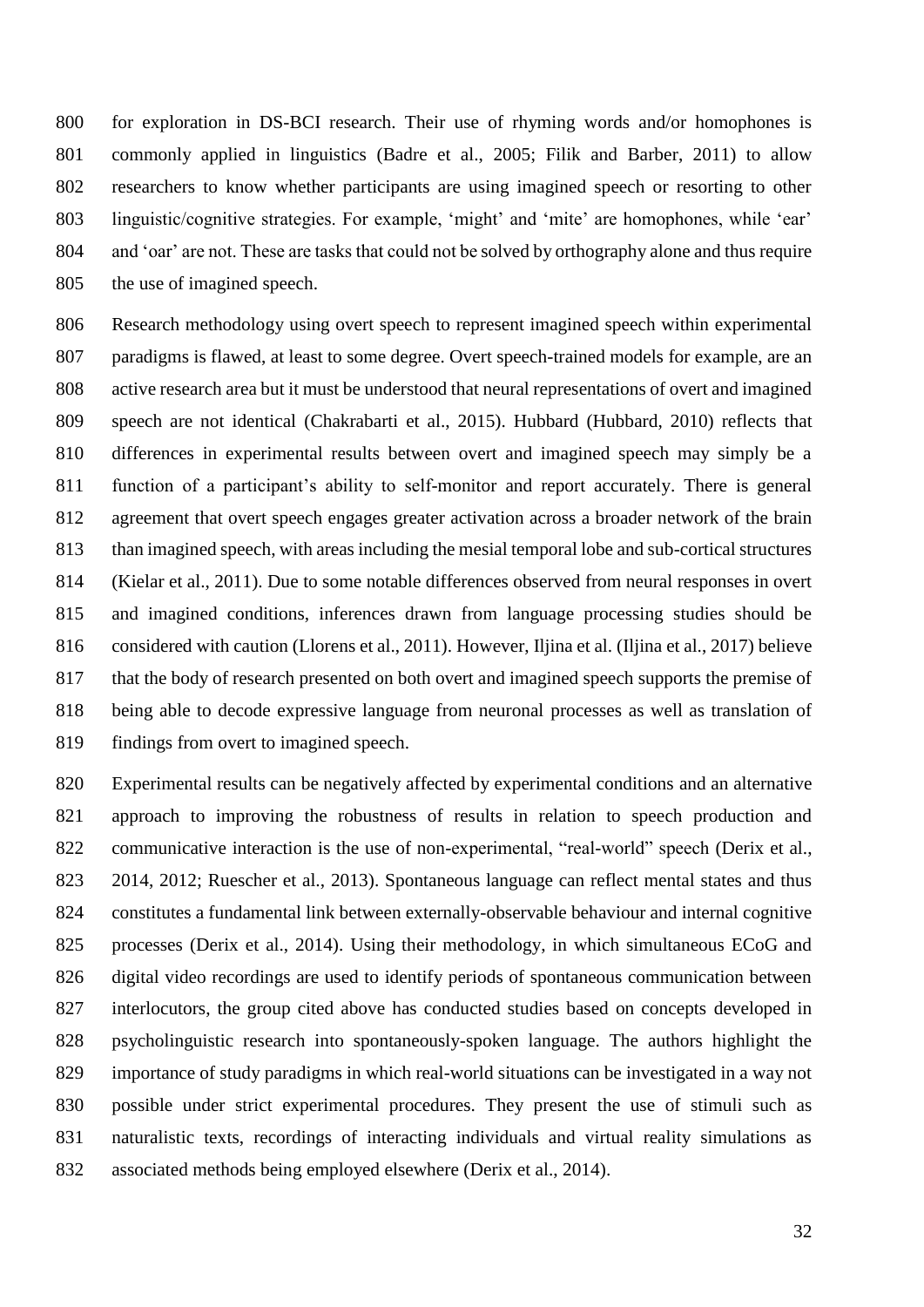for exploration in DS-BCI research. Their use of rhyming words and/or homophones is commonly applied in linguistics (Badre et al., 2005; Filik and Barber, 2011) to allow researchers to know whether participants are using imagined speech or resorting to other linguistic/cognitive strategies. For example, 'might' and 'mite' are homophones, while 'ear' and 'oar' are not. These are tasks that could not be solved by orthography alone and thus require the use of imagined speech.

Research methodology using overt speech to represent imagined speech within experimental paradigms is flawed, at least to some degree. Overt speech-trained models for example, are an active research area but it must be understood that neural representations of overt and imagined speech are not identical (Chakrabarti et al., 2015). Hubbard (Hubbard, 2010) reflects that differences in experimental results between overt and imagined speech may simply be a function of a participant's ability to self-monitor and report accurately. There is general agreement that overt speech engages greater activation across a broader network of the brain than imagined speech, with areas including the mesial temporal lobe and sub-cortical structures (Kielar et al., 2011). Due to some notable differences observed from neural responses in overt and imagined conditions, inferences drawn from language processing studies should be considered with caution (Llorens et al., 2011). However, Iljina et al. (Iljina et al., 2017) believe that the body of research presented on both overt and imagined speech supports the premise of being able to decode expressive language from neuronal processes as well as translation of findings from overt to imagined speech.

Experimental results can be negatively affected by experimental conditions and an alternative approach to improving the robustness of results in relation to speech production and communicative interaction is the use of non-experimental, "real-world" speech (Derix et al., 2014, 2012; Ruescher et al., 2013). Spontaneous language can reflect mental states and thus constitutes a fundamental link between externally-observable behaviour and internal cognitive processes (Derix et al., 2014). Using their methodology, in which simultaneous ECoG and digital video recordings are used to identify periods of spontaneous communication between interlocutors, the group cited above has conducted studies based on concepts developed in psycholinguistic research into spontaneously-spoken language. The authors highlight the importance of study paradigms in which real-world situations can be investigated in a way not possible under strict experimental procedures. They present the use of stimuli such as naturalistic texts, recordings of interacting individuals and virtual reality simulations as associated methods being employed elsewhere (Derix et al., 2014).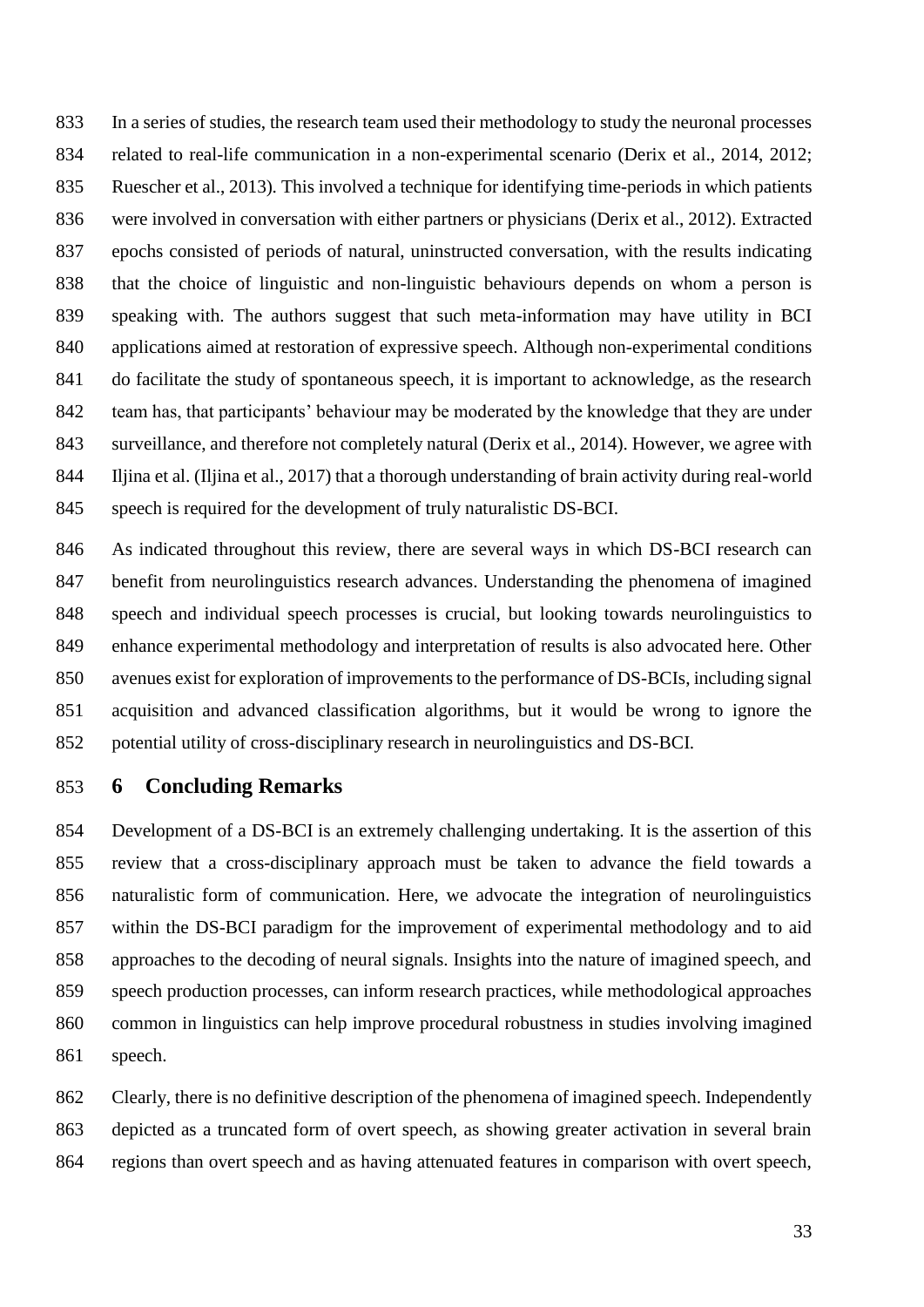In a series of studies, the research team used their methodology to study the neuronal processes related to real-life communication in a non-experimental scenario (Derix et al., 2014, 2012; Ruescher et al., 2013). This involved a technique for identifying time-periods in which patients were involved in conversation with either partners or physicians (Derix et al., 2012). Extracted epochs consisted of periods of natural, uninstructed conversation, with the results indicating that the choice of linguistic and non-linguistic behaviours depends on whom a person is speaking with. The authors suggest that such meta-information may have utility in BCI applications aimed at restoration of expressive speech. Although non-experimental conditions do facilitate the study of spontaneous speech, it is important to acknowledge, as the research team has, that participants' behaviour may be moderated by the knowledge that they are under surveillance, and therefore not completely natural (Derix et al., 2014). However, we agree with Iljina et al. (Iljina et al., 2017) that a thorough understanding of brain activity during real-world speech is required for the development of truly naturalistic DS-BCI.

As indicated throughout this review, there are several ways in which DS-BCI research can benefit from neurolinguistics research advances. Understanding the phenomena of imagined speech and individual speech processes is crucial, but looking towards neurolinguistics to enhance experimental methodology and interpretation of results is also advocated here. Other avenues exist for exploration of improvements to the performance of DS-BCIs, including signal acquisition and advanced classification algorithms, but it would be wrong to ignore the potential utility of cross-disciplinary research in neurolinguistics and DS-BCI.

# 6 Concluding Remarks

Development of a DS-BCI is an extremely challenging undertaking. It is the assertion of this review that a cross-disciplinary approach must be taken to advance the field towards a naturalistic form of communication. Here, we advocate the integration of neurolinguistics within the DS-BCI paradigm for the improvement of experimental methodology and to aid approaches to the decoding of neural signals. Insights into the nature of imagined speech, and speech production processes, can inform research practices, while methodological approaches common in linguistics can help improve procedural robustness in studies involving imagined speech.

Clearly, there is no definitive description of the phenomena of imagined speech. Independently depicted as a truncated form of overt speech, as showing greater activation in several brain regions than overt speech and as having attenuated features in comparison with overt speech,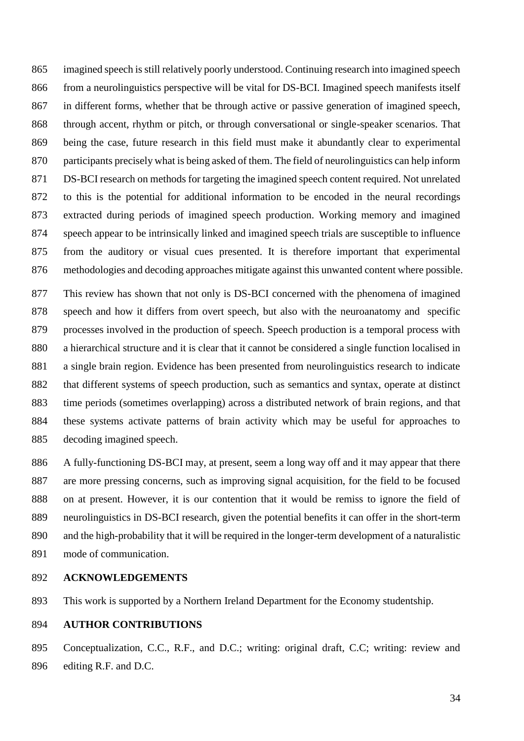imagined speech is still relatively poorly understood. Continuing research into imagined speech from a neurolinguistics perspective will be vital for DS-BCI. Imagined speech manifests itself in different forms, whether that be through active or passive generation of imagined speech, through accent, rhythm or pitch, or through conversational or single-speaker scenarios. That being the case, future research in this field must make it abundantly clear to experimental participants precisely what is being asked of them. The field of neurolinguistics can help inform DS-BCI research on methods for targeting the imagined speech content required. Not unrelated to this is the potential for additional information to be encoded in the neural recordings extracted during periods of imagined speech production. Working memory and imagined speech appear to be intrinsically linked and imagined speech trials are susceptible to influence from the auditory or visual cues presented. It is therefore important that experimental methodologies and decoding approaches mitigate against this unwanted content where possible.

This review has shown that not only is DS-BCI concerned with the phenomena of imagined speech and how it differs from overt speech, but also with the neuroanatomy and specific processes involved in the production of speech. Speech production is a temporal process with a hierarchical structure and it is clear that it cannot be considered a single function localised in a single brain region. Evidence has been presented from neurolinguistics research to indicate that different systems of speech production, such as semantics and syntax, operate at distinct time periods (sometimes overlapping) across a distributed network of brain regions, and that these systems activate patterns of brain activity which may be useful for approaches to decoding imagined speech.

A fully-functioning DS-BCI may, at present, seem a long way off and it may appear that there are more pressing concerns, such as improving signal acquisition, for the field to be focused on at present. However, it is our contention that it would be remiss to ignore the field of neurolinguistics in DS-BCI research, given the potential benefits it can offer in the short-term and the high-probability that it will be required in the longer-term development of a naturalistic mode of communication.

## ACKNOWLEDGEMENTS

This work is supported by a Northern Ireland Department for the Economy studentship.

## AUTHOR CONTRIBUTIONS

Conceptualization, C.C., R.F., and D.C.; writing: original draft, C.C; writing: review and editing R.F. and D.C.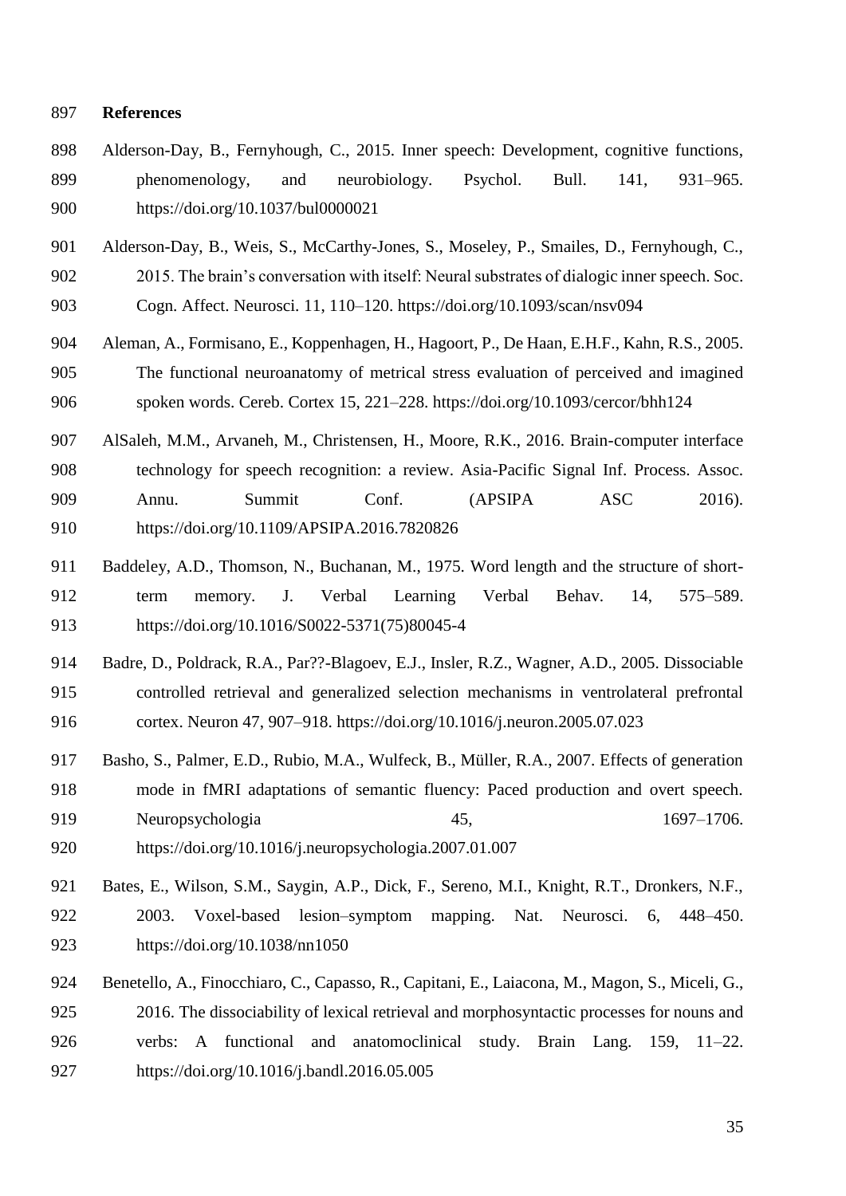**References**

Alderson-Day, B., Fernyhough, C., 2015. Inner speech: Development, cognitive functions, phenomenology, and neurobiology. Psychol. Bull. 141, 931–965. https://doi.org/10.1037/bul0000021

Alderson-Day, B., Weis, S., McCarthy-Jones, S., Moseley, P., Smailes, D., Fernyhough, C., 2015. The brain's conversation with itself: Neural substrates of dialogic inner speech. Soc. Cogn. Affect. Neurosci. 11, 110–120. https://doi.org/10.1093/scan/nsv094

Aleman, A., Formisano, E., Koppenhagen, H., Hagoort, P., De Haan, E.H.F., Kahn, R.S., 2005. The functional neuroanatomy of metrical stress evaluation of perceived and imagined spoken words. Cereb. Cortex 15, 221–228. https://doi.org/10.1093/cercor/bhh124

AlSaleh, M.M., Arvaneh, M., Christensen, H., Moore, R.K., 2016. Brain-computer interface technology for speech recognition: a review. Asia-Pacific Signal Inf. Process. Assoc. Annu. Summit Conf. (APSIPA ASC 2016). https://doi.org/10.1109/APSIPA.2016.7820826

Baddeley, A.D., Thomson, N., Buchanan, M., 1975. Word length and the structure of short-term memory. J. Verbal Learning Verbal Behav. 14, 575–589. https://doi.org/10.1016/S0022-5371(75)80045-4

Badre, D., Poldrack, R.A., Par??-Blagoev, E.J., Insler, R.Z., Wagner, A.D., 2005. Dissociable controlled retrieval and generalized selection mechanisms in ventrolateral prefrontal cortex. Neuron 47, 907–918. https://doi.org/10.1016/j.neuron.2005.07.023

Basho, S., Palmer, E.D., Rubio, M.A., Wulfeck, B., Müller, R.A., 2007. Effects of generation mode in fMRI adaptations of semantic fluency: Paced production and overt speech. Neuropsychologia 45, 1697–1706. https://doi.org/10.1016/j.neuropsychologia.2007.01.007

Bates, E., Wilson, S.M., Saygin, A.P., Dick, F., Sereno, M.I., Knight, R.T., Dronkers, N.F., 2003. Voxel-based lesion–symptom mapping. Nat. Neurosci. 6, 448–450. https://doi.org/10.1038/nn1050

Benetello, A., Finocchiaro, C., Capasso, R., Capitani, E., Laiacona, M., Magon, S., Miceli, G., 2016. The dissociability of lexical retrieval and morphosyntactic processes for nouns and verbs: A functional and anatomoclinical study. Brain Lang. 159, 11–22. https://doi.org/10.1016/j.bandl.2016.05.005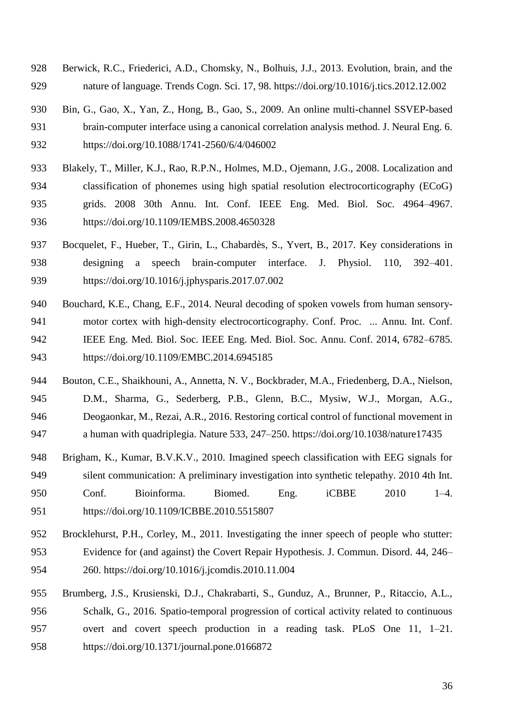Berwick, R.C., Friederici, A.D., Chomsky, N., Bolhuis, J.J., 2013. Evolution, brain, and the nature of language. Trends Cogn. Sci. 17, 98. https://doi.org/10.1016/j.tics.2012.12.002

Bin, G., Gao, X., Yan, Z., Hong, B., Gao, S., 2009. An online multi-channel SSVEP-based brain-computer interface using a canonical correlation analysis method. J. Neural Eng. 6. https://doi.org/10.1088/1741-2560/6/4/046002

Blakely, T., Miller, K.J., Rao, R.P.N., Holmes, M.D., Ojemann, J.G., 2008. Localization and classification of phonemes using high spatial resolution electrocorticography (ECoG) grids. 2008 30th Annu. Int. Conf. IEEE Eng. Med. Biol. Soc. 4964–4967. https://doi.org/10.1109/IEMBS.2008.4650328

Bocquelet, F., Hueber, T., Girin, L., Chabardès, S., Yvert, B., 2017. Key considerations in designing a speech brain-computer interface. J. Physiol. 110, 392–401. https://doi.org/10.1016/j.jphysparis.2017.07.002

Bouchard, K.E., Chang, E.F., 2014. Neural decoding of spoken vowels from human sensory-motor cortex with high-density electrocorticography. Conf. Proc. ... Annu. Int. Conf. IEEE Eng. Med. Biol. Soc. IEEE Eng. Med. Biol. Soc. Annu. Conf. 2014, 6782–6785. https://doi.org/10.1109/EMBC.2014.6945185

Bouton, C.E., Shaikhouni, A., Annetta, N. V., Bockbrader, M.A., Friedenberg, D.A., Nielson, D.M., Sharma, G., Sederberg, P.B., Glenn, B.C., Mysiw, W.J., Morgan, A.G., Deogaonkar, M., Rezai, A.R., 2016. Restoring cortical control of functional movement in a human with quadriplegia. Nature 533, 247–250. https://doi.org/10.1038/nature17435

Brigham, K., Kumar, B.V.K.V., 2010. Imagined speech classification with EEG signals for silent communication: A preliminary investigation into synthetic telepathy. 2010 4th Int. Conf. Bioinforma. Biomed. Eng. iCBBE 2010 1–4. https://doi.org/10.1109/ICBBE.2010.5515807

Brocklehurst, P.H., Corley, M., 2011. Investigating the inner speech of people who stutter: Evidence for (and against) the Covert Repair Hypothesis. J. Commun. Disord. 44, 246–260. https://doi.org/10.1016/j.jcomdis.2010.11.004

Brumberg, J.S., Krusienski, D.J., Chakrabarti, S., Gunduz, A., Brunner, P., Ritaccio, A.L., Schalk, G., 2016. Spatio-temporal progression of cortical activity related to continuous overt and covert speech production in a reading task. PLoS One 11, 1–21. https://doi.org/10.1371/journal.pone.0166872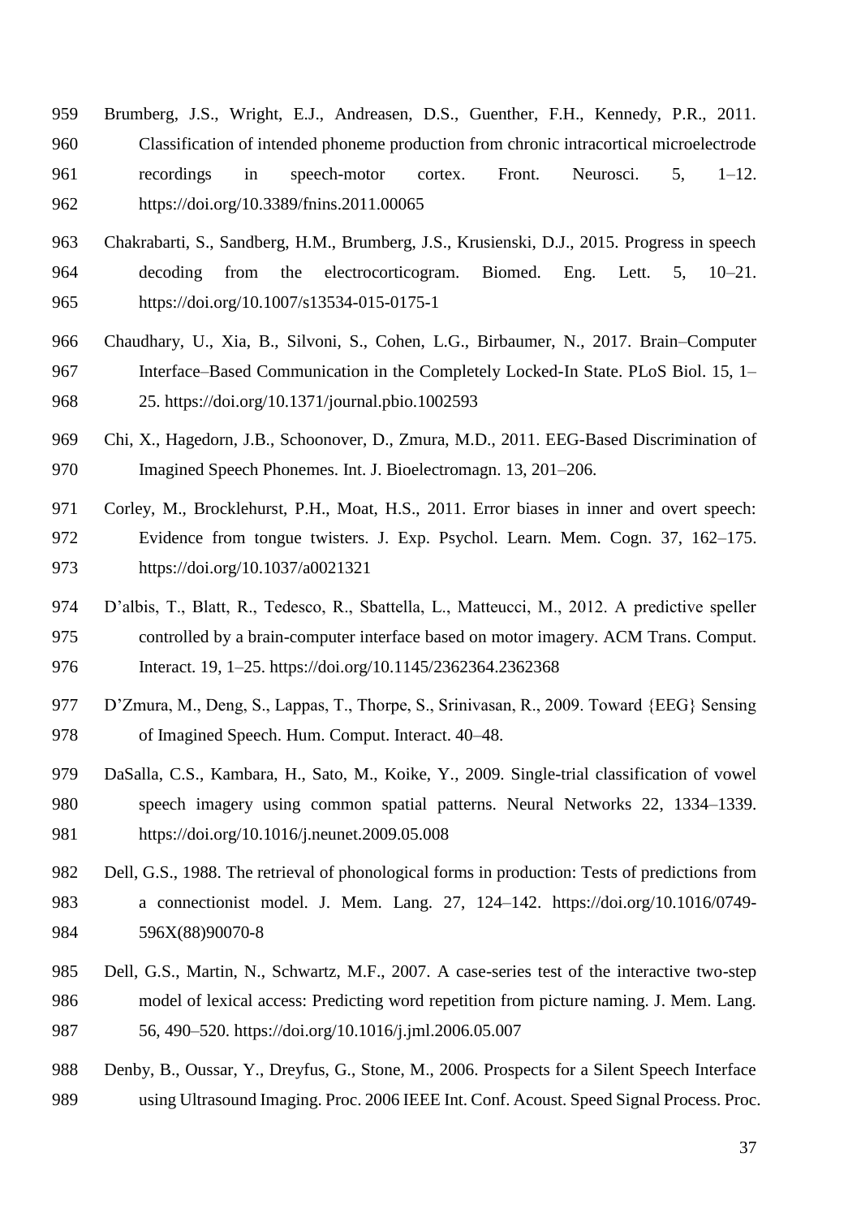Brumberg, J.S., Wright, E.J., Andreasen, D.S., Guenther, F.H., Kennedy, P.R., 2011. Classification of intended phoneme production from chronic intracortical microelectrode recordings in speech-motor cortex. Front. Neurosci. 5, 1–12. https://doi.org/10.3389/fnins.2011.00065

Chakrabarti, S., Sandberg, H.M., Brumberg, J.S., Krusienski, D.J., 2015. Progress in speech decoding from the electrocorticogram. Biomed. Eng. Lett. 5, 10–21. https://doi.org/10.1007/s13534-015-0175-1

Chaudhary, U., Xia, B., Silvoni, S., Cohen, L.G., Birbaumer, N., 2017. Brain–Computer Interface–Based Communication in the Completely Locked-In State. PLoS Biol. 15, 1–25. https://doi.org/10.1371/journal.pbio.1002593

Chi, X., Hagedorn, J.B., Schoonover, D., Zmura, M.D., 2011. EEG-Based Discrimination of Imagined Speech Phonemes. Int. J. Bioelectromagn. 13, 201–206.

Corley, M., Brocklehurst, P.H., Moat, H.S., 2011. Error biases in inner and overt speech: Evidence from tongue twisters. J. Exp. Psychol. Learn. Mem. Cogn. 37, 162–175. https://doi.org/10.1037/a0021321

D'albis, T., Blatt, R., Tedesco, R., Sbattella, L., Matteucci, M., 2012. A predictive speller controlled by a brain-computer interface based on motor imagery. ACM Trans. Comput. Interact. 19, 1–25. https://doi.org/10.1145/2362364.2362368

D'Zmura, M., Deng, S., Lappas, T., Thorpe, S., Srinivasan, R., 2009. Toward {EEG} Sensing of Imagined Speech. Hum. Comput. Interact. 40–48.

DaSalla, C.S., Kambara, H., Sato, M., Koike, Y., 2009. Single-trial classification of vowel speech imagery using common spatial patterns. Neural Networks 22, 1334–1339. https://doi.org/10.1016/j.neunet.2009.05.008

Dell, G.S., 1988. The retrieval of phonological forms in production: Tests of predictions from a connectionist model. J. Mem. Lang. 27, 124–142. https://doi.org/10.1016/0749-596X(88)90070-8

Dell, G.S., Martin, N., Schwartz, M.F., 2007. A case-series test of the interactive two-step model of lexical access: Predicting word repetition from picture naming. J. Mem. Lang. 56, 490–520. https://doi.org/10.1016/j.jml.2006.05.007

Denby, B., Oussar, Y., Dreyfus, G., Stone, M., 2006. Prospects for a Silent Speech Interface using Ultrasound Imaging. Proc. 2006 IEEE Int. Conf. Acoust. Speed Signal Process. Proc.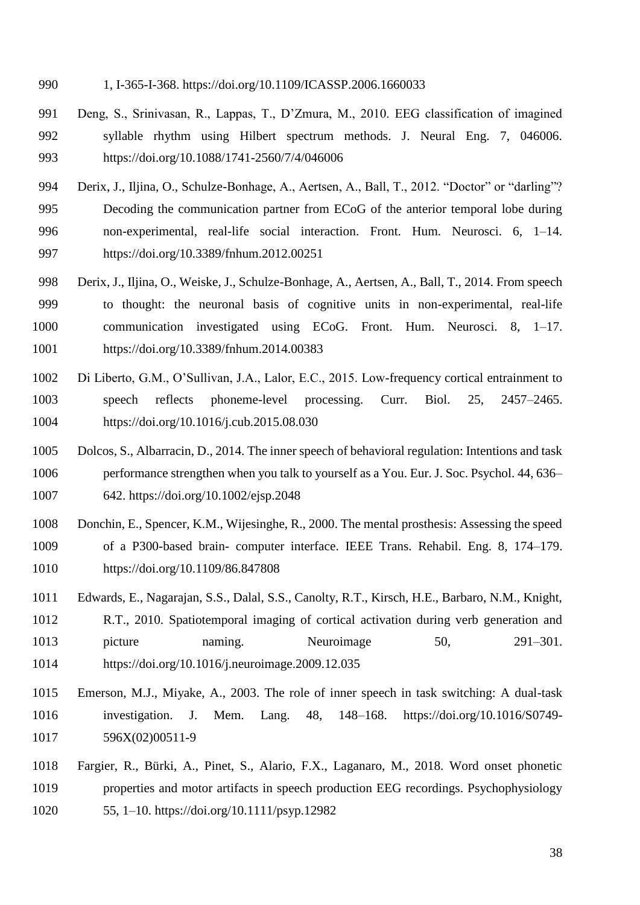1, I-365-I-368. https://doi.org/10.1109/ICASSP.2006.1660033

Deng, S., Srinivasan, R., Lappas, T., D'Zmura, M., 2010. EEG classification of imagined syllable rhythm using Hilbert spectrum methods. J. Neural Eng. 7, 046006. https://doi.org/10.1088/1741-2560/7/4/046006

Derix, J., Iljina, O., Schulze-Bonhage, A., Aertsen, A., Ball, T., 2012. "Doctor" or "darling"? Decoding the communication partner from ECoG of the anterior temporal lobe during non-experimental, real-life social interaction. Front. Hum. Neurosci. 6, 1–14. https://doi.org/10.3389/fnhum.2012.00251

Derix, J., Iljina, O., Weiske, J., Schulze-Bonhage, A., Aertsen, A., Ball, T., 2014. From speech to thought: the neuronal basis of cognitive units in non-experimental, real-life communication investigated using ECoG. Front. Hum. Neurosci. 8, 1–17. https://doi.org/10.3389/fnhum.2014.00383

Di Liberto, G.M., O'Sullivan, J.A., Lalor, E.C., 2015. Low-frequency cortical entrainment to speech reflects phoneme-level processing. Curr. Biol. 25, 2457–2465. https://doi.org/10.1016/j.cub.2015.08.030

Dolcos, S., Albarracin, D., 2014. The inner speech of behavioral regulation: Intentions and task performance strengthen when you talk to yourself as a You. Eur. J. Soc. Psychol. 44, 636–642. https://doi.org/10.1002/ejsp.2048

Donchin, E., Spencer, K.M., Wijesinghe, R., 2000. The mental prosthesis: Assessing the speed of a P300-based brain- computer interface. IEEE Trans. Rehabil. Eng. 8, 174–179. https://doi.org/10.1109/86.847808

Edwards, E., Nagarajan, S.S., Dalal, S.S., Canolty, R.T., Kirsch, H.E., Barbaro, N.M., Knight, R.T., 2010. Spatiotemporal imaging of cortical activation during verb generation and picture naming. Neuroimage 50, 291–301. https://doi.org/10.1016/j.neuroimage.2009.12.035

Emerson, M.J., Miyake, A., 2003. The role of inner speech in task switching: A dual-task investigation. J. Mem. Lang. 48, 148–168. https://doi.org/10.1016/S0749-596X(02)00511-9

Fargier, R., Bürki, A., Pinet, S., Alario, F.X., Laganaro, M., 2018. Word onset phonetic properties and motor artifacts in speech production EEG recordings. Psychophysiology 55, 1–10. https://doi.org/10.1111/psyp.12982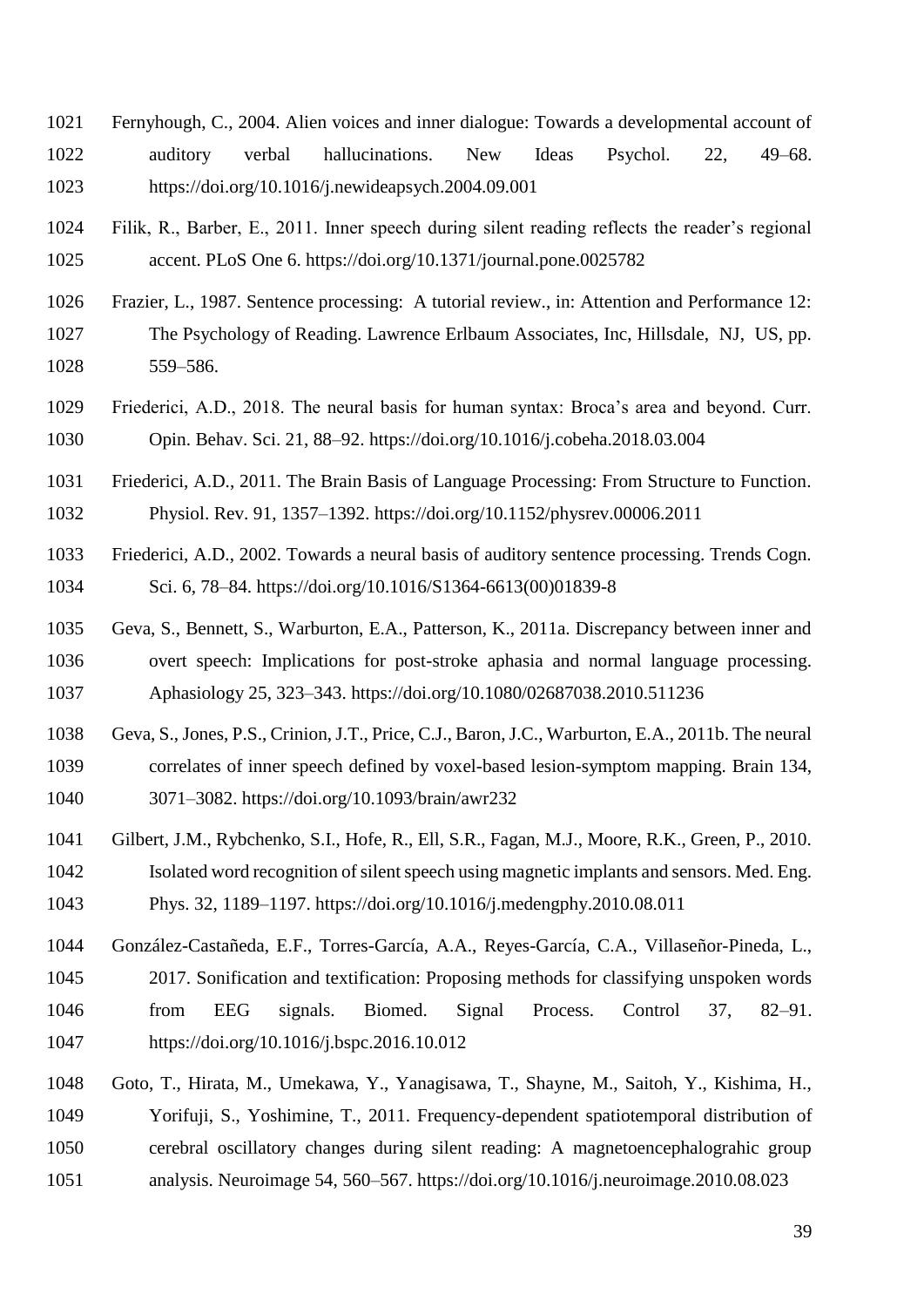Fernyhough, C., 2004. Alien voices and inner dialogue: Towards a developmental account of auditory verbal hallucinations. New Ideas Psychol. 22, 49–68. https://doi.org/10.1016/j.newideapsych.2004.09.001

Filik, R., Barber, E., 2011. Inner speech during silent reading reflects the reader's regional accent. PLoS One 6. https://doi.org/10.1371/journal.pone.0025782

Frazier, L., 1987. Sentence processing: A tutorial review., in: Attention and Performance 12: The Psychology of Reading. Lawrence Erlbaum Associates, Inc, Hillsdale, NJ, US, pp. 559–586.

Friederici, A.D., 2018. The neural basis for human syntax: Broca's area and beyond. Curr. Opin. Behav. Sci. 21, 88–92. https://doi.org/10.1016/j.cobeha.2018.03.004

Friederici, A.D., 2011. The Brain Basis of Language Processing: From Structure to Function. Physiol. Rev. 91, 1357–1392. https://doi.org/10.1152/physrev.00006.2011

Friederici, A.D., 2002. Towards a neural basis of auditory sentence processing. Trends Cogn. Sci. 6, 78–84. https://doi.org/10.1016/S1364-6613(00)01839-8

Geva, S., Bennett, S., Warburton, E.A., Patterson, K., 2011a. Discrepancy between inner and overt speech: Implications for post-stroke aphasia and normal language processing. Aphasiology 25, 323–343. https://doi.org/10.1080/02687038.2010.511236

Geva, S., Jones, P.S., Crinion, J.T., Price, C.J., Baron, J.C., Warburton, E.A., 2011b. The neural correlates of inner speech defined by voxel-based lesion-symptom mapping. Brain 134, 3071–3082. https://doi.org/10.1093/brain/awr232

Gilbert, J.M., Rybchenko, S.I., Hofe, R., Ell, S.R., Fagan, M.J., Moore, R.K., Green, P., 2010. Isolated word recognition of silent speech using magnetic implants and sensors. Med. Eng. Phys. 32, 1189–1197. https://doi.org/10.1016/j.medengphy.2010.08.011

González-Castañeda, E.F., Torres-García, A.A., Reyes-García, C.A., Villaseñor-Pineda, L., 2017. Sonification and textification: Proposing methods for classifying unspoken words from EEG signals. Biomed. Signal Process. Control 37, 82–91. https://doi.org/10.1016/j.bspc.2016.10.012

Goto, T., Hirata, M., Umekawa, Y., Yanagisawa, T., Shayne, M., Saitoh, Y., Kishima, H., Yorifuji, S., Yoshimine, T., 2011. Frequency-dependent spatiotemporal distribution of cerebral oscillatory changes during silent reading: A magnetoencephalograhic group analysis. Neuroimage 54, 560–567. https://doi.org/10.1016/j.neuroimage.2010.08.023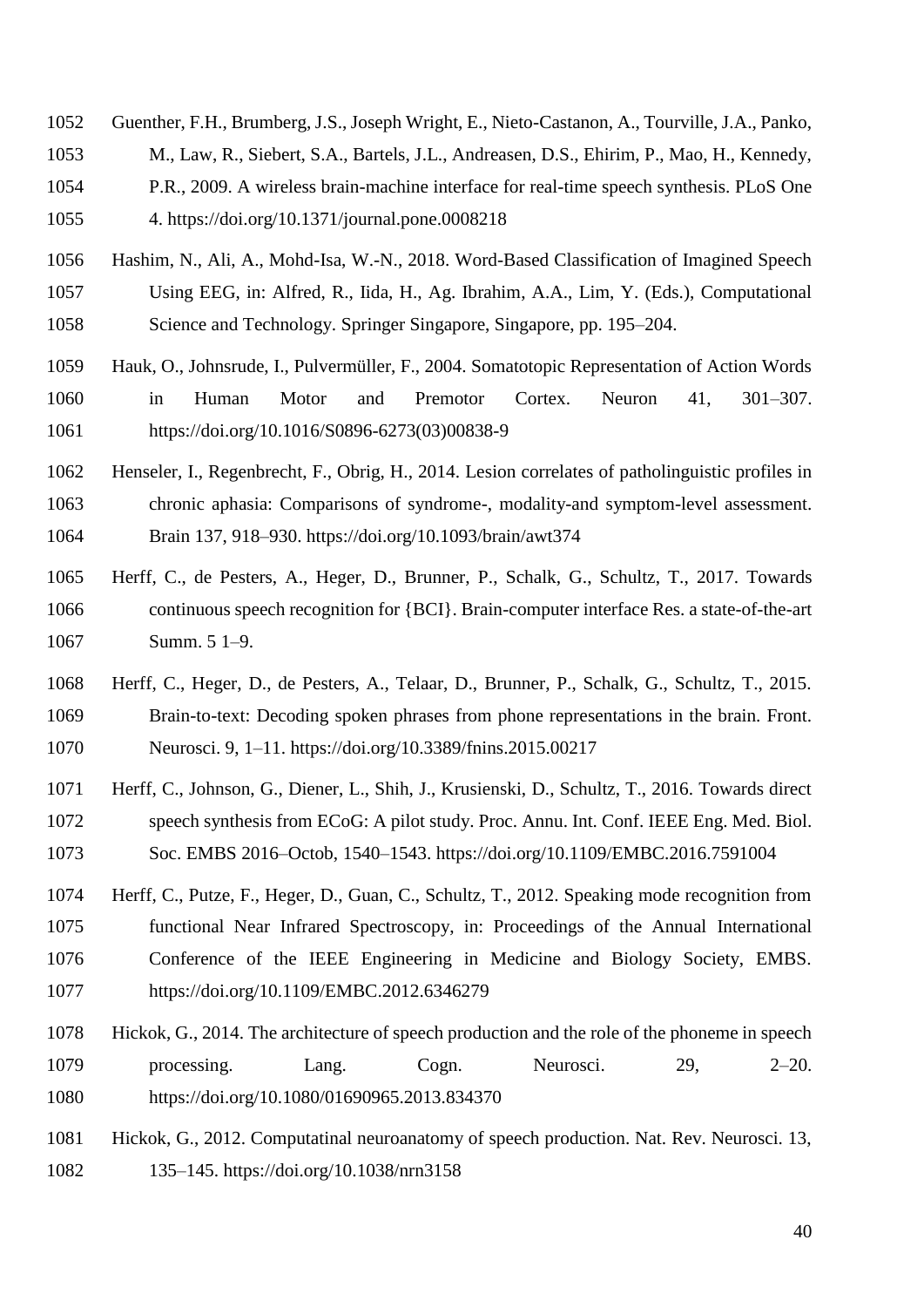Guenther, F.H., Brumberg, J.S., Joseph Wright, E., Nieto-Castanon, A., Tourville, J.A., Panko, M., Law, R., Siebert, S.A., Bartels, J.L., Andreasen, D.S., Ehirim, P., Mao, H., Kennedy, P.R., 2009. A wireless brain-machine interface for real-time speech synthesis. PLoS One 4. https://doi.org/10.1371/journal.pone.0008218

Hashim, N., Ali, A., Mohd-Isa, W.-N., 2018. Word-Based Classification of Imagined Speech Using EEG, in: Alfred, R., Iida, H., Ag. Ibrahim, A.A., Lim, Y. (Eds.), Computational Science and Technology. Springer Singapore, Singapore, pp. 195–204.

Hauk, O., Johnsrude, I., Pulvermüller, F., 2004. Somatotopic Representation of Action Words in Human Motor and Premotor Cortex. Neuron 41, 301–307. https://doi.org/10.1016/S0896-6273(03)00838-9

Henseler, I., Regenbrecht, F., Obrig, H., 2014. Lesion correlates of patholinguistic profiles in chronic aphasia: Comparisons of syndrome-, modality-and symptom-level assessment. Brain 137, 918–930. https://doi.org/10.1093/brain/awt374

Herff, C., de Pesters, A., Heger, D., Brunner, P., Schalk, G., Schultz, T., 2017. Towards continuous speech recognition for {BCI}. Brain-computer interface Res. a state-of-the-art Summ. 5 1–9.

Herff, C., Heger, D., de Pesters, A., Telaar, D., Brunner, P., Schalk, G., Schultz, T., 2015. Brain-to-text: Decoding spoken phrases from phone representations in the brain. Front. Neurosci. 9, 1–11. https://doi.org/10.3389/fnins.2015.00217

Herff, C., Johnson, G., Diener, L., Shih, J., Krusienski, D., Schultz, T., 2016. Towards direct speech synthesis from ECoG: A pilot study. Proc. Annu. Int. Conf. IEEE Eng. Med. Biol. Soc. EMBS 2016–Octob, 1540–1543. https://doi.org/10.1109/EMBC.2016.7591004

Herff, C., Putze, F., Heger, D., Guan, C., Schultz, T., 2012. Speaking mode recognition from functional Near Infrared Spectroscopy, in: Proceedings of the Annual International Conference of the IEEE Engineering in Medicine and Biology Society, EMBS. https://doi.org/10.1109/EMBC.2012.6346279

Hickok, G., 2014. The architecture of speech production and the role of the phoneme in speech processing. Lang. Cogn. Neurosci. 29, 2–20. https://doi.org/10.1080/01690965.2013.834370

Hickok, G., 2012. Computatinal neuroanatomy of speech production. Nat. Rev. Neurosci. 13, 135–145. https://doi.org/10.1038/nrn3158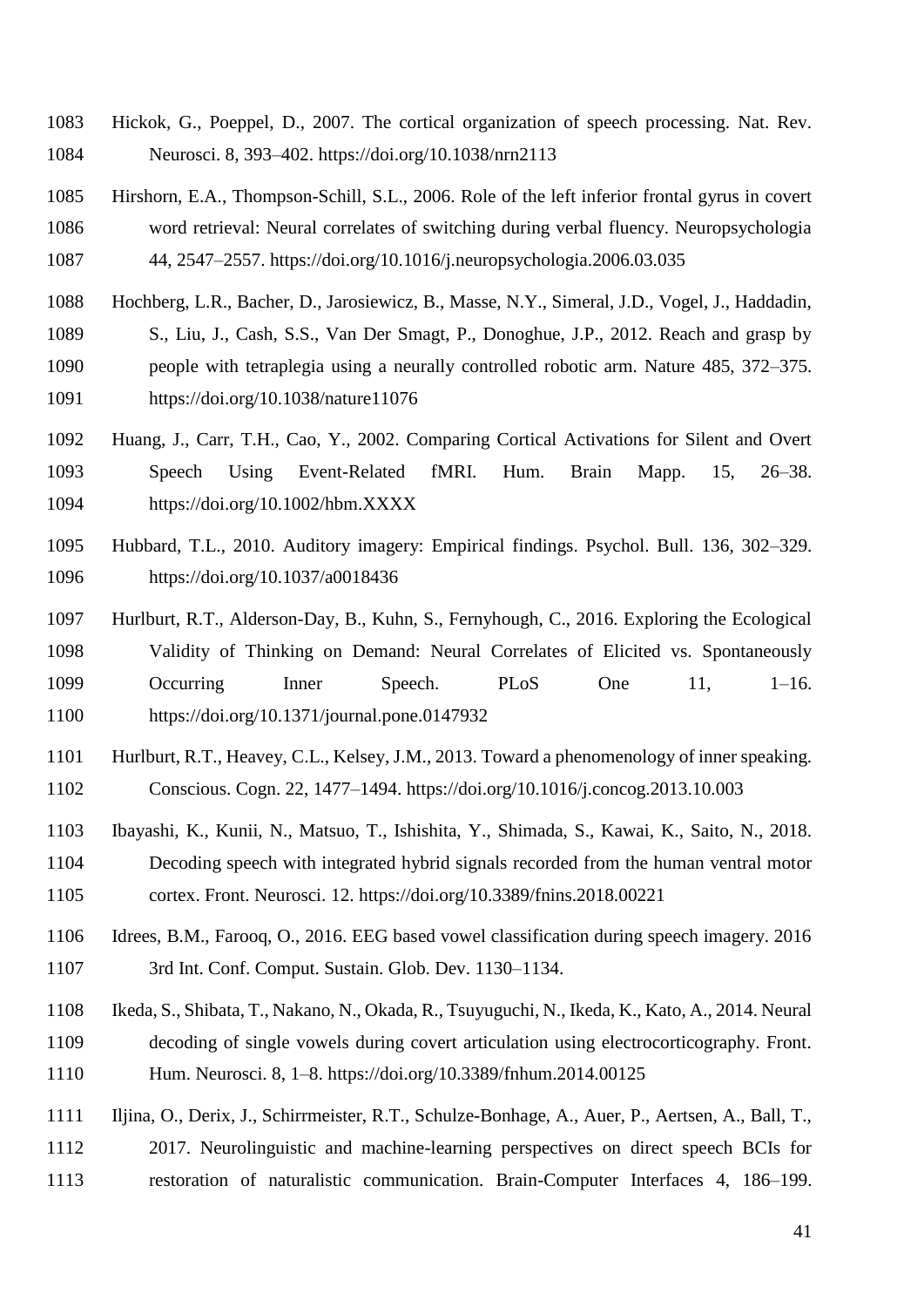Hickok, G., Poeppel, D., 2007. The cortical organization of speech processing. Nat. Rev. Neurosci. 8, 393–402. https://doi.org/10.1038/nrn2113

Hirshorn, E.A., Thompson-Schill, S.L., 2006. Role of the left inferior frontal gyrus in covert word retrieval: Neural correlates of switching during verbal fluency. Neuropsychologia 44, 2547–2557. https://doi.org/10.1016/j.neuropsychologia.2006.03.035

Hochberg, L.R., Bacher, D., Jarosiewicz, B., Masse, N.Y., Simeral, J.D., Vogel, J., Haddadin, S., Liu, J., Cash, S.S., Van Der Smagt, P., Donoghue, J.P., 2012. Reach and grasp by people with tetraplegia using a neurally controlled robotic arm. Nature 485, 372–375. https://doi.org/10.1038/nature11076

Huang, J., Carr, T.H., Cao, Y., 2002. Comparing Cortical Activations for Silent and Overt Speech Using Event-Related fMRI. Hum. Brain Mapp. 15, 26–38. https://doi.org/10.1002/hbm.XXXX

Hubbard, T.L., 2010. Auditory imagery: Empirical findings. Psychol. Bull. 136, 302–329. https://doi.org/10.1037/a0018436

Hurlburt, R.T., Alderson-Day, B., Kuhn, S., Fernyhough, C., 2016. Exploring the Ecological Validity of Thinking on Demand: Neural Correlates of Elicited vs. Spontaneously Occurring Inner Speech. PLoS One 11, 1–16. https://doi.org/10.1371/journal.pone.0147932

Hurlburt, R.T., Heavey, C.L., Kelsey, J.M., 2013. Toward a phenomenology of inner speaking. Conscious. Cogn. 22, 1477–1494. https://doi.org/10.1016/j.concog.2013.10.003

Ibayashi, K., Kunii, N., Matsuo, T., Ishishita, Y., Shimada, S., Kawai, K., Saito, N., 2018. Decoding speech with integrated hybrid signals recorded from the human ventral motor cortex. Front. Neurosci. 12. https://doi.org/10.3389/fnins.2018.00221

Idrees, B.M., Farooq, O., 2016. EEG based vowel classification during speech imagery. 2016 3rd Int. Conf. Comput. Sustain. Glob. Dev. 1130–1134.

Ikeda, S., Shibata, T., Nakano, N., Okada, R., Tsuyuguchi, N., Ikeda, K., Kato, A., 2014. Neural decoding of single vowels during covert articulation using electrocorticography. Front. Hum. Neurosci. 8, 1–8. https://doi.org/10.3389/fnhum.2014.00125

Iljina, O., Derix, J., Schirrmeister, R.T., Schulze-Bonhage, A., Auer, P., Aertsen, A., Ball, T., 2017. Neurolinguistic and machine-learning perspectives on direct speech BCIs for restoration of naturalistic communication. Brain-Computer Interfaces 4, 186–199.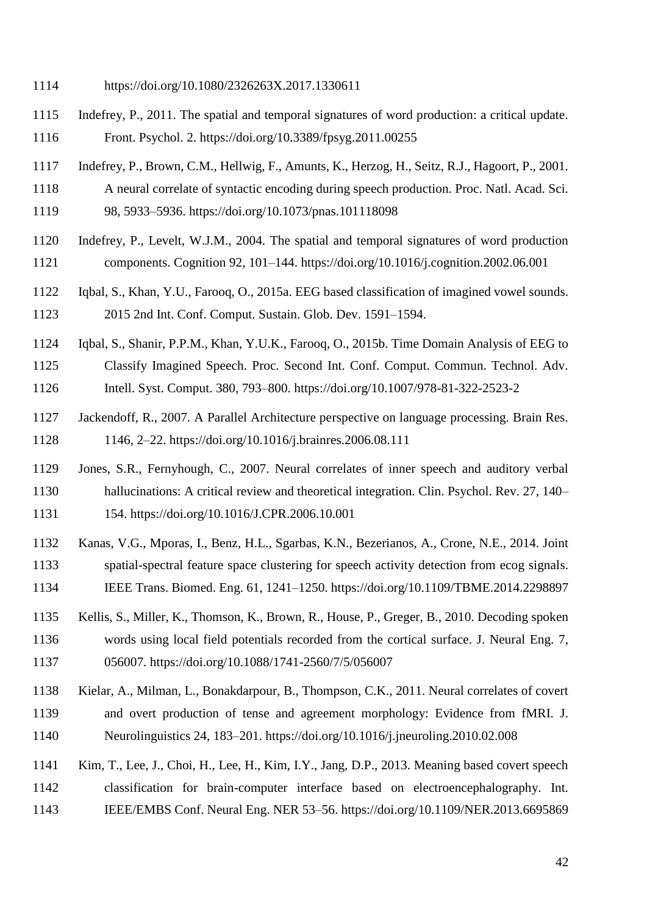https://doi.org/10.1080/2326263X.2017.1330611

Indefrey, P., 2011. The spatial and temporal signatures of word production: a critical update. Front. Psychol. 2. https://doi.org/10.3389/fpsyg.2011.00255

Indefrey, P., Brown, C.M., Hellwig, F., Amunts, K., Herzog, H., Seitz, R.J., Hagoort, P., 2001. A neural correlate of syntactic encoding during speech production. Proc. Natl. Acad. Sci. 98, 5933–5936. https://doi.org/10.1073/pnas.101118098

Indefrey, P., Levelt, W.J.M., 2004. The spatial and temporal signatures of word production components. Cognition 92, 101–144. https://doi.org/10.1016/j.cognition.2002.06.001

Iqbal, S., Khan, Y.U., Farooq, O., 2015a. EEG based classification of imagined vowel sounds. 2015 2nd Int. Conf. Comput. Sustain. Glob. Dev. 1591–1594.

Iqbal, S., Shanir, P.P.M., Khan, Y.U.K., Farooq, O., 2015b. Time Domain Analysis of EEG to Classify Imagined Speech. Proc. Second Int. Conf. Comput. Commun. Technol. Adv. Intell. Syst. Comput. 380, 793–800. https://doi.org/10.1007/978-81-322-2523-2

Jackendoff, R., 2007. A Parallel Architecture perspective on language processing. Brain Res. 1146, 2–22. https://doi.org/10.1016/j.brainres.2006.08.111

Jones, S.R., Fernyhough, C., 2007. Neural correlates of inner speech and auditory verbal hallucinations: A critical review and theoretical integration. Clin. Psychol. Rev. 27, 140–154. https://doi.org/10.1016/J.CPR.2006.10.001

Kanas, V.G., Mporas, I., Benz, H.L., Sgarbas, K.N., Bezerianos, A., Crone, N.E., 2014. Joint spatial-spectral feature space clustering for speech activity detection from ecog signals. IEEE Trans. Biomed. Eng. 61, 1241–1250. https://doi.org/10.1109/TBME.2014.2298897

Kellis, S., Miller, K., Thomson, K., Brown, R., House, P., Greger, B., 2010. Decoding spoken words using local field potentials recorded from the cortical surface. J. Neural Eng. 7, 056007. https://doi.org/10.1088/1741-2560/7/5/056007

Kielar, A., Milman, L., Bonakdarpour, B., Thompson, C.K., 2011. Neural correlates of covert and overt production of tense and agreement morphology: Evidence from fMRI. J. Neurolinguistics 24, 183–201. https://doi.org/10.1016/j.jneuroling.2010.02.008

Kim, T., Lee, J., Choi, H., Lee, H., Kim, I.Y., Jang, D.P., 2013. Meaning based covert speech classification for brain-computer interface based on electroencephalography. Int. IEEE/EMBS Conf. Neural Eng. NER 53–56. https://doi.org/10.1109/NER.2013.6695869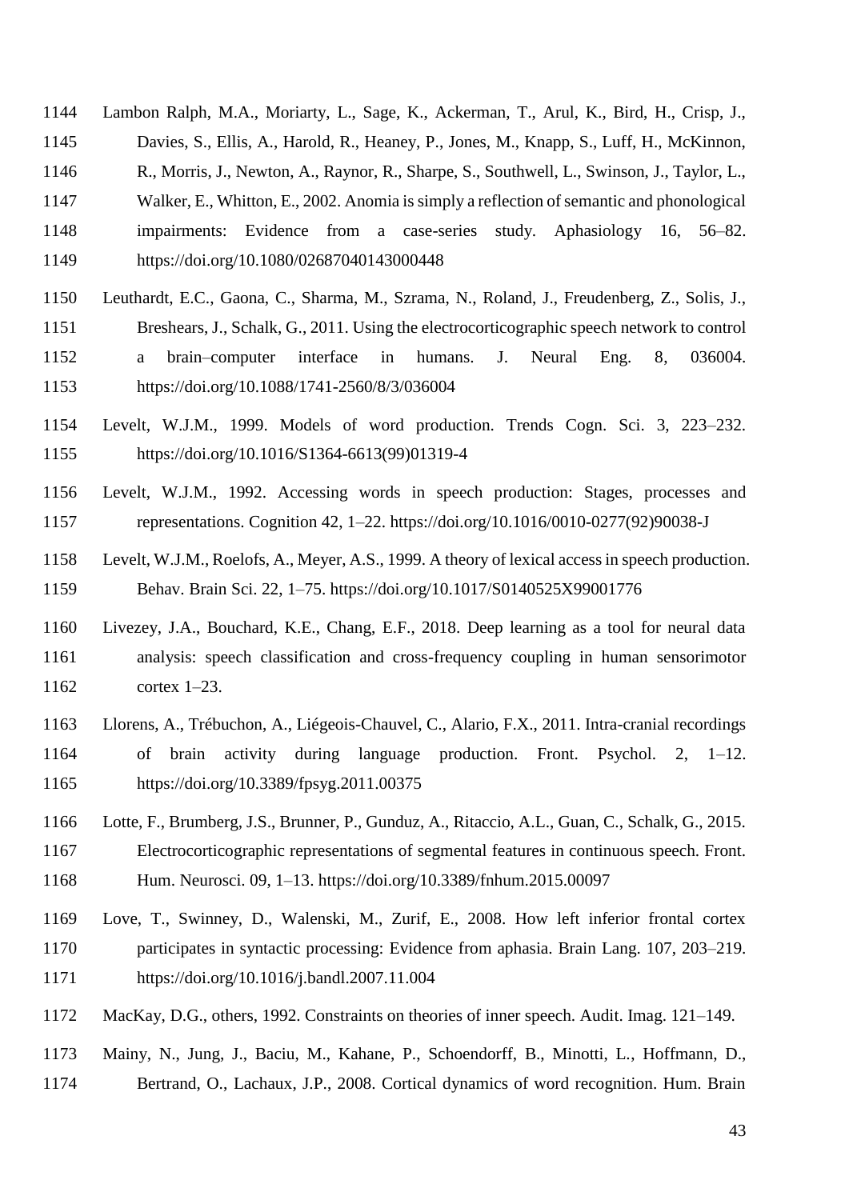Lambon Ralph, M.A., Moriarty, L., Sage, K., Ackerman, T., Arul, K., Bird, H., Crisp, J., Davies, S., Ellis, A., Harold, R., Heaney, P., Jones, M., Knapp, S., Luff, H., McKinnon, R., Morris, J., Newton, A., Raynor, R., Sharpe, S., Southwell, L., Swinson, J., Taylor, L., Walker, E., Whitton, E., 2002. Anomia is simply a reflection of semantic and phonological impairments: Evidence from a case-series study. Aphasiology 16, 56–82. https://doi.org/10.1080/02687040143000448

Leuthardt, E.C., Gaona, C., Sharma, M., Szrama, N., Roland, J., Freudenberg, Z., Solis, J., Breshears, J., Schalk, G., 2011. Using the electrocorticographic speech network to control a brain–computer interface in humans. J. Neural Eng. 8, 036004. https://doi.org/10.1088/1741-2560/8/3/036004

Levelt, W.J.M., 1999. Models of word production. Trends Cogn. Sci. 3, 223–232. https://doi.org/10.1016/S1364-6613(99)01319-4

Levelt, W.J.M., 1992. Accessing words in speech production: Stages, processes and representations. Cognition 42, 1–22. https://doi.org/10.1016/0010-0277(92)90038-J

Levelt, W.J.M., Roelofs, A., Meyer, A.S., 1999. A theory of lexical access in speech production. Behav. Brain Sci. 22, 1–75. https://doi.org/10.1017/S0140525X99001776

Livezey, J.A., Bouchard, K.E., Chang, E.F., 2018. Deep learning as a tool for neural data analysis: speech classification and cross-frequency coupling in human sensorimotor cortex 1–23.

Llorens, A., Trébuchon, A., Liégeois-Chauvel, C., Alario, F.X., 2011. Intra-cranial recordings of brain activity during language production. Front. Psychol. 2, 1–12. https://doi.org/10.3389/fpsyg.2011.00375

Lotte, F., Brumberg, J.S., Brunner, P., Gunduz, A., Ritaccio, A.L., Guan, C., Schalk, G., 2015. Electrocorticographic representations of segmental features in continuous speech. Front. Hum. Neurosci. 09, 1–13. https://doi.org/10.3389/fnhum.2015.00097

Love, T., Swinney, D., Walenski, M., Zurif, E., 2008. How left inferior frontal cortex participates in syntactic processing: Evidence from aphasia. Brain Lang. 107, 203–219. https://doi.org/10.1016/j.bandl.2007.11.004

MacKay, D.G., others, 1992. Constraints on theories of inner speech. Audit. Imag. 121–149.

Mainy, N., Jung, J., Baciu, M., Kahane, P., Schoendorff, B., Minotti, L., Hoffmann, D., Bertrand, O., Lachaux, J.P., 2008. Cortical dynamics of word recognition. Hum. Brain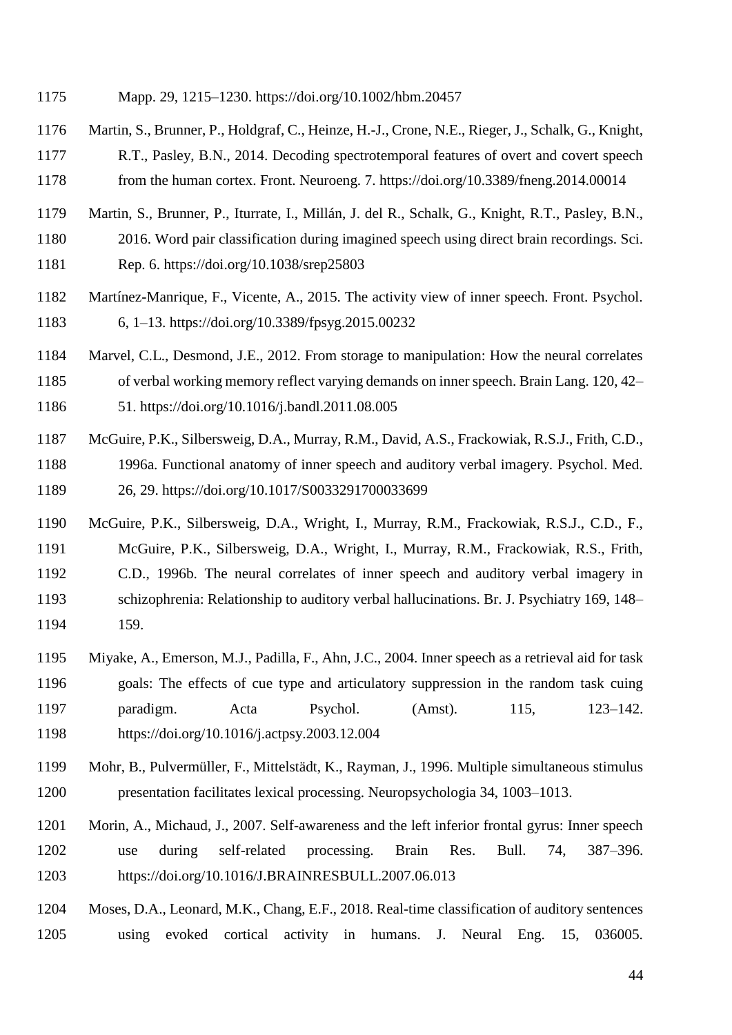Mapp. 29, 1215–1230. https://doi.org/10.1002/hbm.20457

Martin, S., Brunner, P., Holdgraf, C., Heinze, H.-J., Crone, N.E., Rieger, J., Schalk, G., Knight, R.T., Pasley, B.N., 2014. Decoding spectrotemporal features of overt and covert speech from the human cortex. Front. Neuroeng. 7. https://doi.org/10.3389/fneng.2014.00014

Martin, S., Brunner, P., Iturrate, I., Millán, J. del R., Schalk, G., Knight, R.T., Pasley, B.N., 2016. Word pair classification during imagined speech using direct brain recordings. Sci. Rep. 6. https://doi.org/10.1038/srep25803

Martínez-Manrique, F., Vicente, A., 2015. The activity view of inner speech. Front. Psychol. 6, 1–13. https://doi.org/10.3389/fpsyg.2015.00232

Marvel, C.L., Desmond, J.E., 2012. From storage to manipulation: How the neural correlates of verbal working memory reflect varying demands on inner speech. Brain Lang. 120, 42–51. https://doi.org/10.1016/j.bandl.2011.08.005

McGuire, P.K., Silbersweig, D.A., Murray, R.M., David, A.S., Frackowiak, R.S.J., Frith, C.D., 1996a. Functional anatomy of inner speech and auditory verbal imagery. Psychol. Med. 26, 29. https://doi.org/10.1017/S0033291700033699

McGuire, P.K., Silbersweig, D.A., Wright, I., Murray, R.M., Frackowiak, R.S.J., C.D., F., McGuire, P.K., Silbersweig, D.A., Wright, I., Murray, R.M., Frackowiak, R.S., Frith, C.D., 1996b. The neural correlates of inner speech and auditory verbal imagery in schizophrenia: Relationship to auditory verbal hallucinations. Br. J. Psychiatry 169, 148–159.

Miyake, A., Emerson, M.J., Padilla, F., Ahn, J.C., 2004. Inner speech as a retrieval aid for task goals: The effects of cue type and articulatory suppression in the random task cuing paradigm. Acta Psychol. (Amst). 115, 123–142. https://doi.org/10.1016/j.actpsy.2003.12.004

Mohr, B., Pulvermüller, F., Mittelstädt, K., Rayman, J., 1996. Multiple simultaneous stimulus presentation facilitates lexical processing. Neuropsychologia 34, 1003–1013.

Morin, A., Michaud, J., 2007. Self-awareness and the left inferior frontal gyrus: Inner speech use during self-related processing. Brain Res. Bull. 74, 387–396. https://doi.org/10.1016/J.BRAINRESBULL.2007.06.013

Moses, D.A., Leonard, M.K., Chang, E.F., 2018. Real-time classification of auditory sentences using evoked cortical activity in humans. J. Neural Eng. 15, 036005.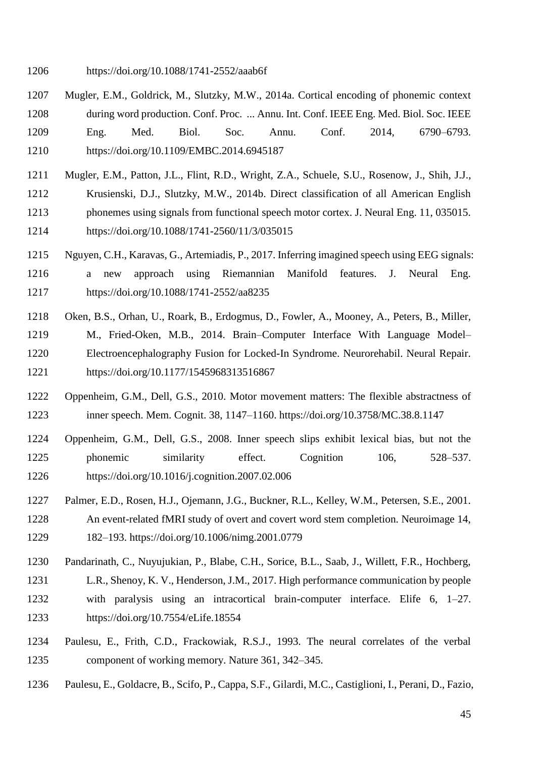https://doi.org/10.1088/1741-2552/aaab6f

Mugler, E.M., Goldrick, M., Slutzky, M.W., 2014a. Cortical encoding of phonemic context during word production. Conf. Proc. ... Annu. Int. Conf. IEEE Eng. Med. Biol. Soc. IEEE Eng. Med. Biol. Soc. Annu. Conf. 2014, 6790–6793. https://doi.org/10.1109/EMBC.2014.6945187

Mugler, E.M., Patton, J.L., Flint, R.D., Wright, Z.A., Schuele, S.U., Rosenow, J., Shih, J.J., Krusienski, D.J., Slutzky, M.W., 2014b. Direct classification of all American English phonemes using signals from functional speech motor cortex. J. Neural Eng. 11, 035015. https://doi.org/10.1088/1741-2560/11/3/035015

Nguyen, C.H., Karavas, G., Artemiadis, P., 2017. Inferring imagined speech using EEG signals: a new approach using Riemannian Manifold features. J. Neural Eng. https://doi.org/10.1088/1741-2552/aa8235

Oken, B.S., Orhan, U., Roark, B., Erdogmus, D., Fowler, A., Mooney, A., Peters, B., Miller, M., Fried-Oken, M.B., 2014. Brain–Computer Interface With Language Model–Electroencephalography Fusion for Locked-In Syndrome. Neurorehabil. Neural Repair. https://doi.org/10.1177/1545968313516867

Oppenheim, G.M., Dell, G.S., 2010. Motor movement matters: The flexible abstractness of inner speech. Mem. Cognit. 38, 1147–1160. https://doi.org/10.3758/MC.38.8.1147

Oppenheim, G.M., Dell, G.S., 2008. Inner speech slips exhibit lexical bias, but not the phonemic similarity effect. Cognition 106, 528–537. https://doi.org/10.1016/j.cognition.2007.02.006

Palmer, E.D., Rosen, H.J., Ojemann, J.G., Buckner, R.L., Kelley, W.M., Petersen, S.E., 2001. An event-related fMRI study of overt and covert word stem completion. Neuroimage 14, 182–193. https://doi.org/10.1006/nimg.2001.0779

Pandarinath, C., Nuyujukian, P., Blabe, C.H., Sorice, B.L., Saab, J., Willett, F.R., Hochberg, L.R., Shenoy, K. V., Henderson, J.M., 2017. High performance communication by people with paralysis using an intracortical brain-computer interface. Elife 6, 1–27. https://doi.org/10.7554/eLife.18554

Paulesu, E., Frith, C.D., Frackowiak, R.S.J., 1993. The neural correlates of the verbal component of working memory. Nature 361, 342–345.

Paulesu, E., Goldacre, B., Scifo, P., Cappa, S.F., Gilardi, M.C., Castiglioni, I., Perani, D., Fazio,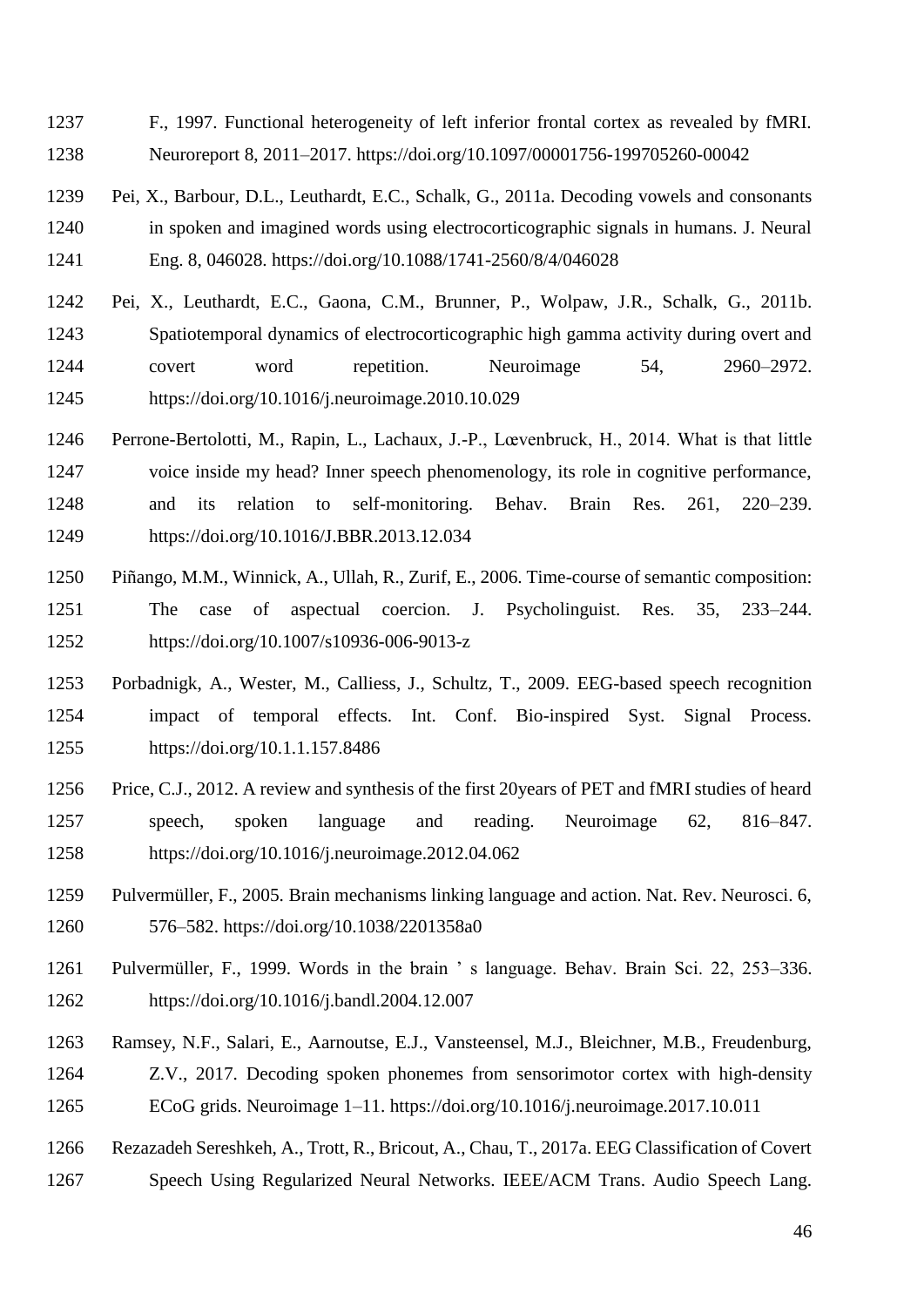F., 1997. Functional heterogeneity of left inferior frontal cortex as revealed by fMRI. Neuroreport 8, 2011–2017. https://doi.org/10.1097/00001756-199705260-00042

Pei, X., Barbour, D.L., Leuthardt, E.C., Schalk, G., 2011a. Decoding vowels and consonants in spoken and imagined words using electrocorticographic signals in humans. J. Neural Eng. 8, 046028. https://doi.org/10.1088/1741-2560/8/4/046028

Pei, X., Leuthardt, E.C., Gaona, C.M., Brunner, P., Wolpaw, J.R., Schalk, G., 2011b. Spatiotemporal dynamics of electrocorticographic high gamma activity during overt and covert word repetition. Neuroimage 54, 2960–2972. https://doi.org/10.1016/j.neuroimage.2010.10.029

Perrone-Bertolotti, M., Rapin, L., Lachaux, J.-P., Lœvenbruck, H., 2014. What is that little voice inside my head? Inner speech phenomenology, its role in cognitive performance, and its relation to self-monitoring. Behav. Brain Res. 261, 220–239. https://doi.org/10.1016/J.BBR.2013.12.034

Piñango, M.M., Winnick, A., Ullah, R., Zurif, E., 2006. Time-course of semantic composition: The case of aspectual coercion. J. Psycholinguist. Res. 35, 233–244. https://doi.org/10.1007/s10936-006-9013-z

Porbadnigk, A., Wester, M., Calliess, J., Schultz, T., 2009. EEG-based speech recognition impact of temporal effects. Int. Conf. Bio-inspired Syst. Signal Process. https://doi.org/10.1.1.157.8486

Price, C.J., 2012. A review and synthesis of the first 20years of PET and fMRI studies of heard speech, spoken language and reading. Neuroimage 62, 816–847. https://doi.org/10.1016/j.neuroimage.2012.04.062

Pulvermüller, F., 2005. Brain mechanisms linking language and action. Nat. Rev. Neurosci. 6, 576–582. https://doi.org/10.1038/2201358a0

Pulvermüller, F., 1999. Words in the brain ' s language. Behav. Brain Sci. 22, 253–336. https://doi.org/10.1016/j.bandl.2004.12.007

Ramsey, N.F., Salari, E., Aarnoutse, E.J., Vansteensel, M.J., Bleichner, M.B., Freudenburg, Z.V., 2017. Decoding spoken phonemes from sensorimotor cortex with high-density ECoG grids. Neuroimage 1–11. https://doi.org/10.1016/j.neuroimage.2017.10.011

Rezazadeh Sereshkeh, A., Trott, R., Bricout, A., Chau, T., 2017a. EEG Classification of Covert Speech Using Regularized Neural Networks. IEEE/ACM Trans. Audio Speech Lang.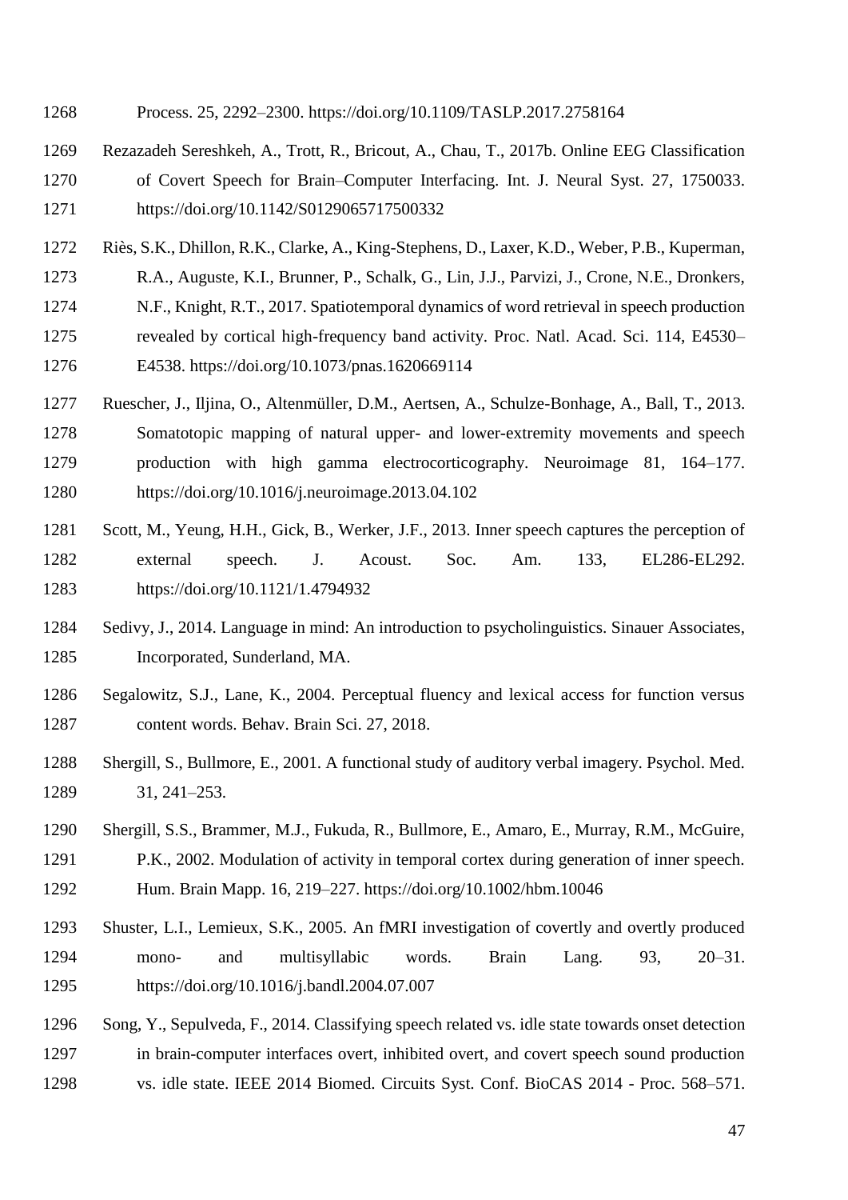Process. 25, 2292–2300. https://doi.org/10.1109/TASLP.2017.2758164

Rezazadeh Sereshkeh, A., Trott, R., Bricout, A., Chau, T., 2017b. Online EEG Classification of Covert Speech for Brain–Computer Interfacing. Int. J. Neural Syst. 27, 1750033. https://doi.org/10.1142/S0129065717500332

Riès, S.K., Dhillon, R.K., Clarke, A., King-Stephens, D., Laxer, K.D., Weber, P.B., Kuperman, R.A., Auguste, K.I., Brunner, P., Schalk, G., Lin, J.J., Parvizi, J., Crone, N.E., Dronkers, N.F., Knight, R.T., 2017. Spatiotemporal dynamics of word retrieval in speech production revealed by cortical high-frequency band activity. Proc. Natl. Acad. Sci. 114, E4530–E4538. https://doi.org/10.1073/pnas.1620669114

Ruescher, J., Iljina, O., Altenmüller, D.M., Aertsen, A., Schulze-Bonhage, A., Ball, T., 2013. Somatotopic mapping of natural upper- and lower-extremity movements and speech production with high gamma electrocorticography. Neuroimage 81, 164–177. https://doi.org/10.1016/j.neuroimage.2013.04.102

Scott, M., Yeung, H.H., Gick, B., Werker, J.F., 2013. Inner speech captures the perception of external speech. J. Acoust. Soc. Am. 133, EL286-EL292. https://doi.org/10.1121/1.4794932

Sedivy, J., 2014. Language in mind: An introduction to psycholinguistics. Sinauer Associates, Incorporated, Sunderland, MA.

Segalowitz, S.J., Lane, K., 2004. Perceptual fluency and lexical access for function versus content words. Behav. Brain Sci. 27, 2018.

Shergill, S., Bullmore, E., 2001. A functional study of auditory verbal imagery. Psychol. Med. 31, 241–253.

Shergill, S.S., Brammer, M.J., Fukuda, R., Bullmore, E., Amaro, E., Murray, R.M., McGuire, P.K., 2002. Modulation of activity in temporal cortex during generation of inner speech. Hum. Brain Mapp. 16, 219–227. https://doi.org/10.1002/hbm.10046

Shuster, L.I., Lemieux, S.K., 2005. An fMRI investigation of covertly and overtly produced mono- and multisyllabic words. Brain Lang. 93, 20–31. https://doi.org/10.1016/j.bandl.2004.07.007

Song, Y., Sepulveda, F., 2014. Classifying speech related vs. idle state towards onset detection in brain-computer interfaces overt, inhibited overt, and covert speech sound production vs. idle state. IEEE 2014 Biomed. Circuits Syst. Conf. BioCAS 2014 - Proc. 568–571.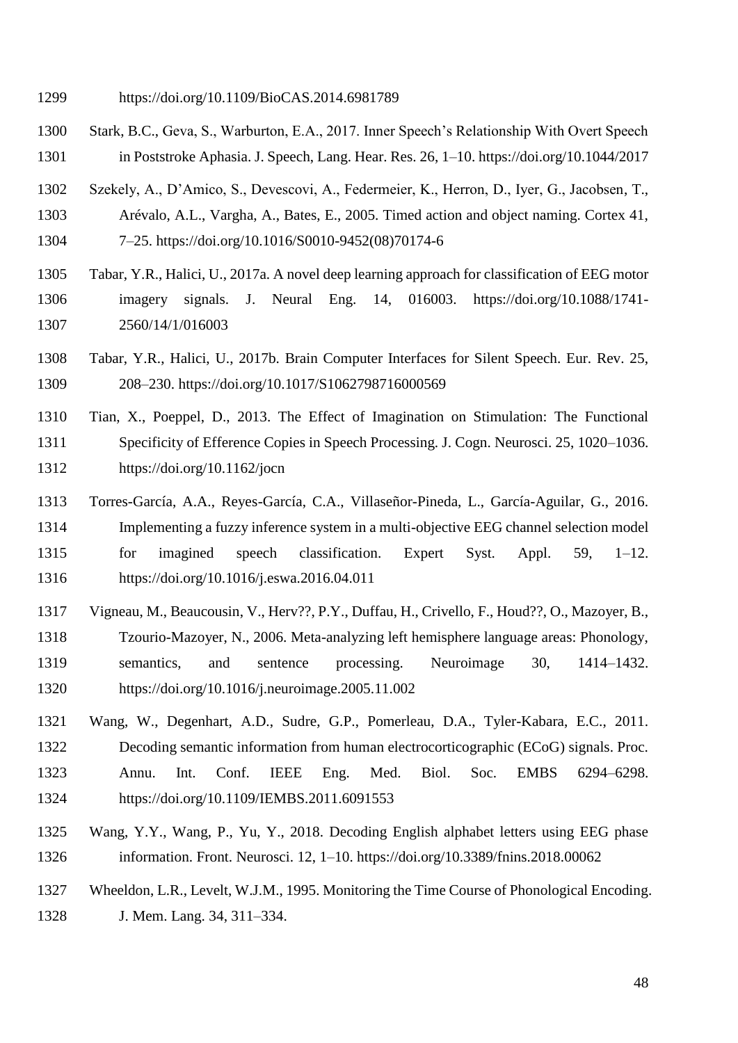https://doi.org/10.1109/BioCAS.2014.6981789

Stark, B.C., Geva, S., Warburton, E.A., 2017. Inner Speech's Relationship With Overt Speech in Poststroke Aphasia. J. Speech, Lang. Hear. Res. 26, 1–10. https://doi.org/10.1044/2017

Szekely, A., D'Amico, S., Devescovi, A., Federmeier, K., Herron, D., Iyer, G., Jacobsen, T., Arévalo, A.L., Vargha, A., Bates, E., 2005. Timed action and object naming. Cortex 41, 7–25. https://doi.org/10.1016/S0010-9452(08)70174-6

Tabar, Y.R., Halici, U., 2017a. A novel deep learning approach for classification of EEG motor imagery signals. J. Neural Eng. 14, 016003. https://doi.org/10.1088/1741-2560/14/1/016003

Tabar, Y.R., Halici, U., 2017b. Brain Computer Interfaces for Silent Speech. Eur. Rev. 25, 208–230. https://doi.org/10.1017/S1062798716000569

Tian, X., Poeppel, D., 2013. The Effect of Imagination on Stimulation: The Functional Specificity of Efference Copies in Speech Processing. J. Cogn. Neurosci. 25, 1020–1036. https://doi.org/10.1162/jocn

Torres-García, A.A., Reyes-García, C.A., Villaseñor-Pineda, L., García-Aguilar, G., 2016. Implementing a fuzzy inference system in a multi-objective EEG channel selection model for imagined speech classification. Expert Syst. Appl. 59, 1–12. https://doi.org/10.1016/j.eswa.2016.04.011

Vigneau, M., Beaucousin, V., Herv??, P.Y., Duffau, H., Crivello, F., Houd??, O., Mazoyer, B., Tzourio-Mazoyer, N., 2006. Meta-analyzing left hemisphere language areas: Phonology, semantics, and sentence processing. Neuroimage 30, 1414–1432. https://doi.org/10.1016/j.neuroimage.2005.11.002

Wang, W., Degenhart, A.D., Sudre, G.P., Pomerleau, D.A., Tyler-Kabara, E.C., 2011. Decoding semantic information from human electrocorticographic (ECoG) signals. Proc. Annu. Int. Conf. IEEE Eng. Med. Biol. Soc. EMBS 6294–6298. https://doi.org/10.1109/IEMBS.2011.6091553

Wang, Y.Y., Wang, P., Yu, Y., 2018. Decoding English alphabet letters using EEG phase information. Front. Neurosci. 12, 1–10. https://doi.org/10.3389/fnins.2018.00062

Wheeldon, L.R., Levelt, W.J.M., 1995. Monitoring the Time Course of Phonological Encoding. J. Mem. Lang. 34, 311–334.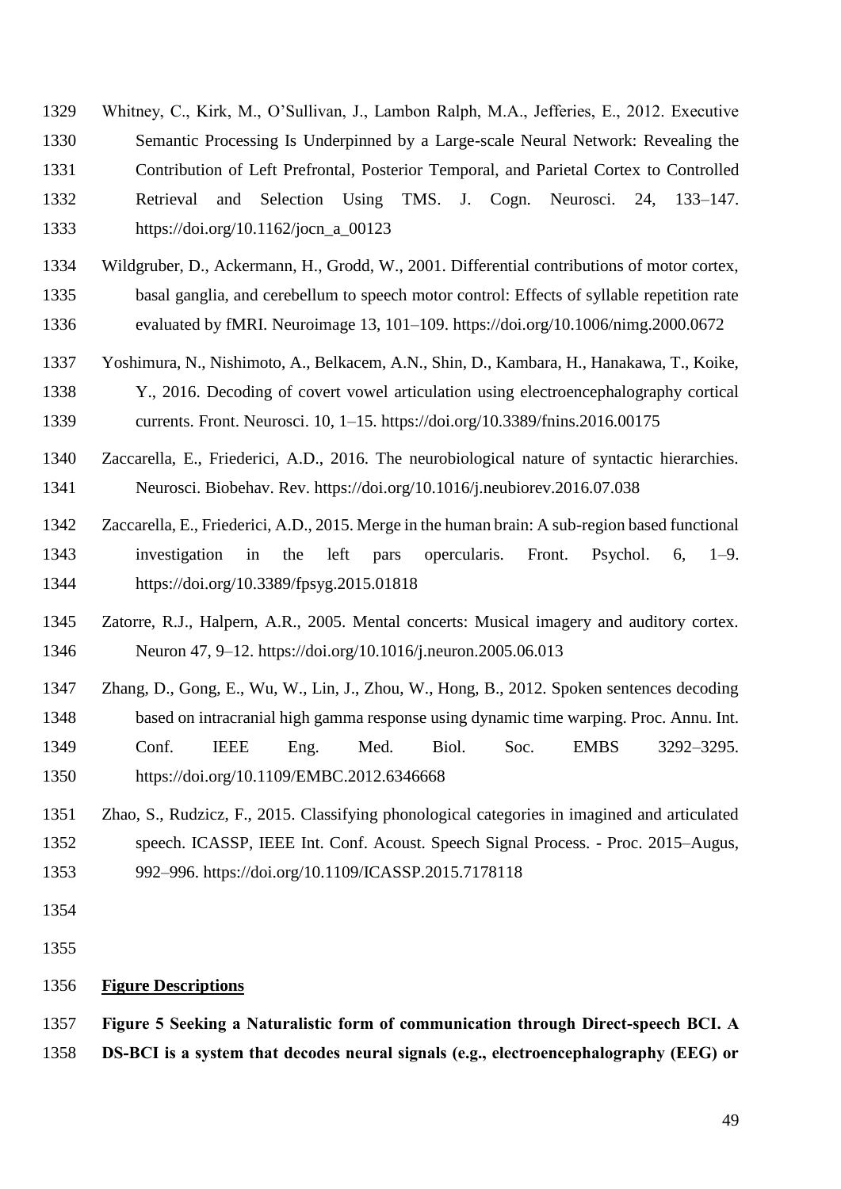Whitney, C., Kirk, M., O'Sullivan, J., Lambon Ralph, M.A., Jefferies, E., 2012. Executive Semantic Processing Is Underpinned by a Large-scale Neural Network: Revealing the Contribution of Left Prefrontal, Posterior Temporal, and Parietal Cortex to Controlled Retrieval and Selection Using TMS. J. Cogn. Neurosci. 24, 133–147. https://doi.org/10.1162/jocn_a_00123

Wildgruber, D., Ackermann, H., Grodd, W., 2001. Differential contributions of motor cortex, basal ganglia, and cerebellum to speech motor control: Effects of syllable repetition rate evaluated by fMRI. Neuroimage 13, 101–109. https://doi.org/10.1006/nimg.2000.0672

Yoshimura, N., Nishimoto, A., Belkacem, A.N., Shin, D., Kambara, H., Hanakawa, T., Koike, Y., 2016. Decoding of covert vowel articulation using electroencephalography cortical currents. Front. Neurosci. 10, 1–15. https://doi.org/10.3389/fnins.2016.00175

Zaccarella, E., Friederici, A.D., 2016. The neurobiological nature of syntactic hierarchies. Neurosci. Biobehav. Rev. https://doi.org/10.1016/j.neubiorev.2016.07.038

Zaccarella, E., Friederici, A.D., 2015. Merge in the human brain: A sub-region based functional investigation in the left pars opercularis. Front. Psychol. 6, 1–9. https://doi.org/10.3389/fpsyg.2015.01818

Zatorre, R.J., Halpern, A.R., 2005. Mental concerts: Musical imagery and auditory cortex. Neuron 47, 9–12. https://doi.org/10.1016/j.neuron.2005.06.013

Zhang, D., Gong, E., Wu, W., Lin, J., Zhou, W., Hong, B., 2012. Spoken sentences decoding based on intracranial high gamma response using dynamic time warping. Proc. Annu. Int. Conf. IEEE Eng. Med. Biol. Soc. EMBS 3292–3295. https://doi.org/10.1109/EMBC.2012.6346668

Zhao, S., Rudzicz, F., 2015. Classifying phonological categories in imagined and articulated speech. ICASSP, IEEE Int. Conf. Acoust. Speech Signal Process. - Proc. 2015–Augus, 992–996. https://doi.org/10.1109/ICASSP.2015.7178118

## Figure Descriptions

**Figure 5 Seeking a Naturalistic form of communication through Direct-speech BCI. A DS-BCI is a system that decodes neural signals (e.g., electroencephalography (EEG) or**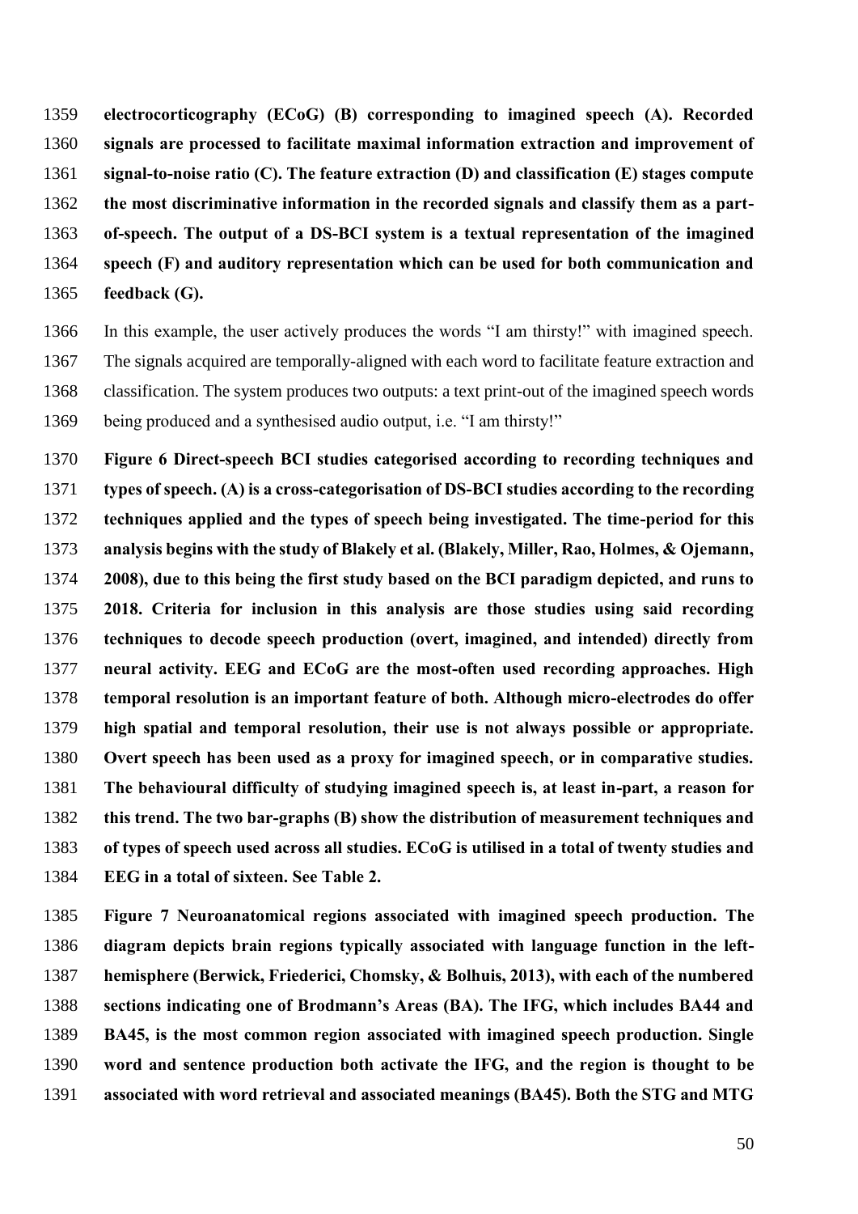**electrocorticography (ECoG) (B) corresponding to imagined speech (A). Recorded signals are processed to facilitate maximal information extraction and improvement of signal-to-noise ratio (C). The feature extraction (D) and classification (E) stages compute the most discriminative information in the recorded signals and classify them as a part-of-speech. The output of a DS-BCI system is a textual representation of the imagined speech (F) and auditory representation which can be used for both communication and feedback (G).**

In this example, the user actively produces the words "I am thirsty!" with imagined speech. The signals acquired are temporally-aligned with each word to facilitate feature extraction and classification. The system produces two outputs: a text print-out of the imagined speech words being produced and a synthesised audio output, i.e. "I am thirsty!"

**Figure 6 Direct-speech BCI studies categorised according to recording techniques and types of speech. (A) is a cross-categorisation of DS-BCI studies according to the recording techniques applied and the types of speech being investigated. The time-period for this analysis begins with the study of Blakely et al. (Blakely, Miller, Rao, Holmes, & Ojemann, 2008), due to this being the first study based on the BCI paradigm depicted, and runs to 2018. Criteria for inclusion in this analysis are those studies using said recording techniques to decode speech production (overt, imagined, and intended) directly from neural activity. EEG and ECoG are the most-often used recording approaches. High temporal resolution is an important feature of both. Although micro-electrodes do offer high spatial and temporal resolution, their use is not always possible or appropriate. Overt speech has been used as a proxy for imagined speech, or in comparative studies. The behavioural difficulty of studying imagined speech is, at least in-part, a reason for this trend. The two bar-graphs (B) show the distribution of measurement techniques and of types of speech used across all studies. ECoG is utilised in a total of twenty studies and EEG in a total of sixteen. See Table 2.**

**Figure 7 Neuroanatomical regions associated with imagined speech production. The diagram depicts brain regions typically associated with language function in the left-hemisphere (Berwick, Friederici, Chomsky, & Bolhuis, 2013), with each of the numbered sections indicating one of Brodmann's Areas (BA). The IFG, which includes BA44 and BA45, is the most common region associated with imagined speech production. Single word and sentence production both activate the IFG, and the region is thought to be associated with word retrieval and associated meanings (BA45). Both the STG and MTG**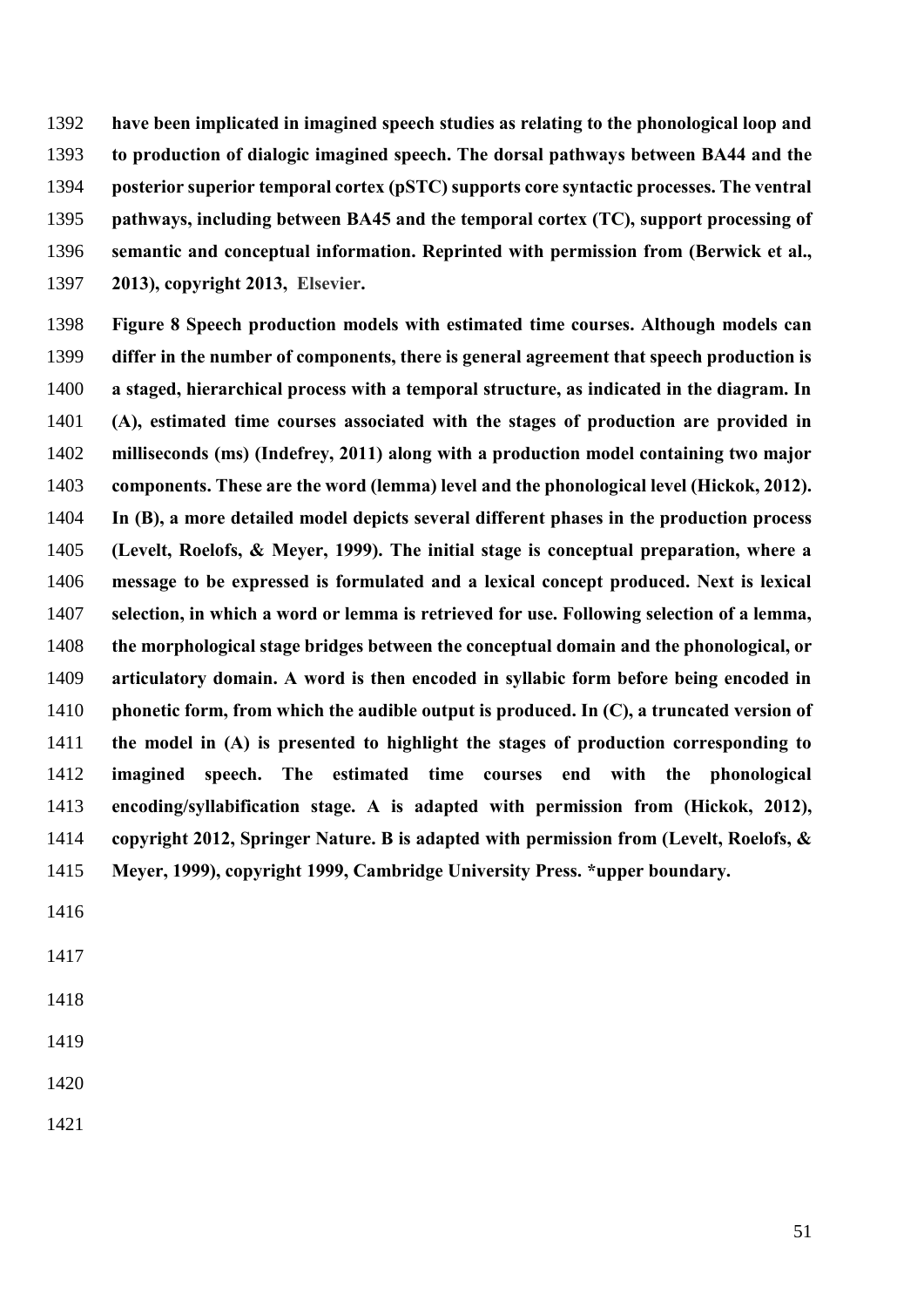**have been implicated in imagined speech studies as relating to the phonological loop and to production of dialogic imagined speech. The dorsal pathways between BA44 and the posterior superior temporal cortex (pSTC) supports core syntactic processes. The ventral pathways, including between BA45 and the temporal cortex (TC), support processing of semantic and conceptual information. Reprinted with permission from (Berwick et al., 2013), copyright 2013, Elsevier.**

**Figure 8 Speech production models with estimated time courses. Although models can differ in the number of components, there is general agreement that speech production is a staged, hierarchical process with a temporal structure, as indicated in the diagram. In (A), estimated time courses associated with the stages of production are provided in milliseconds (ms) (Indefrey, 2011) along with a production model containing two major components. These are the word (lemma) level and the phonological level (Hickok, 2012). In (B), a more detailed model depicts several different phases in the production process (Levelt, Roelofs, & Meyer, 1999). The initial stage is conceptual preparation, where a message to be expressed is formulated and a lexical concept produced. Next is lexical selection, in which a word or lemma is retrieved for use. Following selection of a lemma, the morphological stage bridges between the conceptual domain and the phonological, or articulatory domain. A word is then encoded in syllabic form before being encoded in phonetic form, from which the audible output is produced. In (C), a truncated version of the model in (A) is presented to highlight the stages of production corresponding to imagined speech. The estimated time courses end with the phonological encoding/syllabification stage. A is adapted with permission from (Hickok, 2012), copyright 2012, Springer Nature. B is adapted with permission from (Levelt, Roelofs, & Meyer, 1999), copyright 1999, Cambridge University Press. *upper boundary.**